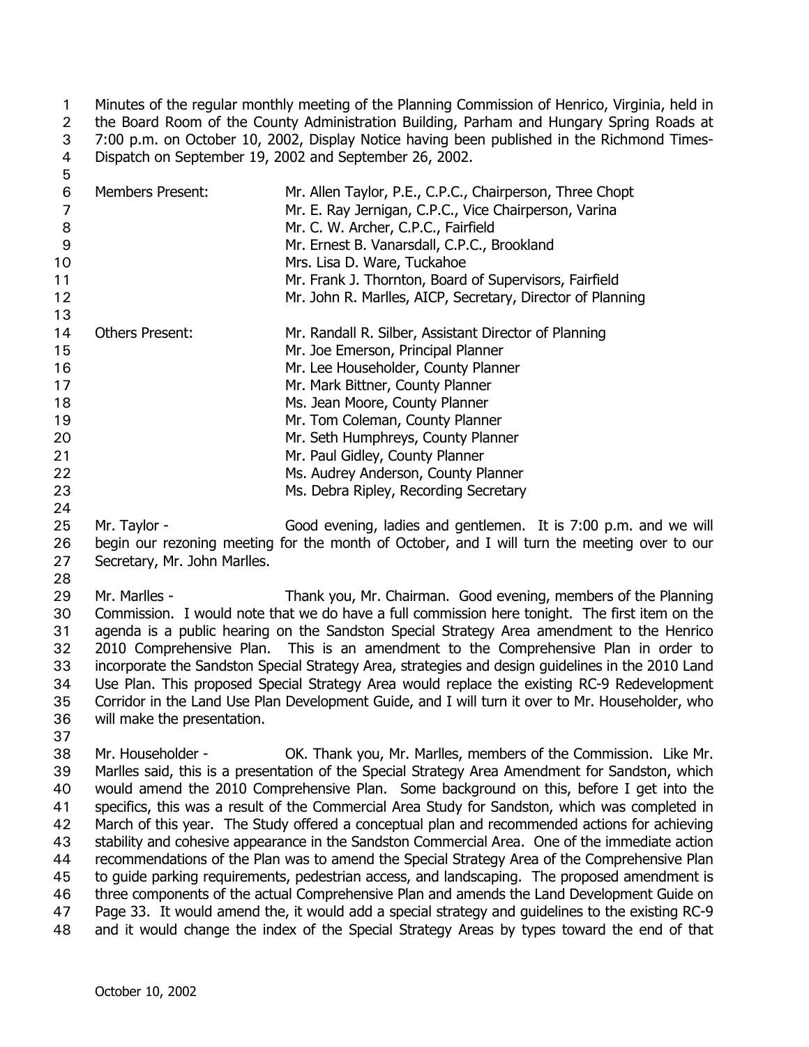Minutes of the regular monthly meeting of the Planning Commission of Henrico, Virginia, held in the Board Room of the County Administration Building, Parham and Hungary Spring Roads at 7:00 p.m. on October 10, 2002, Display Notice having been published in the Richmond Times-Dispatch on September 19, 2002 and September 26, 2002.

| | |
|---|---|
| Members Present: | Mr. Allen Taylor, P.E., C.P.C., Chairperson, Three Chopt |
| | Mr. E. Ray Jernigan, C.P.C., Vice Chairperson, Varina |
| | Mr. C. W. Archer, C.P.C., Fairfield |
| | Mr. Ernest B. Vanarsdall, C.P.C., Brookland |
| | Mrs. Lisa D. Ware, Tuckahoe |
| | Mr. Frank J. Thornton, Board of Supervisors, Fairfield |
| | Mr. John R. Marlles, AICP, Secretary, Director of Planning |

| | |
|---|---|
| Others Present: | Mr. Randall R. Silber, Assistant Director of Planning |
| | Mr. Joe Emerson, Principal Planner |
| | Mr. Lee Householder, County Planner |
| | Mr. Mark Bittner, County Planner |
| | Ms. Jean Moore, County Planner |
| | Mr. Tom Coleman, County Planner |
| | Mr. Seth Humphreys, County Planner |
| | Mr. Paul Gidley, County Planner |
| | Ms. Audrey Anderson, County Planner |
| | Ms. Debra Ripley, Recording Secretary |

Mr. Taylor - Good evening, ladies and gentlemen. It is 7:00 p.m. and we will begin our rezoning meeting for the month of October, and I will turn the meeting over to our Secretary, Mr. John Marlles.

Mr. Marlles - Thank you, Mr. Chairman. Good evening, members of the Planning Commission. I would note that we do have a full commission here tonight. The first item on the agenda is a public hearing on the Sandston Special Strategy Area amendment to the Henrico 2010 Comprehensive Plan. This is an amendment to the Comprehensive Plan in order to incorporate the Sandston Special Strategy Area, strategies and design guidelines in the 2010 Land Use Plan. This proposed Special Strategy Area would replace the existing RC-9 Redevelopment Corridor in the Land Use Plan Development Guide, and I will turn it over to Mr. Householder, who will make the presentation.

Mr. Householder - OK. Thank you, Mr. Marlles, members of the Commission. Like Mr. Marlles said, this is a presentation of the Special Strategy Area Amendment for Sandston, which would amend the 2010 Comprehensive Plan. Some background on this, before I get into the specifics, this was a result of the Commercial Area Study for Sandston, which was completed in March of this year. The Study offered a conceptual plan and recommended actions for achieving stability and cohesive appearance in the Sandston Commercial Area. One of the immediate action recommendations of the Plan was to amend the Special Strategy Area of the Comprehensive Plan to guide parking requirements, pedestrian access, and landscaping. The proposed amendment is three components of the actual Comprehensive Plan and amends the Land Development Guide on Page 33. It would amend the, it would add a special strategy and guidelines to the existing RC-9 and it would change the index of the Special Strategy Areas by types toward the end of that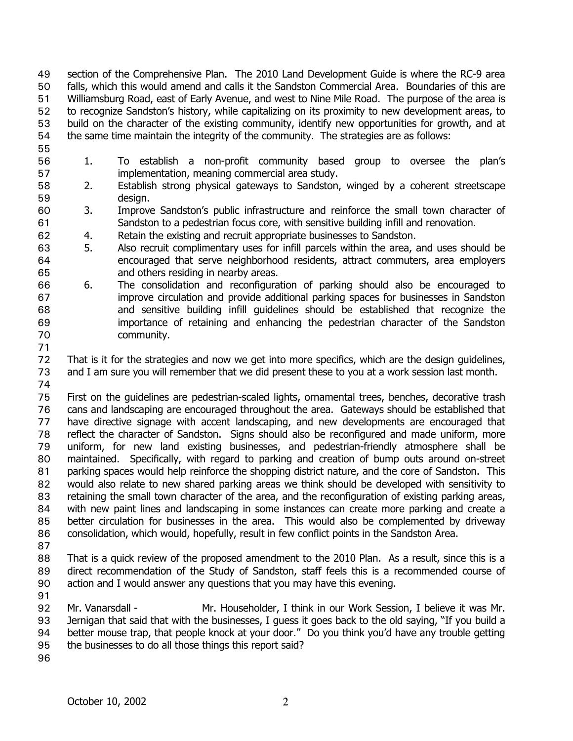section of the Comprehensive Plan. The 2010 Land Development Guide is where the RC-9 area falls, which this would amend and calls it the Sandston Commercial Area. Boundaries of this are Williamsburg Road, east of Early Avenue, and west to Nine Mile Road. The purpose of the area is to recognize Sandston's history, while capitalizing on its proximity to new development areas, to build on the character of the existing community, identify new opportunities for growth, and at the same time maintain the integrity of the community. The strategies are as follows:

1. To establish a non-profit community based group to oversee the plan's implementation, meaning commercial area study.
2. Establish strong physical gateways to Sandston, winged by a coherent streetscape design.
3. Improve Sandston's public infrastructure and reinforce the small town character of Sandston to a pedestrian focus core, with sensitive building infill and renovation.
4. Retain the existing and recruit appropriate businesses to Sandston.
5. Also recruit complimentary uses for infill parcels within the area, and uses should be encouraged that serve neighborhood residents, attract commuters, area employers and others residing in nearby areas.
6. The consolidation and reconfiguration of parking should also be encouraged to improve circulation and provide additional parking spaces for businesses in Sandston and sensitive building infill guidelines should be established that recognize the importance of retaining and enhancing the pedestrian character of the Sandston community.

That is it for the strategies and now we get into more specifics, which are the design guidelines, and I am sure you will remember that we did present these to you at a work session last month.

First on the guidelines are pedestrian-scaled lights, ornamental trees, benches, decorative trash cans and landscaping are encouraged throughout the area. Gateways should be established that have directive signage with accent landscaping, and new developments are encouraged that reflect the character of Sandston. Signs should also be reconfigured and made uniform, more uniform, for new land existing businesses, and pedestrian-friendly atmosphere shall be maintained. Specifically, with regard to parking and creation of bump outs around on-street parking spaces would help reinforce the shopping district nature, and the core of Sandston. This would also relate to new shared parking areas we think should be developed with sensitivity to retaining the small town character of the area, and the reconfiguration of existing parking areas, with new paint lines and landscaping in some instances can create more parking and create a better circulation for businesses in the area. This would also be complemented by driveway consolidation, which would, hopefully, result in few conflict points in the Sandston Area.

That is a quick review of the proposed amendment to the 2010 Plan. As a result, since this is a direct recommendation of the Study of Sandston, staff feels this is a recommended course of action and I would answer any questions that you may have this evening.

Mr. Vanarsdall - Mr. Householder, I think in our Work Session, I believe it was Mr. Jernigan that said that with the businesses, I guess it goes back to the old saying, "If you build a better mouse trap, that people knock at your door." Do you think you'd have any trouble getting the businesses to do all those things this report said?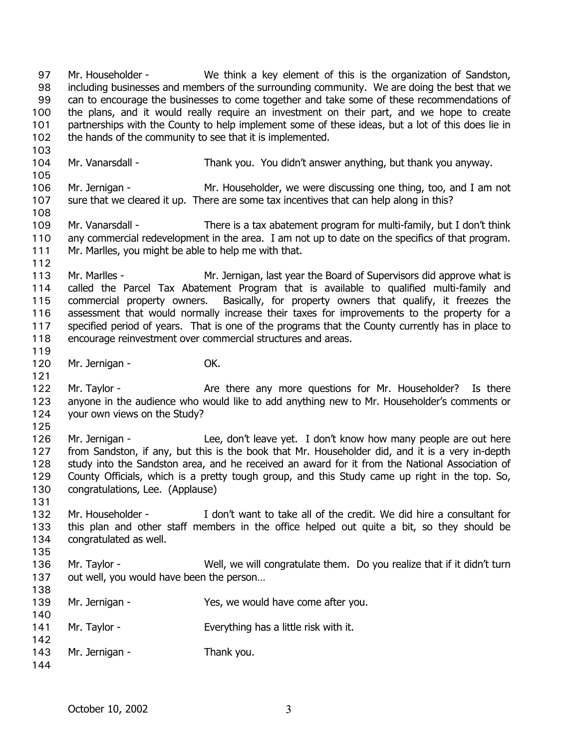Mr. Householder - We think a key element of this is the organization of Sandston, including businesses and members of the surrounding community. We are doing the best that we can to encourage the businesses to come together and take some of these recommendations of the plans, and it would really require an investment on their part, and we hope to create partnerships with the County to help implement some of these ideas, but a lot of this does lie in the hands of the community to see that it is implemented.

Mr. Vanarsdall - Thank you. You didn't answer anything, but thank you anyway.

Mr. Jernigan - Mr. Householder, we were discussing one thing, too, and I am not sure that we cleared it up. There are some tax incentives that can help along in this?

Mr. Vanarsdall - There is a tax abatement program for multi-family, but I don't think any commercial redevelopment in the area. I am not up to date on the specifics of that program. Mr. Marlles, you might be able to help me with that.

Mr. Marlles - Mr. Jernigan, last year the Board of Supervisors did approve what is called the Parcel Tax Abatement Program that is available to qualified multi-family and commercial property owners. Basically, for property owners that qualify, it freezes the assessment that would normally increase their taxes for improvements to the property for a specified period of years. That is one of the programs that the County currently has in place to encourage reinvestment over commercial structures and areas.

Mr. Jernigan - OK.

Mr. Taylor - Are there any more questions for Mr. Householder? Is there anyone in the audience who would like to add anything new to Mr. Householder's comments or your own views on the Study?

Mr. Jernigan - Lee, don't leave yet. I don't know how many people are out here from Sandston, if any, but this is the book that Mr. Householder did, and it is a very in-depth study into the Sandston area, and he received an award for it from the National Association of County Officials, which is a pretty tough group, and this Study came up right in the top. So, congratulations, Lee. (Applause)

Mr. Householder - I don't want to take all of the credit. We did hire a consultant for this plan and other staff members in the office helped out quite a bit, so they should be congratulated as well.

Mr. Taylor - Well, we will congratulate them. Do you realize that if it didn't turn out well, you would have been the person…

Mr. Jernigan - Yes, we would have come after you.

Mr. Taylor - Everything has a little risk with it.

Mr. Jernigan - Thank you.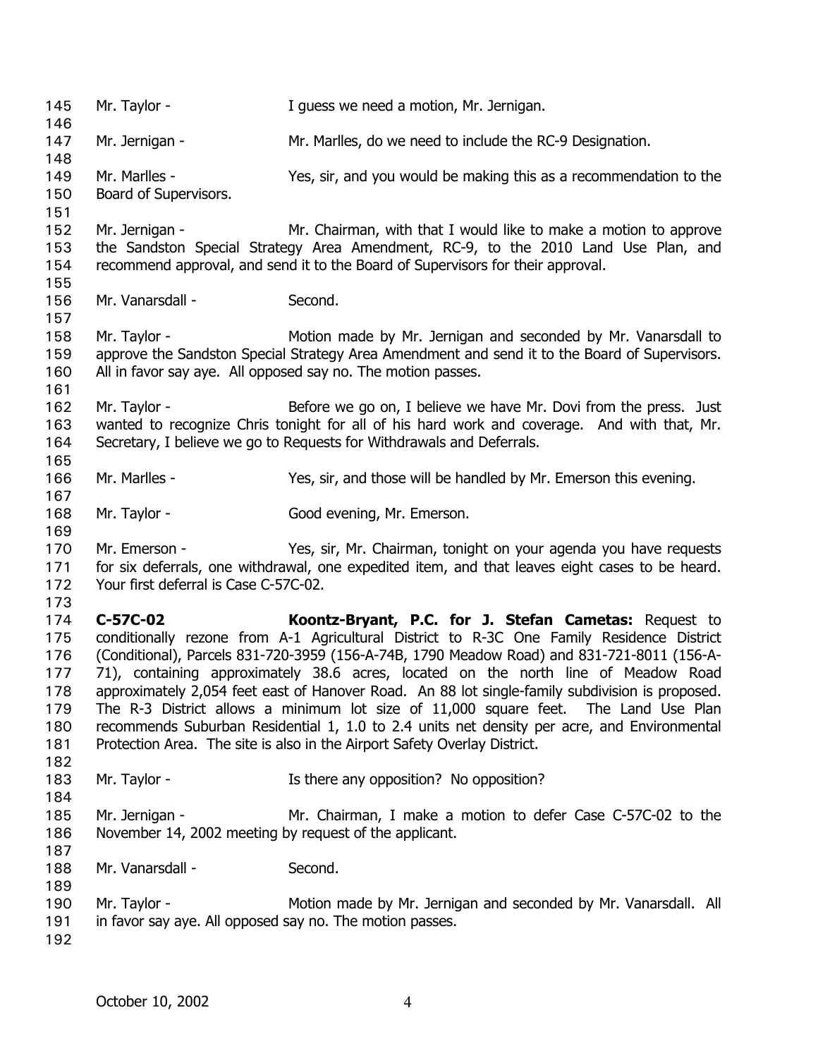Mr. Taylor - I guess we need a motion, Mr. Jernigan.

Mr. Jernigan - Mr. Marlles, do we need to include the RC-9 Designation.

Mr. Marlles - Yes, sir, and you would be making this as a recommendation to the Board of Supervisors.

Mr. Jernigan - Mr. Chairman, with that I would like to make a motion to approve the Sandston Special Strategy Area Amendment, RC-9, to the 2010 Land Use Plan, and recommend approval, and send it to the Board of Supervisors for their approval.

Mr. Vanarsdall - Second.

Mr. Taylor - Motion made by Mr. Jernigan and seconded by Mr. Vanarsdall to approve the Sandston Special Strategy Area Amendment and send it to the Board of Supervisors. All in favor say aye. All opposed say no. The motion passes.

Mr. Taylor - Before we go on, I believe we have Mr. Dovi from the press. Just wanted to recognize Chris tonight for all of his hard work and coverage. And with that, Mr. Secretary, I believe we go to Requests for Withdrawals and Deferrals.

Mr. Marlles - Yes, sir, and those will be handled by Mr. Emerson this evening.

Mr. Taylor - Good evening, Mr. Emerson.

Mr. Emerson - Yes, sir, Mr. Chairman, tonight on your agenda you have requests for six deferrals, one withdrawal, one expedited item, and that leaves eight cases to be heard. Your first deferral is Case C-57C-02.

**C-57C-02** **Koontz-Bryant, P.C. for J. Stefan Cametas:** Request to conditionally rezone from A-1 Agricultural District to R-3C One Family Residence District (Conditional), Parcels 831-720-3959 (156-A-74B, 1790 Meadow Road) and 831-721-8011 (156-A-71), containing approximately 38.6 acres, located on the north line of Meadow Road approximately 2,054 feet east of Hanover Road. An 88 lot single-family subdivision is proposed. The R-3 District allows a minimum lot size of 11,000 square feet. The Land Use Plan recommends Suburban Residential 1, 1.0 to 2.4 units net density per acre, and Environmental Protection Area. The site is also in the Airport Safety Overlay District.

Mr. Taylor - Is there any opposition? No opposition?

Mr. Jernigan - Mr. Chairman, I make a motion to defer Case C-57C-02 to the November 14, 2002 meeting by request of the applicant.

Mr. Vanarsdall - Second.

Mr. Taylor - Motion made by Mr. Jernigan and seconded by Mr. Vanarsdall. All in favor say aye. All opposed say no. The motion passes.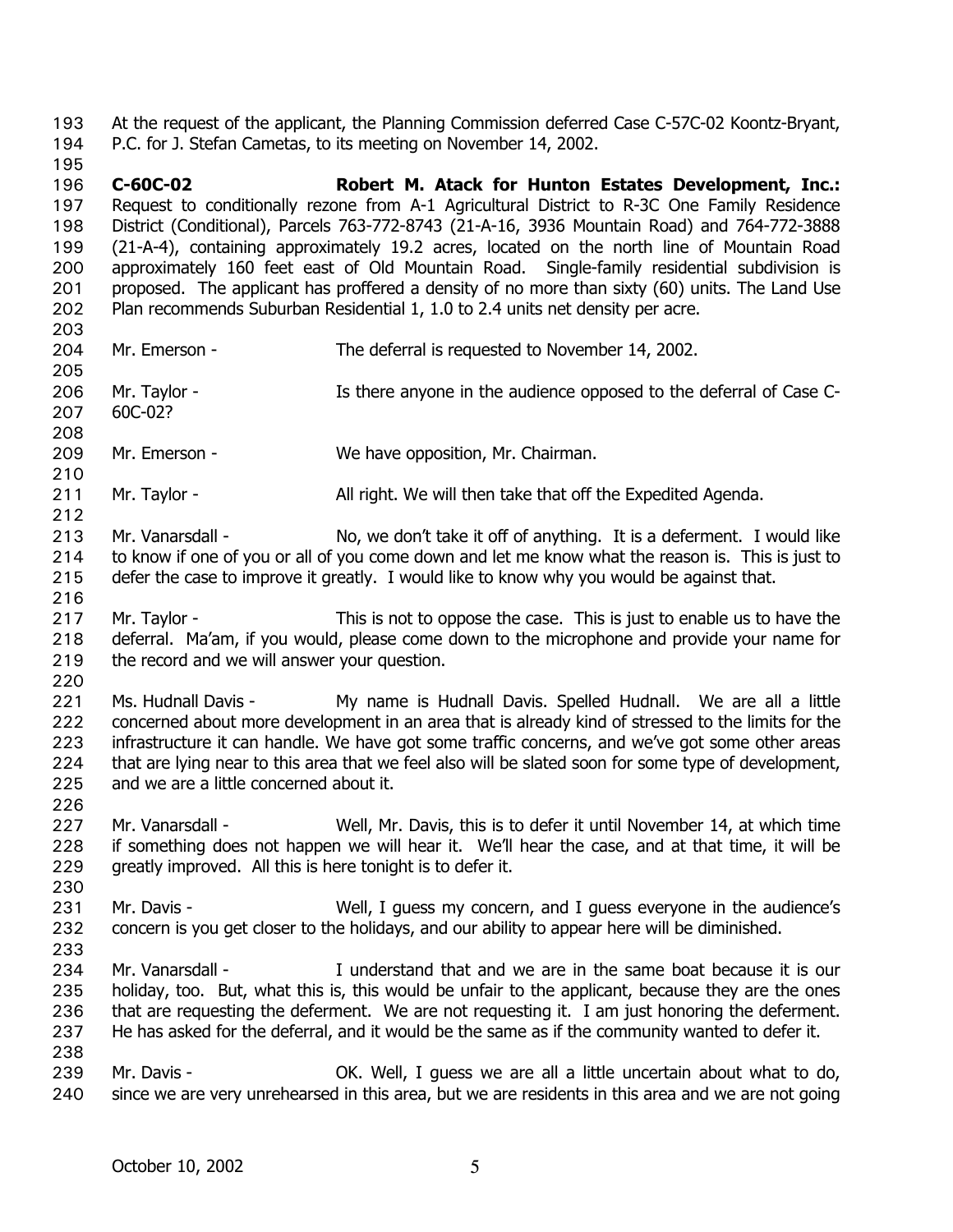At the request of the applicant, the Planning Commission deferred Case C-57C-02 Koontz-Bryant, P.C. for J. Stefan Cametas, to its meeting on November 14, 2002.

**C-60C-02 Robert M. Atack for Hunton Estates Development, Inc.:** Request to conditionally rezone from A-1 Agricultural District to R-3C One Family Residence District (Conditional), Parcels 763-772-8743 (21-A-16, 3936 Mountain Road) and 764-772-3888 (21-A-4), containing approximately 19.2 acres, located on the north line of Mountain Road approximately 160 feet east of Old Mountain Road. Single-family residential subdivision is proposed. The applicant has proffered a density of no more than sixty (60) units. The Land Use Plan recommends Suburban Residential 1, 1.0 to 2.4 units net density per acre.

Mr. Emerson - The deferral is requested to November 14, 2002.

Mr. Taylor - Is there anyone in the audience opposed to the deferral of Case C-60C-02?

Mr. Emerson - We have opposition, Mr. Chairman.

Mr. Taylor - All right. We will then take that off the Expedited Agenda.

Mr. Vanarsdall - No, we don't take it off of anything. It is a deferment. I would like to know if one of you or all of you come down and let me know what the reason is. This is just to defer the case to improve it greatly. I would like to know why you would be against that.

Mr. Taylor - This is not to oppose the case. This is just to enable us to have the deferral. Ma'am, if you would, please come down to the microphone and provide your name for the record and we will answer your question.

Ms. Hudnall Davis - My name is Hudnall Davis. Spelled Hudnall. We are all a little concerned about more development in an area that is already kind of stressed to the limits for the infrastructure it can handle. We have got some traffic concerns, and we've got some other areas that are lying near to this area that we feel also will be slated soon for some type of development, and we are a little concerned about it.

Mr. Vanarsdall - Well, Mr. Davis, this is to defer it until November 14, at which time if something does not happen we will hear it. We'll hear the case, and at that time, it will be greatly improved. All this is here tonight is to defer it.

Mr. Davis - Well, I guess my concern, and I guess everyone in the audience's concern is you get closer to the holidays, and our ability to appear here will be diminished.

Mr. Vanarsdall - I understand that and we are in the same boat because it is our holiday, too. But, what this is, this would be unfair to the applicant, because they are the ones that are requesting the deferment. We are not requesting it. I am just honoring the deferment. He has asked for the deferral, and it would be the same as if the community wanted to defer it.

Mr. Davis - OK. Well, I guess we are all a little uncertain about what to do, since we are very unrehearsed in this area, but we are residents in this area and we are not going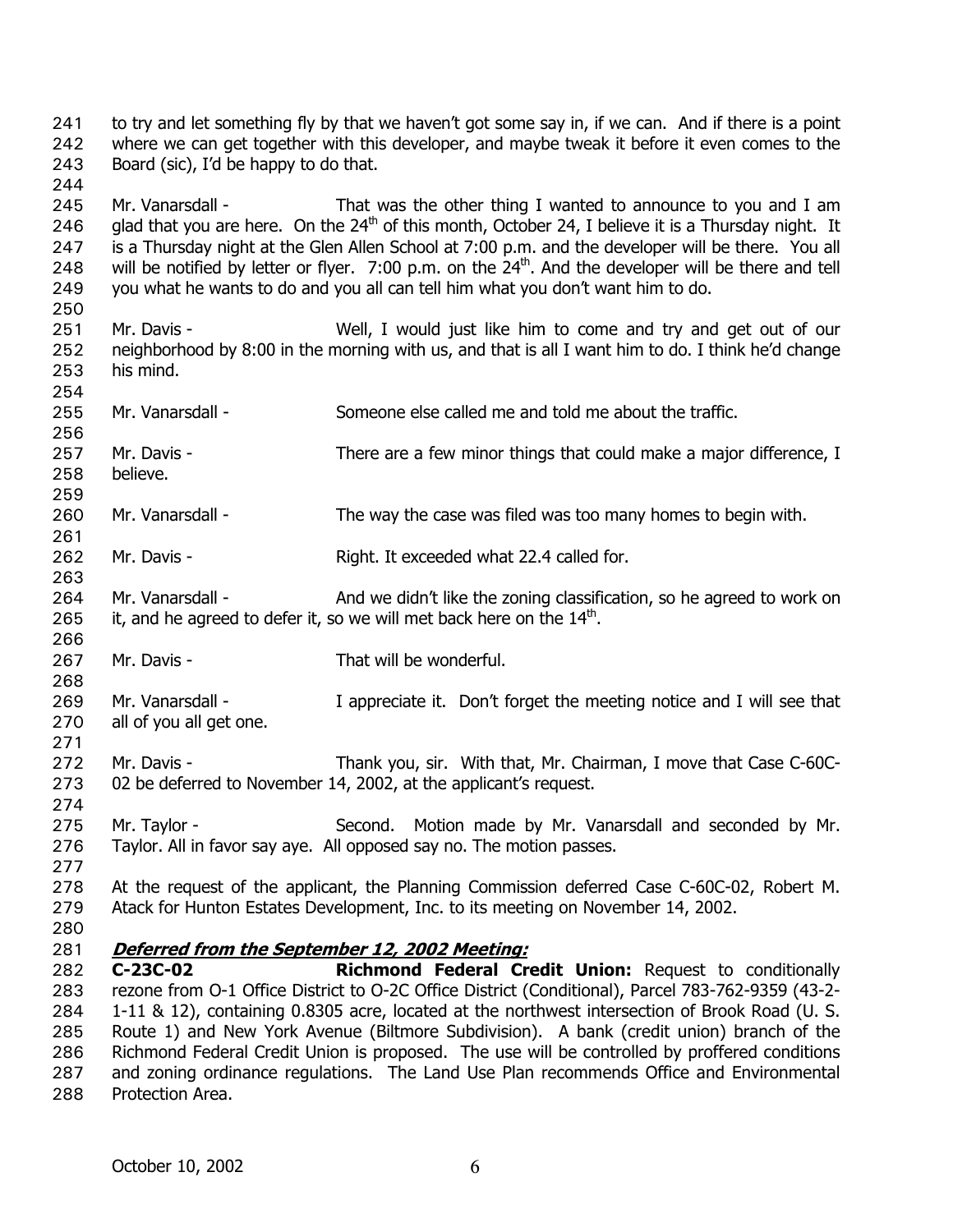to try and let something fly by that we haven't got some say in, if we can. And if there is a point where we can get together with this developer, and maybe tweak it before it even comes to the Board (sic), I'd be happy to do that.

Mr. Vanarsdall - That was the other thing I wanted to announce to you and I am glad that you are here. On the 24th of this month, October 24, I believe it is a Thursday night. It is a Thursday night at the Glen Allen School at 7:00 p.m. and the developer will be there. You all will be notified by letter or flyer. 7:00 p.m. on the 24th. And the developer will be there and tell you what he wants to do and you all can tell him what you don't want him to do.

Mr. Davis - Well, I would just like him to come and try and get out of our neighborhood by 8:00 in the morning with us, and that is all I want him to do. I think he'd change his mind.

Mr. Vanarsdall - Someone else called me and told me about the traffic.

Mr. Davis - There are a few minor things that could make a major difference, I believe.

Mr. Vanarsdall - The way the case was filed was too many homes to begin with.

Mr. Davis - Right. It exceeded what 22.4 called for.

Mr. Vanarsdall - And we didn't like the zoning classification, so he agreed to work on it, and he agreed to defer it, so we will met back here on the 14th.

Mr. Davis - That will be wonderful.

Mr. Vanarsdall - I appreciate it. Don't forget the meeting notice and I will see that all of you all get one.

Mr. Davis - Thank you, sir. With that, Mr. Chairman, I move that Case C-60C-02 be deferred to November 14, 2002, at the applicant's request.

Mr. Taylor - Second. Motion made by Mr. Vanarsdall and seconded by Mr. Taylor. All in favor say aye. All opposed say no. The motion passes.

At the request of the applicant, the Planning Commission deferred Case C-60C-02, Robert M. Atack for Hunton Estates Development, Inc. to its meeting on November 14, 2002.

***Deferred from the September 12, 2002 Meeting:***

**C-23C-02** **Richmond Federal Credit Union:** Request to conditionally rezone from O-1 Office District to O-2C Office District (Conditional), Parcel 783-762-9359 (43-2-1-11 & 12), containing 0.8305 acre, located at the northwest intersection of Brook Road (U. S. Route 1) and New York Avenue (Biltmore Subdivision). A bank (credit union) branch of the Richmond Federal Credit Union is proposed. The use will be controlled by proffered conditions and zoning ordinance regulations. The Land Use Plan recommends Office and Environmental Protection Area.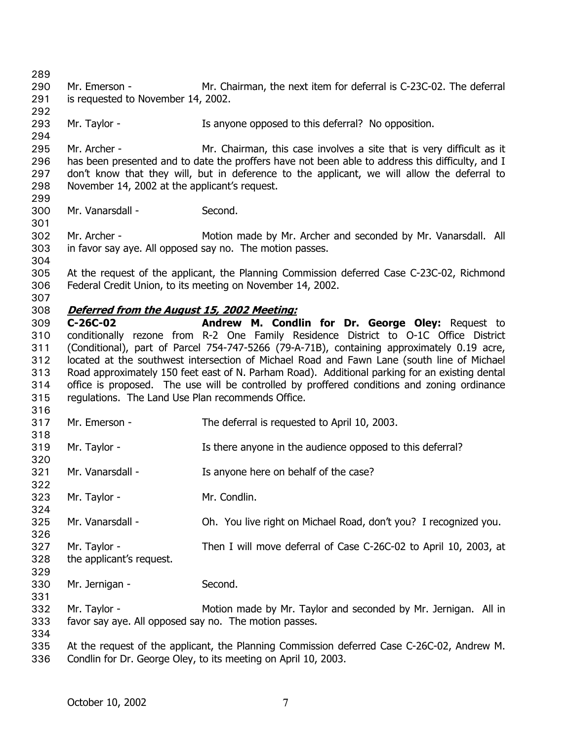Mr. Emerson - Mr. Chairman, the next item for deferral is C-23C-02. The deferral is requested to November 14, 2002.

Mr. Taylor - Is anyone opposed to this deferral? No opposition.

Mr. Archer - Mr. Chairman, this case involves a site that is very difficult as it has been presented and to date the proffers have not been able to address this difficulty, and I don't know that they will, but in deference to the applicant, we will allow the deferral to November 14, 2002 at the applicant's request.

Mr. Vanarsdall - Second.

Mr. Archer - Motion made by Mr. Archer and seconded by Mr. Vanarsdall. All in favor say aye. All opposed say no. The motion passes.

At the request of the applicant, the Planning Commission deferred Case C-23C-02, Richmond Federal Credit Union, to its meeting on November 14, 2002.

***Deferred from the August 15, 2002 Meeting:***

**C-26C-02 Andrew M. Condlin for Dr. George Oley:** Request to conditionally rezone from R-2 One Family Residence District to O-1C Office District (Conditional), part of Parcel 754-747-5266 (79-A-71B), containing approximately 0.19 acre, located at the southwest intersection of Michael Road and Fawn Lane (south line of Michael Road approximately 150 feet east of N. Parham Road). Additional parking for an existing dental office is proposed. The use will be controlled by proffered conditions and zoning ordinance regulations. The Land Use Plan recommends Office.

Mr. Emerson - The deferral is requested to April 10, 2003.

Mr. Taylor - Is there anyone in the audience opposed to this deferral?

Mr. Vanarsdall - Is anyone here on behalf of the case?

Mr. Taylor - Mr. Condlin.

Mr. Vanarsdall - Oh. You live right on Michael Road, don't you? I recognized you.

Mr. Taylor - Then I will move deferral of Case C-26C-02 to April 10, 2003, at the applicant's request.

Mr. Jernigan - Second.

Mr. Taylor - Motion made by Mr. Taylor and seconded by Mr. Jernigan. All in favor say aye. All opposed say no. The motion passes.

At the request of the applicant, the Planning Commission deferred Case C-26C-02, Andrew M. Condlin for Dr. George Oley, to its meeting on April 10, 2003.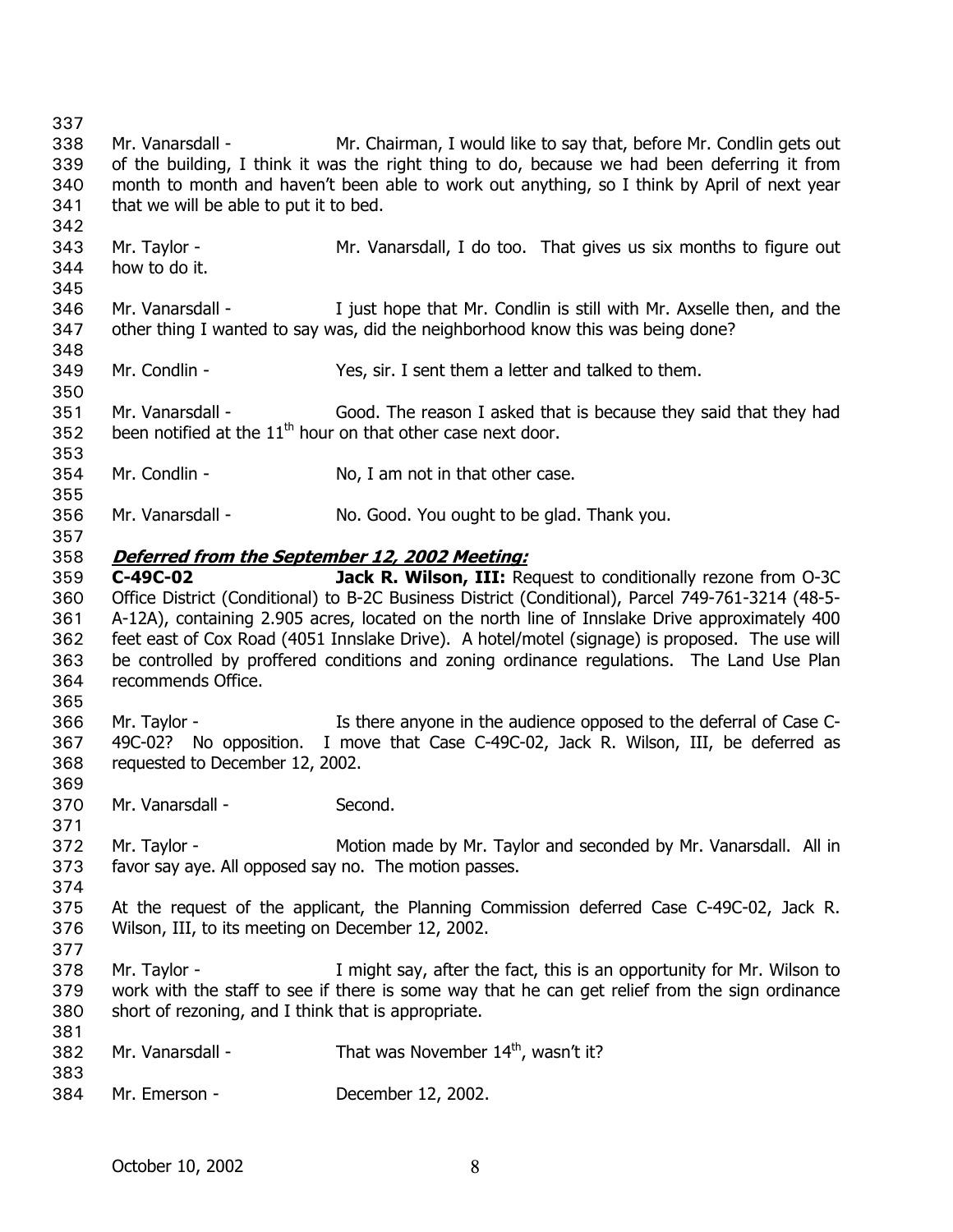Mr. Vanarsdall - Mr. Chairman, I would like to say that, before Mr. Condlin gets out of the building, I think it was the right thing to do, because we had been deferring it from month to month and haven't been able to work out anything, so I think by April of next year that we will be able to put it to bed.

Mr. Taylor - Mr. Vanarsdall, I do too. That gives us six months to figure out how to do it.

Mr. Vanarsdall - I just hope that Mr. Condlin is still with Mr. Axselle then, and the other thing I wanted to say was, did the neighborhood know this was being done?

Mr. Condlin - Yes, sir. I sent them a letter and talked to them.

Mr. Vanarsdall - Good. The reason I asked that is because they said that they had been notified at the 11th hour on that other case next door.

Mr. Condlin - No, I am not in that other case.

Mr. Vanarsdall - No. Good. You ought to be glad. Thank you.

***Deferred from the September 12, 2002 Meeting:***

**C-49C-02** **Jack R. Wilson, III:** Request to conditionally rezone from O-3C Office District (Conditional) to B-2C Business District (Conditional), Parcel 749-761-3214 (48-5-A-12A), containing 2.905 acres, located on the north line of Innslake Drive approximately 400 feet east of Cox Road (4051 Innslake Drive). A hotel/motel (signage) is proposed. The use will be controlled by proffered conditions and zoning ordinance regulations. The Land Use Plan recommends Office.

Mr. Taylor - Is there anyone in the audience opposed to the deferral of Case C-49C-02? No opposition. I move that Case C-49C-02, Jack R. Wilson, III, be deferred as requested to December 12, 2002.

Mr. Vanarsdall - Second.

Mr. Taylor - Motion made by Mr. Taylor and seconded by Mr. Vanarsdall. All in favor say aye. All opposed say no. The motion passes.

At the request of the applicant, the Planning Commission deferred Case C-49C-02, Jack R. Wilson, III, to its meeting on December 12, 2002.

Mr. Taylor - I might say, after the fact, this is an opportunity for Mr. Wilson to work with the staff to see if there is some way that he can get relief from the sign ordinance short of rezoning, and I think that is appropriate.

Mr. Vanarsdall - That was November 14th, wasn't it?

Mr. Emerson - December 12, 2002.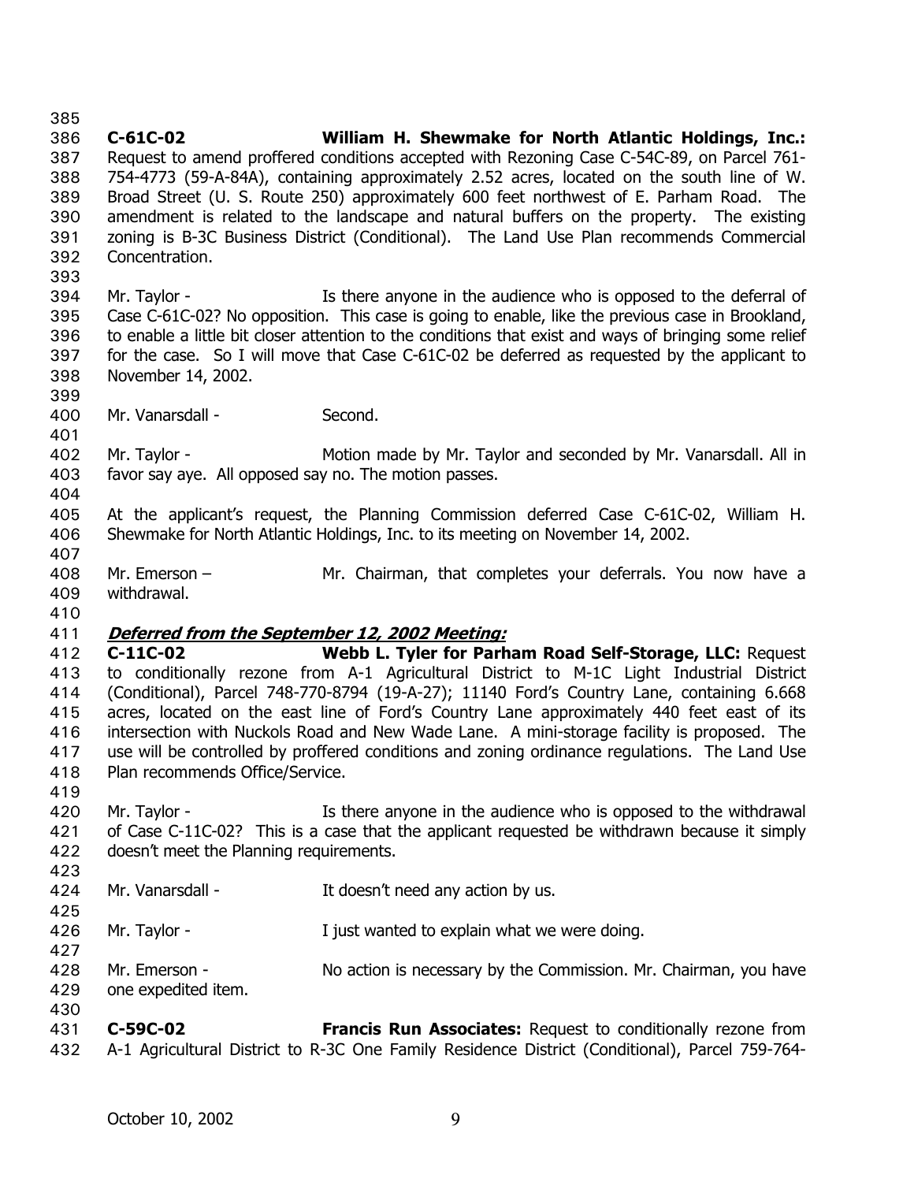**C-61C-02 William H. Shewmake for North Atlantic Holdings, Inc.:** Request to amend proffered conditions accepted with Rezoning Case C-54C-89, on Parcel 761-754-4773 (59-A-84A), containing approximately 2.52 acres, located on the south line of W. Broad Street (U. S. Route 250) approximately 600 feet northwest of E. Parham Road. The amendment is related to the landscape and natural buffers on the property. The existing zoning is B-3C Business District (Conditional). The Land Use Plan recommends Commercial Concentration.

Mr. Taylor - Is there anyone in the audience who is opposed to the deferral of Case C-61C-02? No opposition. This case is going to enable, like the previous case in Brookland, to enable a little bit closer attention to the conditions that exist and ways of bringing some relief for the case. So I will move that Case C-61C-02 be deferred as requested by the applicant to November 14, 2002.

Mr. Vanarsdall - Second.

Mr. Taylor - Motion made by Mr. Taylor and seconded by Mr. Vanarsdall. All in favor say aye. All opposed say no. The motion passes.

At the applicant's request, the Planning Commission deferred Case C-61C-02, William H. Shewmake for North Atlantic Holdings, Inc. to its meeting on November 14, 2002.

Mr. Emerson – Mr. Chairman, that completes your deferrals. You now have a withdrawal.

***Deferred from the September 12, 2002 Meeting:***

**C-11C-02 Webb L. Tyler for Parham Road Self-Storage, LLC:** Request to conditionally rezone from A-1 Agricultural District to M-1C Light Industrial District (Conditional), Parcel 748-770-8794 (19-A-27); 11140 Ford's Country Lane, containing 6.668 acres, located on the east line of Ford's Country Lane approximately 440 feet east of its intersection with Nuckols Road and New Wade Lane. A mini-storage facility is proposed. The use will be controlled by proffered conditions and zoning ordinance regulations. The Land Use Plan recommends Office/Service.

Mr. Taylor - Is there anyone in the audience who is opposed to the withdrawal of Case C-11C-02? This is a case that the applicant requested be withdrawn because it simply doesn't meet the Planning requirements.

Mr. Vanarsdall - It doesn't need any action by us.

Mr. Taylor - I just wanted to explain what we were doing.

Mr. Emerson - No action is necessary by the Commission. Mr. Chairman, you have one expedited item.

**C-59C-02 Francis Run Associates:** Request to conditionally rezone from A-1 Agricultural District to R-3C One Family Residence District (Conditional), Parcel 759-764-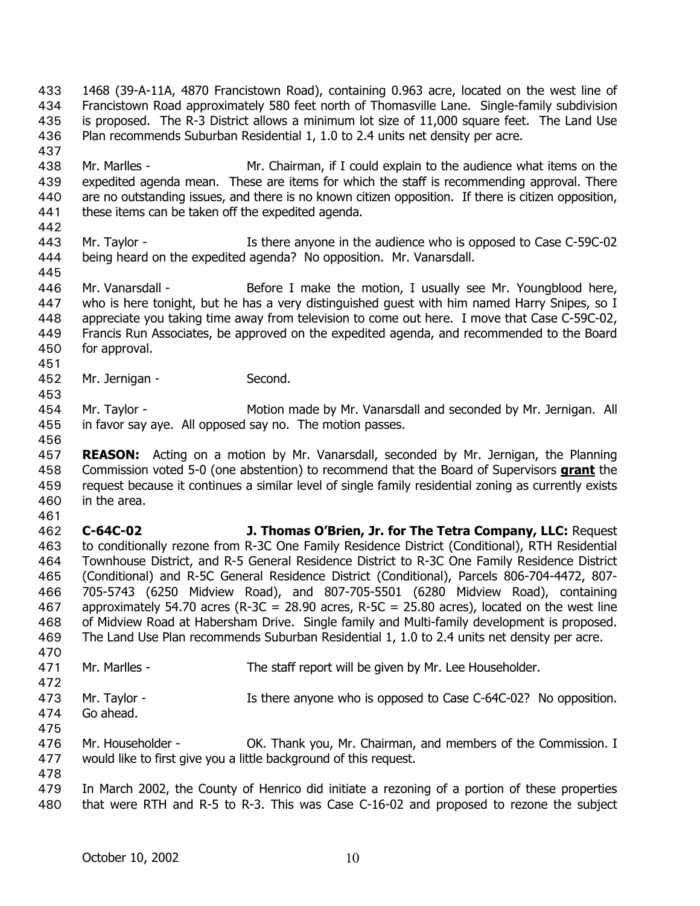1468 (39-A-11A, 4870 Francistown Road), containing 0.963 acre, located on the west line of Francistown Road approximately 580 feet north of Thomasville Lane. Single-family subdivision is proposed. The R-3 District allows a minimum lot size of 11,000 square feet. The Land Use Plan recommends Suburban Residential 1, 1.0 to 2.4 units net density per acre.

Mr. Marlles - Mr. Chairman, if I could explain to the audience what items on the expedited agenda mean. These are items for which the staff is recommending approval. There are no outstanding issues, and there is no known citizen opposition. If there is citizen opposition, these items can be taken off the expedited agenda.

Mr. Taylor - Is there anyone in the audience who is opposed to Case C-59C-02 being heard on the expedited agenda? No opposition. Mr. Vanarsdall.

Mr. Vanarsdall - Before I make the motion, I usually see Mr. Youngblood here, who is here tonight, but he has a very distinguished guest with him named Harry Snipes, so I appreciate you taking time away from television to come out here. I move that Case C-59C-02, Francis Run Associates, be approved on the expedited agenda, and recommended to the Board for approval.

Mr. Jernigan - Second.

Mr. Taylor - Motion made by Mr. Vanarsdall and seconded by Mr. Jernigan. All in favor say aye. All opposed say no. The motion passes.

**REASON:** Acting on a motion by Mr. Vanarsdall, seconded by Mr. Jernigan, the Planning Commission voted 5-0 (one abstention) to recommend that the Board of Supervisors **grant** the request because it continues a similar level of single family residential zoning as currently exists in the area.

**C-64C-02 J. Thomas O'Brien, Jr. for The Tetra Company, LLC:** Request to conditionally rezone from R-3C One Family Residence District (Conditional), RTH Residential Townhouse District, and R-5 General Residence District to R-3C One Family Residence District (Conditional) and R-5C General Residence District (Conditional), Parcels 806-704-4472, 807-705-5743 (6250 Midview Road), and 807-705-5501 (6280 Midview Road), containing approximately 54.70 acres (R-3C = 28.90 acres, R-5C = 25.80 acres), located on the west line of Midview Road at Habersham Drive. Single family and Multi-family development is proposed. The Land Use Plan recommends Suburban Residential 1, 1.0 to 2.4 units net density per acre.

Mr. Marlles - The staff report will be given by Mr. Lee Householder.

Mr. Taylor - Is there anyone who is opposed to Case C-64C-02? No opposition. Go ahead.

Mr. Householder - OK. Thank you, Mr. Chairman, and members of the Commission. I would like to first give you a little background of this request.

In March 2002, the County of Henrico did initiate a rezoning of a portion of these properties that were RTH and R-5 to R-3. This was Case C-16-02 and proposed to rezone the subject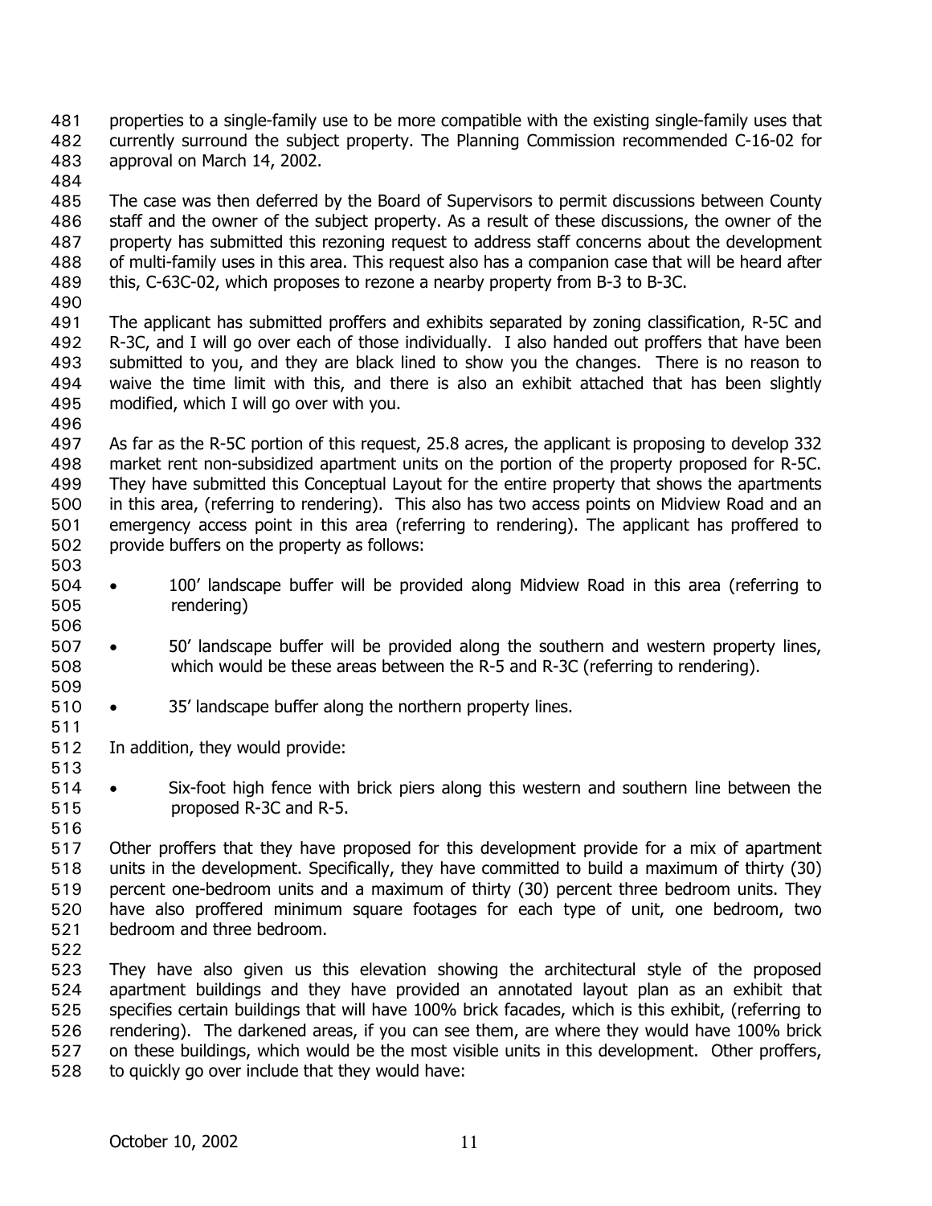properties to a single-family use to be more compatible with the existing single-family uses that currently surround the subject property. The Planning Commission recommended C-16-02 for approval on March 14, 2002.

The case was then deferred by the Board of Supervisors to permit discussions between County staff and the owner of the subject property. As a result of these discussions, the owner of the property has submitted this rezoning request to address staff concerns about the development of multi-family uses in this area. This request also has a companion case that will be heard after this, C-63C-02, which proposes to rezone a nearby property from B-3 to B-3C.

The applicant has submitted proffers and exhibits separated by zoning classification, R-5C and R-3C, and I will go over each of those individually. I also handed out proffers that have been submitted to you, and they are black lined to show you the changes. There is no reason to waive the time limit with this, and there is also an exhibit attached that has been slightly modified, which I will go over with you.

As far as the R-5C portion of this request, 25.8 acres, the applicant is proposing to develop 332 market rent non-subsidized apartment units on the portion of the property proposed for R-5C. They have submitted this Conceptual Layout for the entire property that shows the apartments in this area, (referring to rendering). This also has two access points on Midview Road and an emergency access point in this area (referring to rendering). The applicant has proffered to provide buffers on the property as follows:

- 100' landscape buffer will be provided along Midview Road in this area (referring to rendering)

- 50' landscape buffer will be provided along the southern and western property lines, which would be these areas between the R-5 and R-3C (referring to rendering).

- 35' landscape buffer along the northern property lines.

In addition, they would provide:

- Six-foot high fence with brick piers along this western and southern line between the proposed R-3C and R-5.

Other proffers that they have proposed for this development provide for a mix of apartment units in the development. Specifically, they have committed to build a maximum of thirty (30) percent one-bedroom units and a maximum of thirty (30) percent three bedroom units. They have also proffered minimum square footages for each type of unit, one bedroom, two bedroom and three bedroom.

They have also given us this elevation showing the architectural style of the proposed apartment buildings and they have provided an annotated layout plan as an exhibit that specifies certain buildings that will have 100% brick facades, which is this exhibit, (referring to rendering). The darkened areas, if you can see them, are where they would have 100% brick on these buildings, which would be the most visible units in this development. Other proffers, to quickly go over include that they would have: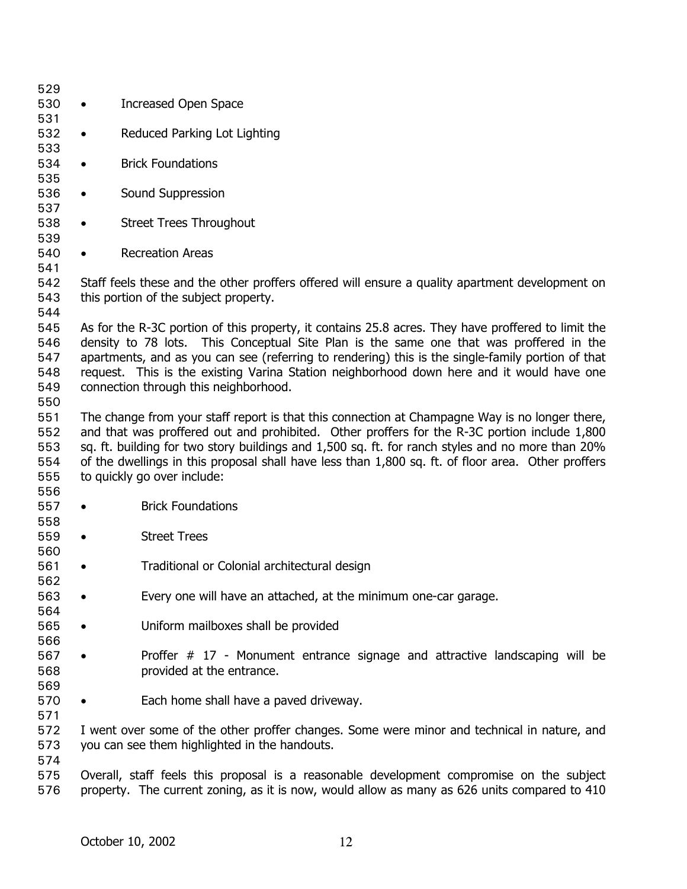- Increased Open Space
- Reduced Parking Lot Lighting
- Brick Foundations
- Sound Suppression
- Street Trees Throughout
- Recreation Areas

Staff feels these and the other proffers offered will ensure a quality apartment development on this portion of the subject property.

As for the R-3C portion of this property, it contains 25.8 acres. They have proffered to limit the density to 78 lots. This Conceptual Site Plan is the same one that was proffered in the apartments, and as you can see (referring to rendering) this is the single-family portion of that request. This is the existing Varina Station neighborhood down here and it would have one connection through this neighborhood.

The change from your staff report is that this connection at Champagne Way is no longer there, and that was proffered out and prohibited. Other proffers for the R-3C portion include 1,800 sq. ft. building for two story buildings and 1,500 sq. ft. for ranch styles and no more than 20% of the dwellings in this proposal shall have less than 1,800 sq. ft. of floor area. Other proffers to quickly go over include:

- Brick Foundations
- Street Trees
- Traditional or Colonial architectural design
- Every one will have an attached, at the minimum one-car garage.
- Uniform mailboxes shall be provided
- Proffer # 17 - Monument entrance signage and attractive landscaping will be provided at the entrance.
- Each home shall have a paved driveway.

I went over some of the other proffer changes. Some were minor and technical in nature, and you can see them highlighted in the handouts.

Overall, staff feels this proposal is a reasonable development compromise on the subject property. The current zoning, as it is now, would allow as many as 626 units compared to 410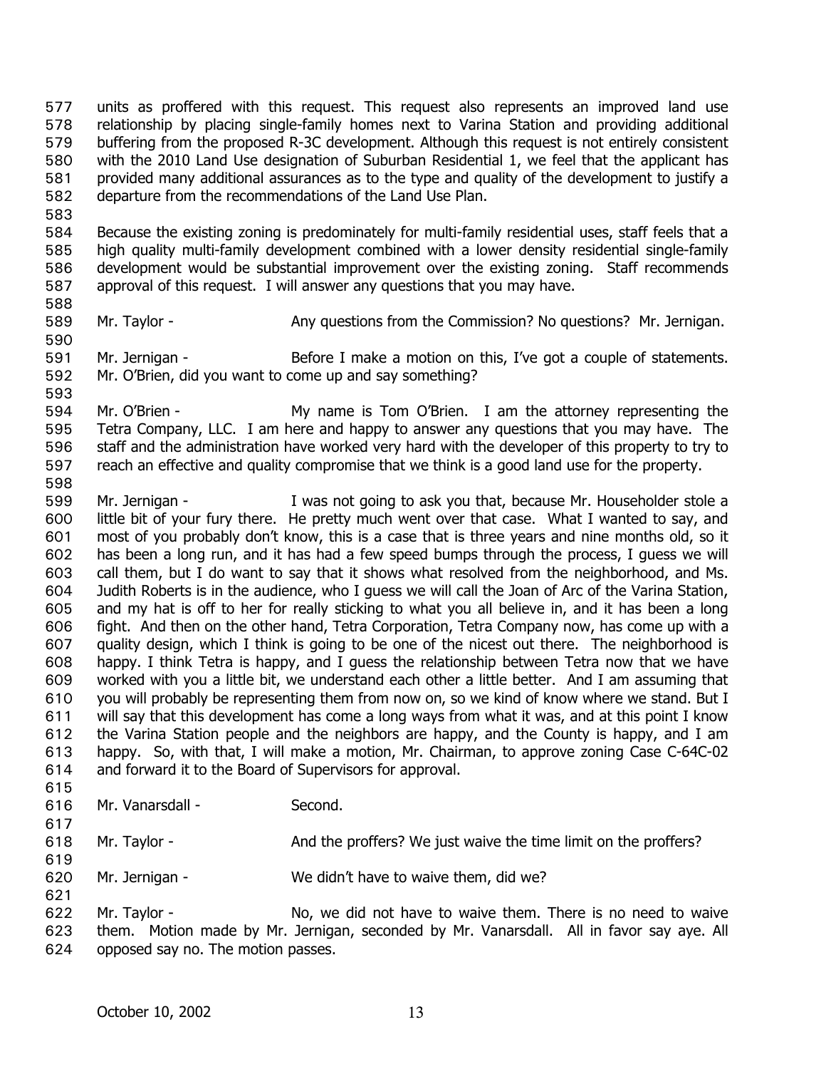units as proffered with this request. This request also represents an improved land use relationship by placing single-family homes next to Varina Station and providing additional buffering from the proposed R-3C development. Although this request is not entirely consistent with the 2010 Land Use designation of Suburban Residential 1, we feel that the applicant has provided many additional assurances as to the type and quality of the development to justify a departure from the recommendations of the Land Use Plan.

Because the existing zoning is predominately for multi-family residential uses, staff feels that a high quality multi-family development combined with a lower density residential single-family development would be substantial improvement over the existing zoning. Staff recommends approval of this request. I will answer any questions that you may have.

Mr. Taylor - Any questions from the Commission? No questions? Mr. Jernigan.

Mr. Jernigan - Before I make a motion on this, I've got a couple of statements. Mr. O'Brien, did you want to come up and say something?

Mr. O'Brien - My name is Tom O'Brien. I am the attorney representing the Tetra Company, LLC. I am here and happy to answer any questions that you may have. The staff and the administration have worked very hard with the developer of this property to try to reach an effective and quality compromise that we think is a good land use for the property.

Mr. Jernigan - I was not going to ask you that, because Mr. Householder stole a little bit of your fury there. He pretty much went over that case. What I wanted to say, and most of you probably don't know, this is a case that is three years and nine months old, so it has been a long run, and it has had a few speed bumps through the process, I guess we will call them, but I do want to say that it shows what resolved from the neighborhood, and Ms. Judith Roberts is in the audience, who I guess we will call the Joan of Arc of the Varina Station, and my hat is off to her for really sticking to what you all believe in, and it has been a long fight. And then on the other hand, Tetra Corporation, Tetra Company now, has come up with a quality design, which I think is going to be one of the nicest out there. The neighborhood is happy. I think Tetra is happy, and I guess the relationship between Tetra now that we have worked with you a little bit, we understand each other a little better. And I am assuming that you will probably be representing them from now on, so we kind of know where we stand. But I will say that this development has come a long ways from what it was, and at this point I know the Varina Station people and the neighbors are happy, and the County is happy, and I am happy. So, with that, I will make a motion, Mr. Chairman, to approve zoning Case C-64C-02 and forward it to the Board of Supervisors for approval.

Mr. Vanarsdall - Second.

Mr. Taylor - And the proffers? We just waive the time limit on the proffers?

Mr. Jernigan - We didn't have to waive them, did we?

Mr. Taylor - No, we did not have to waive them. There is no need to waive them. Motion made by Mr. Jernigan, seconded by Mr. Vanarsdall. All in favor say aye. All opposed say no. The motion passes.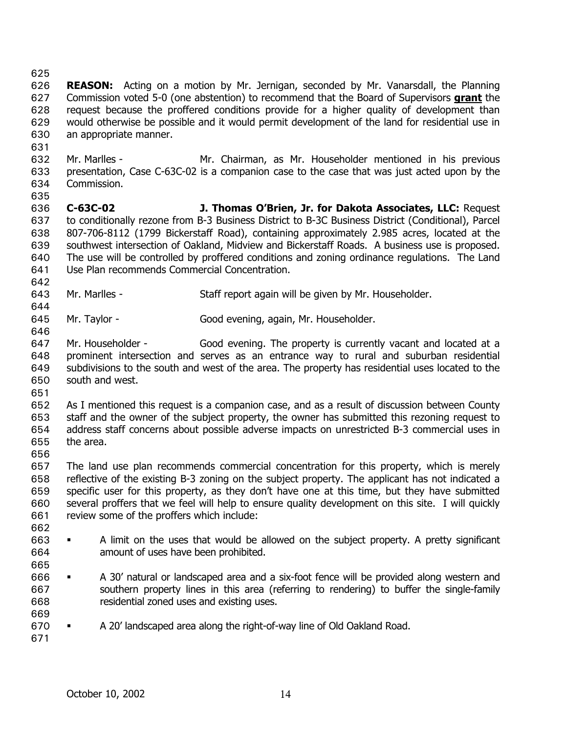**REASON:** Acting on a motion by Mr. Jernigan, seconded by Mr. Vanarsdall, the Planning Commission voted 5-0 (one abstention) to recommend that the Board of Supervisors **grant** the request because the proffered conditions provide for a higher quality of development than would otherwise be possible and it would permit development of the land for residential use in an appropriate manner.

Mr. Marlles - Mr. Chairman, as Mr. Householder mentioned in his previous presentation, Case C-63C-02 is a companion case to the case that was just acted upon by the Commission.

**C-63C-02 J. Thomas O'Brien, Jr. for Dakota Associates, LLC:** Request to conditionally rezone from B-3 Business District to B-3C Business District (Conditional), Parcel 807-706-8112 (1799 Bickerstaff Road), containing approximately 2.985 acres, located at the southwest intersection of Oakland, Midview and Bickerstaff Roads. A business use is proposed. The use will be controlled by proffered conditions and zoning ordinance regulations. The Land Use Plan recommends Commercial Concentration.

Mr. Marlles - Staff report again will be given by Mr. Householder.

Mr. Taylor - Good evening, again, Mr. Householder.

Mr. Householder - Good evening. The property is currently vacant and located at a prominent intersection and serves as an entrance way to rural and suburban residential subdivisions to the south and west of the area. The property has residential uses located to the south and west.

As I mentioned this request is a companion case, and as a result of discussion between County staff and the owner of the subject property, the owner has submitted this rezoning request to address staff concerns about possible adverse impacts on unrestricted B-3 commercial uses in the area.

The land use plan recommends commercial concentration for this property, which is merely reflective of the existing B-3 zoning on the subject property. The applicant has not indicated a specific user for this property, as they don't have one at this time, but they have submitted several proffers that we feel will help to ensure quality development on this site. I will quickly review some of the proffers which include:

- A limit on the uses that would be allowed on the subject property. A pretty significant amount of uses have been prohibited.

- A 30' natural or landscaped area and a six-foot fence will be provided along western and southern property lines in this area (referring to rendering) to buffer the single-family residential zoned uses and existing uses.

- A 20' landscaped area along the right-of-way line of Old Oakland Road.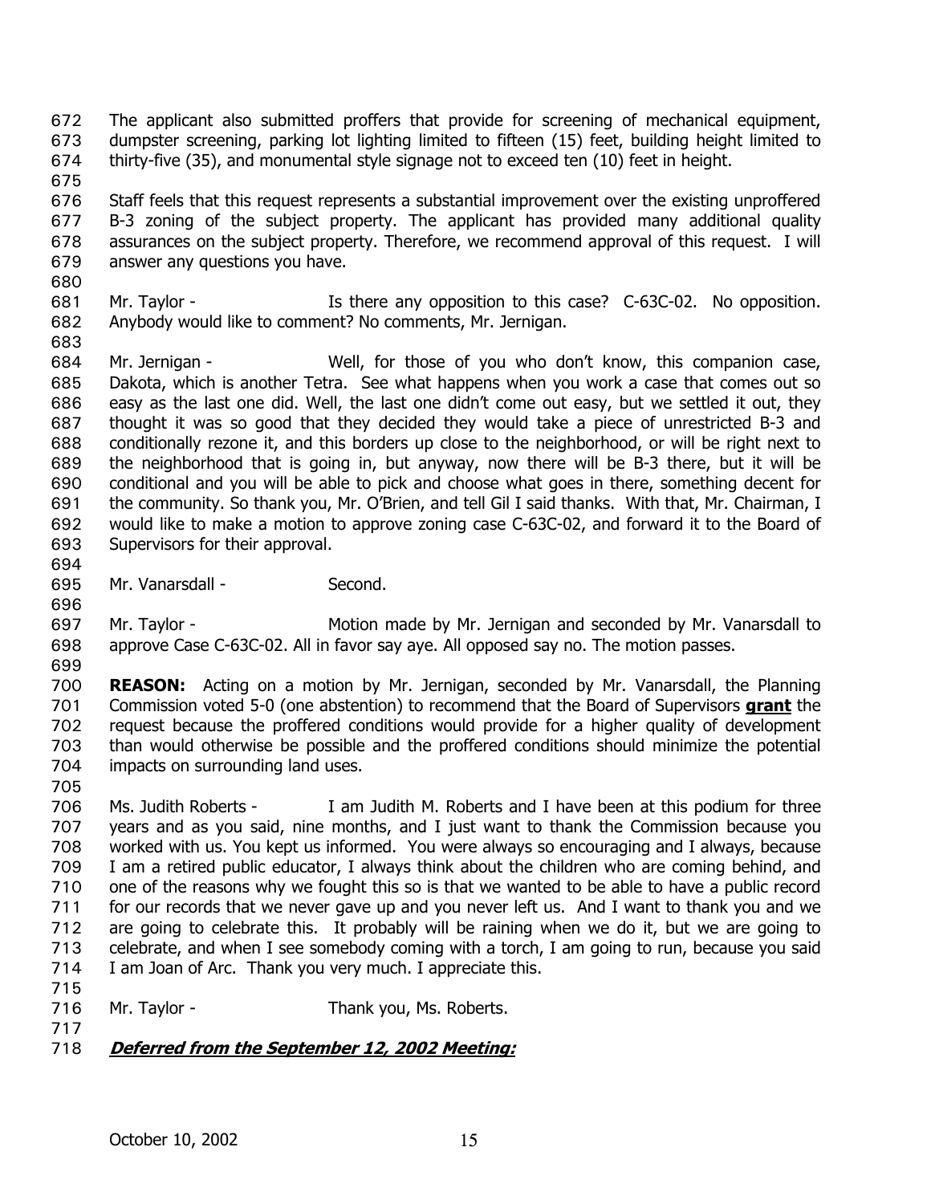The applicant also submitted proffers that provide for screening of mechanical equipment, dumpster screening, parking lot lighting limited to fifteen (15) feet, building height limited to thirty-five (35), and monumental style signage not to exceed ten (10) feet in height.

Staff feels that this request represents a substantial improvement over the existing unproffered B-3 zoning of the subject property. The applicant has provided many additional quality assurances on the subject property. Therefore, we recommend approval of this request. I will answer any questions you have.

Mr. Taylor - Is there any opposition to this case? C-63C-02. No opposition. Anybody would like to comment? No comments, Mr. Jernigan.

Mr. Jernigan - Well, for those of you who don't know, this companion case, Dakota, which is another Tetra. See what happens when you work a case that comes out so easy as the last one did. Well, the last one didn't come out easy, but we settled it out, they thought it was so good that they decided they would take a piece of unrestricted B-3 and conditionally rezone it, and this borders up close to the neighborhood, or will be right next to the neighborhood that is going in, but anyway, now there will be B-3 there, but it will be conditional and you will be able to pick and choose what goes in there, something decent for the community. So thank you, Mr. O'Brien, and tell Gil I said thanks. With that, Mr. Chairman, I would like to make a motion to approve zoning case C-63C-02, and forward it to the Board of Supervisors for their approval.

Mr. Vanarsdall - Second.

Mr. Taylor - Motion made by Mr. Jernigan and seconded by Mr. Vanarsdall to approve Case C-63C-02. All in favor say aye. All opposed say no. The motion passes.

**REASON:** Acting on a motion by Mr. Jernigan, seconded by Mr. Vanarsdall, the Planning Commission voted 5-0 (one abstention) to recommend that the Board of Supervisors **grant** the request because the proffered conditions would provide for a higher quality of development than would otherwise be possible and the proffered conditions should minimize the potential impacts on surrounding land uses.

Ms. Judith Roberts - I am Judith M. Roberts and I have been at this podium for three years and as you said, nine months, and I just want to thank the Commission because you worked with us. You kept us informed. You were always so encouraging and I always, because I am a retired public educator, I always think about the children who are coming behind, and one of the reasons why we fought this so is that we wanted to be able to have a public record for our records that we never gave up and you never left us. And I want to thank you and we are going to celebrate this. It probably will be raining when we do it, but we are going to celebrate, and when I see somebody coming with a torch, I am going to run, because you said I am Joan of Arc. Thank you very much. I appreciate this.

Mr. Taylor - Thank you, Ms. Roberts.

***Deferred from the September 12, 2002 Meeting:***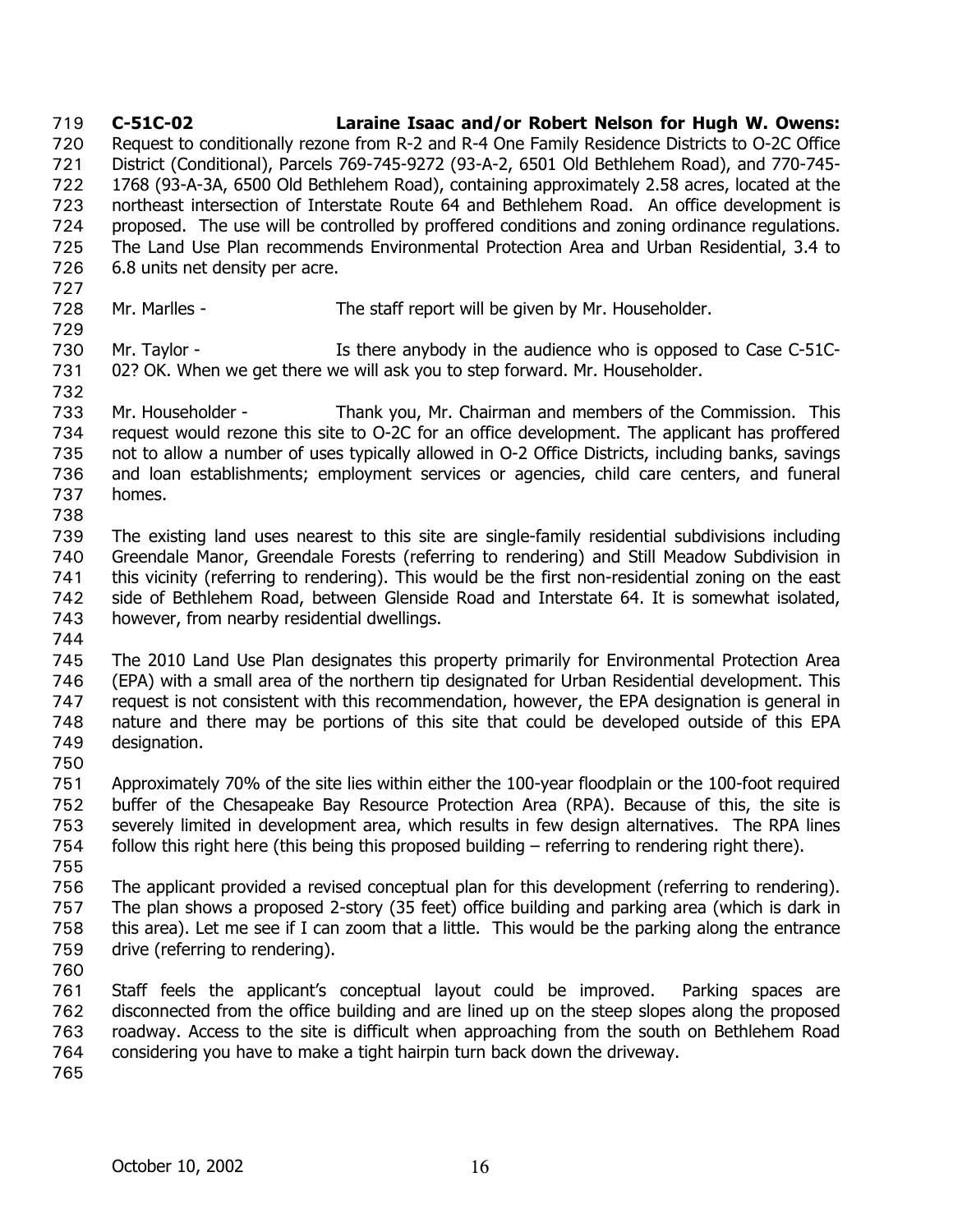**C-51C-02 Laraine Isaac and/or Robert Nelson for Hugh W. Owens:** Request to conditionally rezone from R-2 and R-4 One Family Residence Districts to O-2C Office District (Conditional), Parcels 769-745-9272 (93-A-2, 6501 Old Bethlehem Road), and 770-745-1768 (93-A-3A, 6500 Old Bethlehem Road), containing approximately 2.58 acres, located at the northeast intersection of Interstate Route 64 and Bethlehem Road. An office development is proposed. The use will be controlled by proffered conditions and zoning ordinance regulations. The Land Use Plan recommends Environmental Protection Area and Urban Residential, 3.4 to 6.8 units net density per acre.

Mr. Marlles - The staff report will be given by Mr. Householder.

Mr. Taylor - Is there anybody in the audience who is opposed to Case C-51C-02? OK. When we get there we will ask you to step forward. Mr. Householder.

Mr. Householder - Thank you, Mr. Chairman and members of the Commission. This request would rezone this site to O-2C for an office development. The applicant has proffered not to allow a number of uses typically allowed in O-2 Office Districts, including banks, savings and loan establishments; employment services or agencies, child care centers, and funeral homes.

The existing land uses nearest to this site are single-family residential subdivisions including Greendale Manor, Greendale Forests (referring to rendering) and Still Meadow Subdivision in this vicinity (referring to rendering). This would be the first non-residential zoning on the east side of Bethlehem Road, between Glenside Road and Interstate 64. It is somewhat isolated, however, from nearby residential dwellings.

The 2010 Land Use Plan designates this property primarily for Environmental Protection Area (EPA) with a small area of the northern tip designated for Urban Residential development. This request is not consistent with this recommendation, however, the EPA designation is general in nature and there may be portions of this site that could be developed outside of this EPA designation.

Approximately 70% of the site lies within either the 100-year floodplain or the 100-foot required buffer of the Chesapeake Bay Resource Protection Area (RPA). Because of this, the site is severely limited in development area, which results in few design alternatives. The RPA lines follow this right here (this being this proposed building – referring to rendering right there).

The applicant provided a revised conceptual plan for this development (referring to rendering). The plan shows a proposed 2-story (35 feet) office building and parking area (which is dark in this area). Let me see if I can zoom that a little. This would be the parking along the entrance drive (referring to rendering).

Staff feels the applicant's conceptual layout could be improved. Parking spaces are disconnected from the office building and are lined up on the steep slopes along the proposed roadway. Access to the site is difficult when approaching from the south on Bethlehem Road considering you have to make a tight hairpin turn back down the driveway.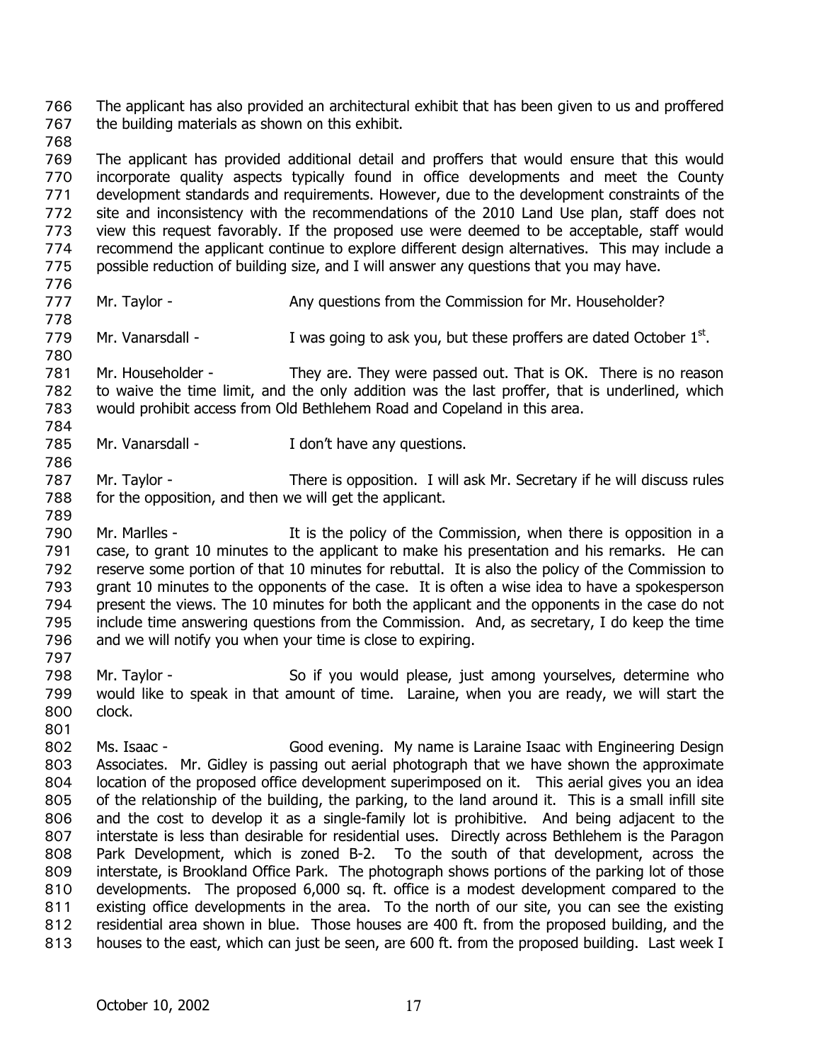The applicant has also provided an architectural exhibit that has been given to us and proffered the building materials as shown on this exhibit.

The applicant has provided additional detail and proffers that would ensure that this would incorporate quality aspects typically found in office developments and meet the County development standards and requirements. However, due to the development constraints of the site and inconsistency with the recommendations of the 2010 Land Use plan, staff does not view this request favorably. If the proposed use were deemed to be acceptable, staff would recommend the applicant continue to explore different design alternatives. This may include a possible reduction of building size, and I will answer any questions that you may have.

Mr. Taylor - Any questions from the Commission for Mr. Householder?

Mr. Vanarsdall - I was going to ask you, but these proffers are dated October 1st.

Mr. Householder - They are. They were passed out. That is OK. There is no reason to waive the time limit, and the only addition was the last proffer, that is underlined, which would prohibit access from Old Bethlehem Road and Copeland in this area.

Mr. Vanarsdall - I don't have any questions.

Mr. Taylor - There is opposition. I will ask Mr. Secretary if he will discuss rules for the opposition, and then we will get the applicant.

Mr. Marlles - It is the policy of the Commission, when there is opposition in a case, to grant 10 minutes to the applicant to make his presentation and his remarks. He can reserve some portion of that 10 minutes for rebuttal. It is also the policy of the Commission to grant 10 minutes to the opponents of the case. It is often a wise idea to have a spokesperson present the views. The 10 minutes for both the applicant and the opponents in the case do not include time answering questions from the Commission. And, as secretary, I do keep the time and we will notify you when your time is close to expiring.

Mr. Taylor - So if you would please, just among yourselves, determine who would like to speak in that amount of time. Laraine, when you are ready, we will start the clock.

Ms. Isaac - Good evening. My name is Laraine Isaac with Engineering Design Associates. Mr. Gidley is passing out aerial photograph that we have shown the approximate location of the proposed office development superimposed on it. This aerial gives you an idea of the relationship of the building, the parking, to the land around it. This is a small infill site and the cost to develop it as a single-family lot is prohibitive. And being adjacent to the interstate is less than desirable for residential uses. Directly across Bethlehem is the Paragon Park Development, which is zoned B-2. To the south of that development, across the interstate, is Brookland Office Park. The photograph shows portions of the parking lot of those developments. The proposed 6,000 sq. ft. office is a modest development compared to the existing office developments in the area. To the north of our site, you can see the existing residential area shown in blue. Those houses are 400 ft. from the proposed building, and the houses to the east, which can just be seen, are 600 ft. from the proposed building. Last week I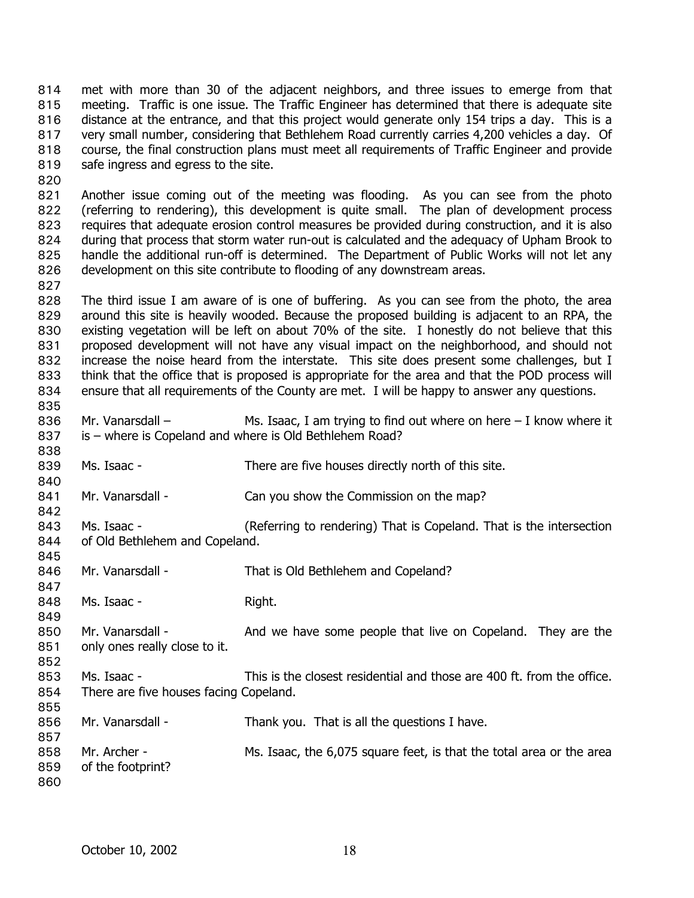met with more than 30 of the adjacent neighbors, and three issues to emerge from that meeting. Traffic is one issue. The Traffic Engineer has determined that there is adequate site distance at the entrance, and that this project would generate only 154 trips a day. This is a very small number, considering that Bethlehem Road currently carries 4,200 vehicles a day. Of course, the final construction plans must meet all requirements of Traffic Engineer and provide safe ingress and egress to the site.

Another issue coming out of the meeting was flooding. As you can see from the photo (referring to rendering), this development is quite small. The plan of development process requires that adequate erosion control measures be provided during construction, and it is also during that process that storm water run-out is calculated and the adequacy of Upham Brook to handle the additional run-off is determined. The Department of Public Works will not let any development on this site contribute to flooding of any downstream areas.

The third issue I am aware of is one of buffering. As you can see from the photo, the area around this site is heavily wooded. Because the proposed building is adjacent to an RPA, the existing vegetation will be left on about 70% of the site. I honestly do not believe that this proposed development will not have any visual impact on the neighborhood, and should not increase the noise heard from the interstate. This site does present some challenges, but I think that the office that is proposed is appropriate for the area and that the POD process will ensure that all requirements of the County are met. I will be happy to answer any questions.

Mr. Vanarsdall – Ms. Isaac, I am trying to find out where on here – I know where it is – where is Copeland and where is Old Bethlehem Road?

Ms. Isaac - There are five houses directly north of this site.

Mr. Vanarsdall - Can you show the Commission on the map?

Ms. Isaac - (Referring to rendering) That is Copeland. That is the intersection of Old Bethlehem and Copeland.

Mr. Vanarsdall - That is Old Bethlehem and Copeland?

Ms. Isaac - Right.

Mr. Vanarsdall - And we have some people that live on Copeland. They are the only ones really close to it.

Ms. Isaac - This is the closest residential and those are 400 ft. from the office. There are five houses facing Copeland.

Mr. Vanarsdall - Thank you. That is all the questions I have.

Mr. Archer - Ms. Isaac, the 6,075 square feet, is that the total area or the area of the footprint?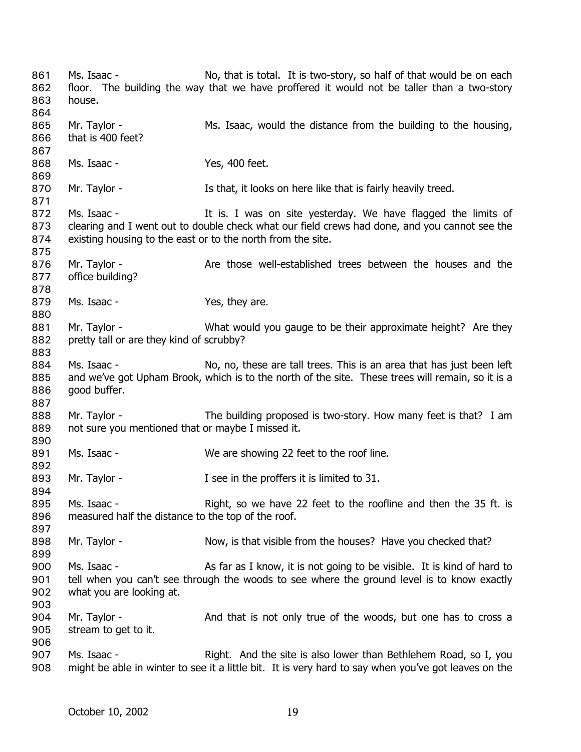Ms. Isaac - No, that is total. It is two-story, so half of that would be on each floor. The building the way that we have proffered it would not be taller than a two-story house.

Mr. Taylor - Ms. Isaac, would the distance from the building to the housing, that is 400 feet?

Ms. Isaac - Yes, 400 feet.

Mr. Taylor - Is that, it looks on here like that is fairly heavily treed.

Ms. Isaac - It is. I was on site yesterday. We have flagged the limits of clearing and I went out to double check what our field crews had done, and you cannot see the existing housing to the east or to the north from the site.

Mr. Taylor - Are those well-established trees between the houses and the office building?

Ms. Isaac - Yes, they are.

Mr. Taylor - What would you gauge to be their approximate height? Are they pretty tall or are they kind of scrubby?

Ms. Isaac - No, no, these are tall trees. This is an area that has just been left and we've got Upham Brook, which is to the north of the site. These trees will remain, so it is a good buffer.

Mr. Taylor - The building proposed is two-story. How many feet is that? I am not sure you mentioned that or maybe I missed it.

Ms. Isaac - We are showing 22 feet to the roof line.

Mr. Taylor - I see in the proffers it is limited to 31.

Ms. Isaac - Right, so we have 22 feet to the roofline and then the 35 ft. is measured half the distance to the top of the roof.

Mr. Taylor - Now, is that visible from the houses? Have you checked that?

Ms. Isaac - As far as I know, it is not going to be visible. It is kind of hard to tell when you can't see through the woods to see where the ground level is to know exactly what you are looking at.

Mr. Taylor - And that is not only true of the woods, but one has to cross a stream to get to it.

Ms. Isaac - Right. And the site is also lower than Bethlehem Road, so I, you might be able in winter to see it a little bit. It is very hard to say when you've got leaves on the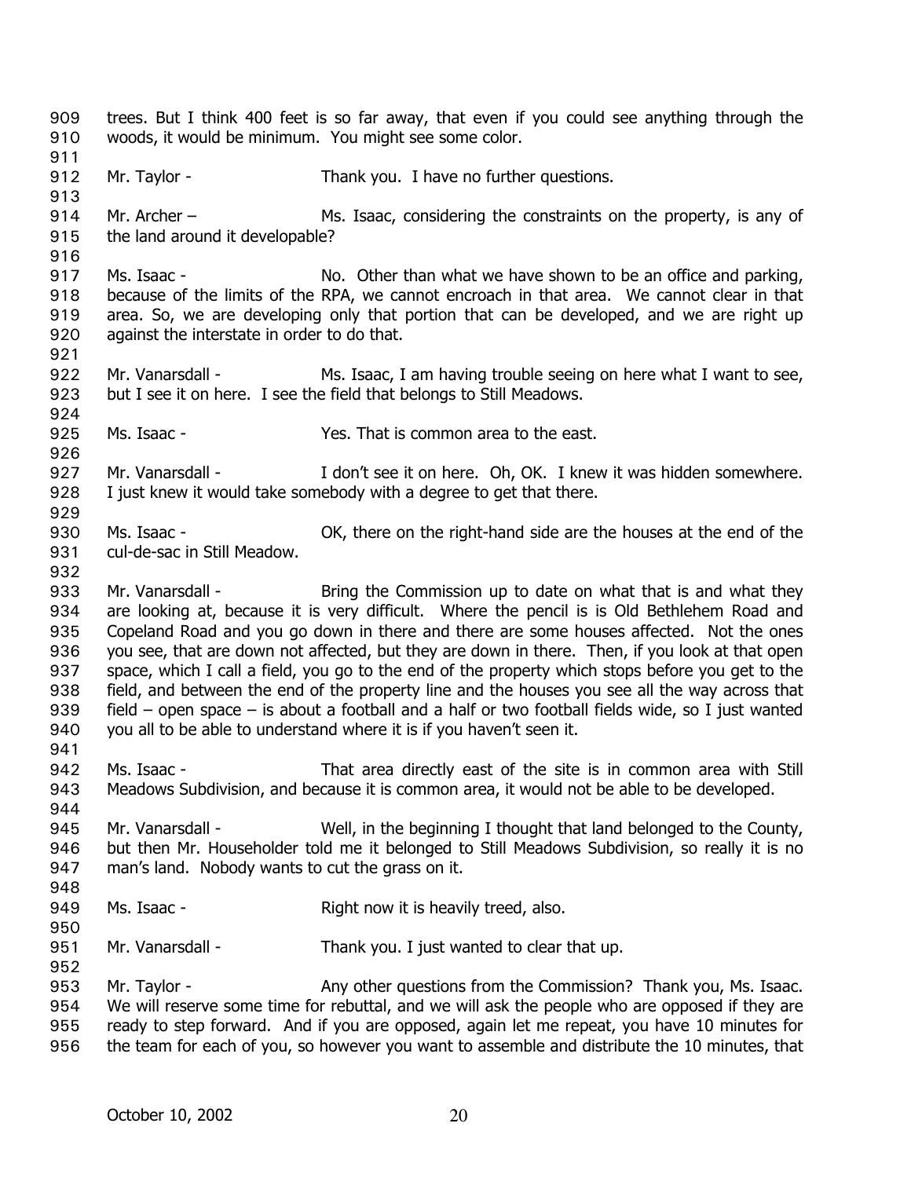trees. But I think 400 feet is so far away, that even if you could see anything through the woods, it would be minimum. You might see some color.

Mr. Taylor - Thank you. I have no further questions.

Mr. Archer – Ms. Isaac, considering the constraints on the property, is any of the land around it developable?

Ms. Isaac - No. Other than what we have shown to be an office and parking, because of the limits of the RPA, we cannot encroach in that area. We cannot clear in that area. So, we are developing only that portion that can be developed, and we are right up against the interstate in order to do that.

Mr. Vanarsdall - Ms. Isaac, I am having trouble seeing on here what I want to see, but I see it on here. I see the field that belongs to Still Meadows.

Ms. Isaac - Yes. That is common area to the east.

Mr. Vanarsdall - I don't see it on here. Oh, OK. I knew it was hidden somewhere. I just knew it would take somebody with a degree to get that there.

Ms. Isaac - OK, there on the right-hand side are the houses at the end of the cul-de-sac in Still Meadow.

Mr. Vanarsdall - Bring the Commission up to date on what that is and what they are looking at, because it is very difficult. Where the pencil is is Old Bethlehem Road and Copeland Road and you go down in there and there are some houses affected. Not the ones you see, that are down not affected, but they are down in there. Then, if you look at that open space, which I call a field, you go to the end of the property which stops before you get to the field, and between the end of the property line and the houses you see all the way across that field – open space – is about a football and a half or two football fields wide, so I just wanted you all to be able to understand where it is if you haven't seen it.

Ms. Isaac - That area directly east of the site is in common area with Still Meadows Subdivision, and because it is common area, it would not be able to be developed.

Mr. Vanarsdall - Well, in the beginning I thought that land belonged to the County, but then Mr. Householder told me it belonged to Still Meadows Subdivision, so really it is no man's land. Nobody wants to cut the grass on it.

Ms. Isaac - Right now it is heavily treed, also.

Mr. Vanarsdall - Thank you. I just wanted to clear that up.

Mr. Taylor - Any other questions from the Commission? Thank you, Ms. Isaac. We will reserve some time for rebuttal, and we will ask the people who are opposed if they are ready to step forward. And if you are opposed, again let me repeat, you have 10 minutes for the team for each of you, so however you want to assemble and distribute the 10 minutes, that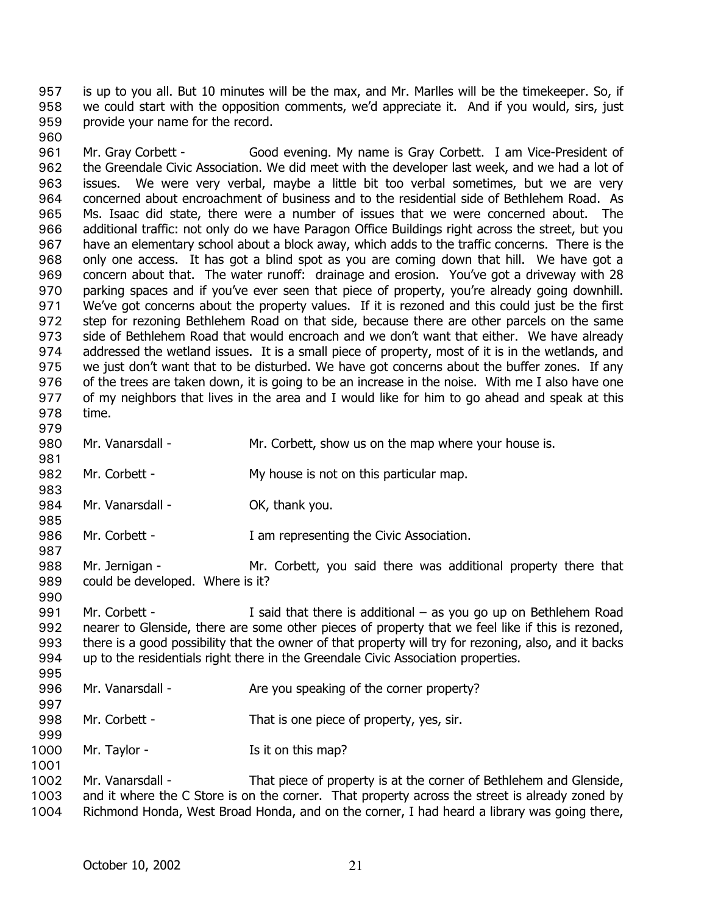is up to you all. But 10 minutes will be the max, and Mr. Marlles will be the timekeeper. So, if we could start with the opposition comments, we'd appreciate it. And if you would, sirs, just provide your name for the record.

Mr. Gray Corbett - Good evening. My name is Gray Corbett. I am Vice-President of the Greendale Civic Association. We did meet with the developer last week, and we had a lot of issues. We were very verbal, maybe a little bit too verbal sometimes, but we are very concerned about encroachment of business and to the residential side of Bethlehem Road. As Ms. Isaac did state, there were a number of issues that we were concerned about. The additional traffic: not only do we have Paragon Office Buildings right across the street, but you have an elementary school about a block away, which adds to the traffic concerns. There is the only one access. It has got a blind spot as you are coming down that hill. We have got a concern about that. The water runoff: drainage and erosion. You've got a driveway with 28 parking spaces and if you've ever seen that piece of property, you're already going downhill. We've got concerns about the property values. If it is rezoned and this could just be the first step for rezoning Bethlehem Road on that side, because there are other parcels on the same side of Bethlehem Road that would encroach and we don't want that either. We have already addressed the wetland issues. It is a small piece of property, most of it is in the wetlands, and we just don't want that to be disturbed. We have got concerns about the buffer zones. If any of the trees are taken down, it is going to be an increase in the noise. With me I also have one of my neighbors that lives in the area and I would like for him to go ahead and speak at this time.

Mr. Vanarsdall - Mr. Corbett, show us on the map where your house is.

Mr. Corbett - My house is not on this particular map.

Mr. Vanarsdall - OK, thank you.

Mr. Corbett - I am representing the Civic Association.

Mr. Jernigan - Mr. Corbett, you said there was additional property there that could be developed. Where is it?

Mr. Corbett - I said that there is additional – as you go up on Bethlehem Road nearer to Glenside, there are some other pieces of property that we feel like if this is rezoned, there is a good possibility that the owner of that property will try for rezoning, also, and it backs up to the residentials right there in the Greendale Civic Association properties.

Mr. Vanarsdall - Are you speaking of the corner property?

Mr. Corbett - That is one piece of property, yes, sir.

Mr. Taylor - Is it on this map?

Mr. Vanarsdall - That piece of property is at the corner of Bethlehem and Glenside, and it where the C Store is on the corner. That property across the street is already zoned by Richmond Honda, West Broad Honda, and on the corner, I had heard a library was going there,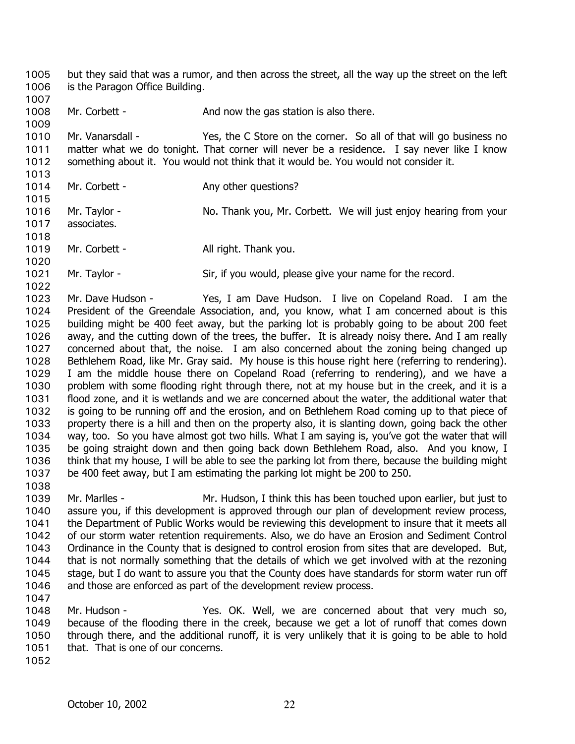but they said that was a rumor, and then across the street, all the way up the street on the left is the Paragon Office Building.

Mr. Corbett - And now the gas station is also there.

Mr. Vanarsdall - Yes, the C Store on the corner. So all of that will go business no matter what we do tonight. That corner will never be a residence. I say never like I know something about it. You would not think that it would be. You would not consider it.

Mr. Corbett - Any other questions?

Mr. Taylor - No. Thank you, Mr. Corbett. We will just enjoy hearing from your associates.

Mr. Corbett - All right. Thank you.

Mr. Taylor - Sir, if you would, please give your name for the record.

Mr. Dave Hudson - Yes, I am Dave Hudson. I live on Copeland Road. I am the President of the Greendale Association, and, you know, what I am concerned about is this building might be 400 feet away, but the parking lot is probably going to be about 200 feet away, and the cutting down of the trees, the buffer. It is already noisy there. And I am really concerned about that, the noise. I am also concerned about the zoning being changed up Bethlehem Road, like Mr. Gray said. My house is this house right here (referring to rendering). I am the middle house there on Copeland Road (referring to rendering), and we have a problem with some flooding right through there, not at my house but in the creek, and it is a flood zone, and it is wetlands and we are concerned about the water, the additional water that is going to be running off and the erosion, and on Bethlehem Road coming up to that piece of property there is a hill and then on the property also, it is slanting down, going back the other way, too. So you have almost got two hills. What I am saying is, you've got the water that will be going straight down and then going back down Bethlehem Road, also. And you know, I think that my house, I will be able to see the parking lot from there, because the building might be 400 feet away, but I am estimating the parking lot might be 200 to 250.

Mr. Marlles - Mr. Hudson, I think this has been touched upon earlier, but just to assure you, if this development is approved through our plan of development review process, the Department of Public Works would be reviewing this development to insure that it meets all of our storm water retention requirements. Also, we do have an Erosion and Sediment Control Ordinance in the County that is designed to control erosion from sites that are developed. But, that is not normally something that the details of which we get involved with at the rezoning stage, but I do want to assure you that the County does have standards for storm water run off and those are enforced as part of the development review process.

Mr. Hudson - Yes. OK. Well, we are concerned about that very much so, because of the flooding there in the creek, because we get a lot of runoff that comes down through there, and the additional runoff, it is very unlikely that it is going to be able to hold that. That is one of our concerns.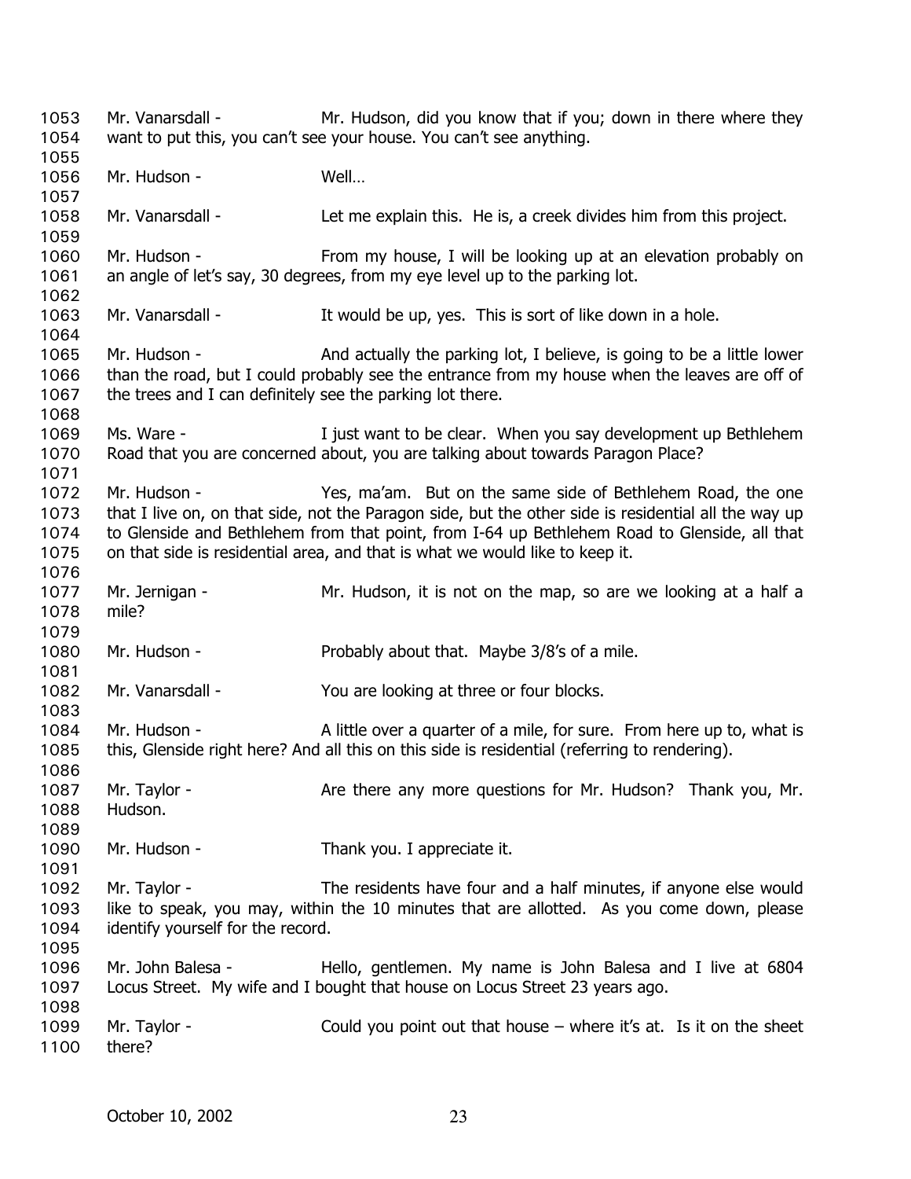Mr. Vanarsdall - Mr. Hudson, did you know that if you; down in there where they want to put this, you can't see your house. You can't see anything.

Mr. Hudson - Well…

Mr. Vanarsdall - Let me explain this. He is, a creek divides him from this project.

Mr. Hudson - From my house, I will be looking up at an elevation probably on an angle of let's say, 30 degrees, from my eye level up to the parking lot.

Mr. Vanarsdall - It would be up, yes. This is sort of like down in a hole.

Mr. Hudson - And actually the parking lot, I believe, is going to be a little lower than the road, but I could probably see the entrance from my house when the leaves are off of the trees and I can definitely see the parking lot there.

Ms. Ware - I just want to be clear. When you say development up Bethlehem Road that you are concerned about, you are talking about towards Paragon Place?

Mr. Hudson - Yes, ma'am. But on the same side of Bethlehem Road, the one that I live on, on that side, not the Paragon side, but the other side is residential all the way up to Glenside and Bethlehem from that point, from I-64 up Bethlehem Road to Glenside, all that on that side is residential area, and that is what we would like to keep it.

Mr. Jernigan - Mr. Hudson, it is not on the map, so are we looking at a half a mile?

Mr. Hudson - Probably about that. Maybe 3/8's of a mile.

Mr. Vanarsdall - You are looking at three or four blocks.

Mr. Hudson - A little over a quarter of a mile, for sure. From here up to, what is this, Glenside right here? And all this on this side is residential (referring to rendering).

Mr. Taylor - Are there any more questions for Mr. Hudson? Thank you, Mr. Hudson.

Mr. Hudson - Thank you. I appreciate it.

Mr. Taylor - The residents have four and a half minutes, if anyone else would like to speak, you may, within the 10 minutes that are allotted. As you come down, please identify yourself for the record.

Mr. John Balesa - Hello, gentlemen. My name is John Balesa and I live at 6804 Locus Street. My wife and I bought that house on Locus Street 23 years ago.

Mr. Taylor - Could you point out that house – where it's at. Is it on the sheet there?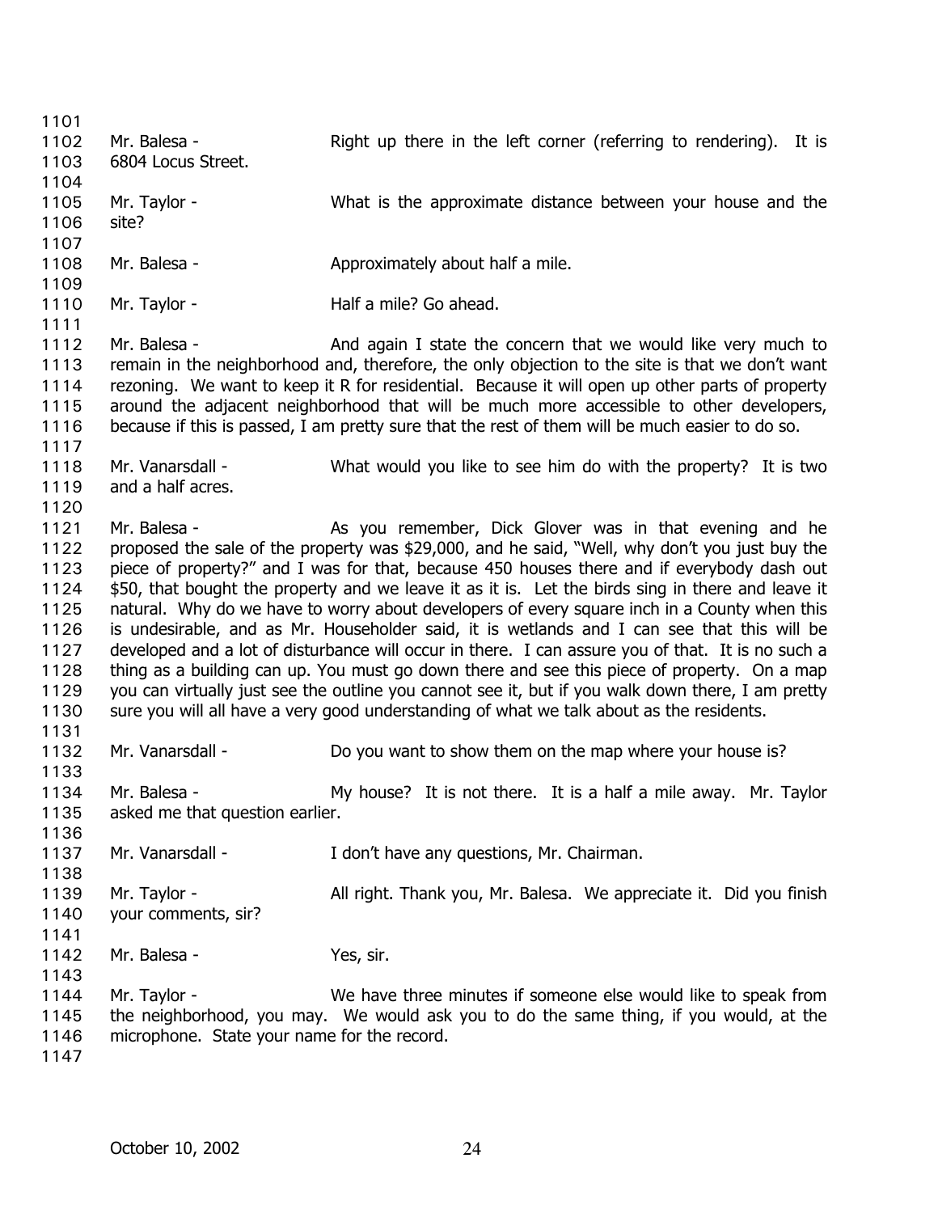Mr. Balesa - Right up there in the left corner (referring to rendering). It is 6804 Locus Street.

Mr. Taylor - What is the approximate distance between your house and the site?

Mr. Balesa - Approximately about half a mile.

Mr. Taylor - Half a mile? Go ahead.

Mr. Balesa - And again I state the concern that we would like very much to remain in the neighborhood and, therefore, the only objection to the site is that we don't want rezoning. We want to keep it R for residential. Because it will open up other parts of property around the adjacent neighborhood that will be much more accessible to other developers, because if this is passed, I am pretty sure that the rest of them will be much easier to do so.

Mr. Vanarsdall - What would you like to see him do with the property? It is two and a half acres.

Mr. Balesa - As you remember, Dick Glover was in that evening and he proposed the sale of the property was $29,000, and he said, "Well, why don't you just buy the piece of property?" and I was for that, because 450 houses there and if everybody dash out $50, that bought the property and we leave it as it is. Let the birds sing in there and leave it natural. Why do we have to worry about developers of every square inch in a County when this is undesirable, and as Mr. Householder said, it is wetlands and I can see that this will be developed and a lot of disturbance will occur in there. I can assure you of that. It is no such a thing as a building can up. You must go down there and see this piece of property. On a map you can virtually just see the outline you cannot see it, but if you walk down there, I am pretty sure you will all have a very good understanding of what we talk about as the residents.

Mr. Vanarsdall - Do you want to show them on the map where your house is?

Mr. Balesa - My house? It is not there. It is a half a mile away. Mr. Taylor asked me that question earlier.

Mr. Vanarsdall - I don't have any questions, Mr. Chairman.

Mr. Taylor - All right. Thank you, Mr. Balesa. We appreciate it. Did you finish your comments, sir?

Mr. Balesa - Yes, sir.

Mr. Taylor - We have three minutes if someone else would like to speak from the neighborhood, you may. We would ask you to do the same thing, if you would, at the microphone. State your name for the record.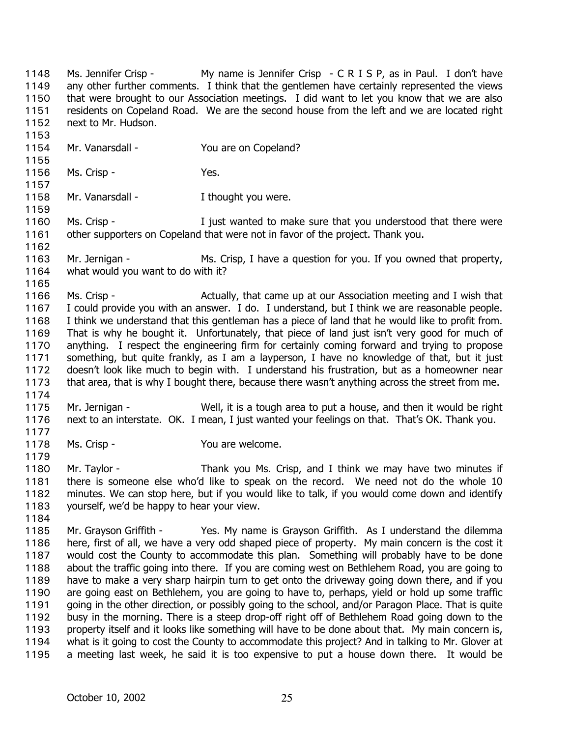Ms. Jennifer Crisp - My name is Jennifer Crisp - C R I S P, as in Paul. I don't have any other further comments. I think that the gentlemen have certainly represented the views that were brought to our Association meetings. I did want to let you know that we are also residents on Copeland Road. We are the second house from the left and we are located right next to Mr. Hudson.

Mr. Vanarsdall - You are on Copeland?

Ms. Crisp - Yes.

Mr. Vanarsdall - I thought you were.

Ms. Crisp - I just wanted to make sure that you understood that there were other supporters on Copeland that were not in favor of the project. Thank you.

Mr. Jernigan - Ms. Crisp, I have a question for you. If you owned that property, what would you want to do with it?

Ms. Crisp - Actually, that came up at our Association meeting and I wish that I could provide you with an answer. I do. I understand, but I think we are reasonable people. I think we understand that this gentleman has a piece of land that he would like to profit from. That is why he bought it. Unfortunately, that piece of land just isn't very good for much of anything. I respect the engineering firm for certainly coming forward and trying to propose something, but quite frankly, as I am a layperson, I have no knowledge of that, but it just doesn't look like much to begin with. I understand his frustration, but as a homeowner near that area, that is why I bought there, because there wasn't anything across the street from me.

Mr. Jernigan - Well, it is a tough area to put a house, and then it would be right next to an interstate. OK. I mean, I just wanted your feelings on that. That's OK. Thank you.

Ms. Crisp - You are welcome.

Mr. Taylor - Thank you Ms. Crisp, and I think we may have two minutes if there is someone else who'd like to speak on the record. We need not do the whole 10 minutes. We can stop here, but if you would like to talk, if you would come down and identify yourself, we'd be happy to hear your view.

Mr. Grayson Griffith - Yes. My name is Grayson Griffith. As I understand the dilemma here, first of all, we have a very odd shaped piece of property. My main concern is the cost it would cost the County to accommodate this plan. Something will probably have to be done about the traffic going into there. If you are coming west on Bethlehem Road, you are going to have to make a very sharp hairpin turn to get onto the driveway going down there, and if you are going east on Bethlehem, you are going to have to, perhaps, yield or hold up some traffic going in the other direction, or possibly going to the school, and/or Paragon Place. That is quite busy in the morning. There is a steep drop-off right off of Bethlehem Road going down to the property itself and it looks like something will have to be done about that. My main concern is, what is it going to cost the County to accommodate this project? And in talking to Mr. Glover at a meeting last week, he said it is too expensive to put a house down there. It would be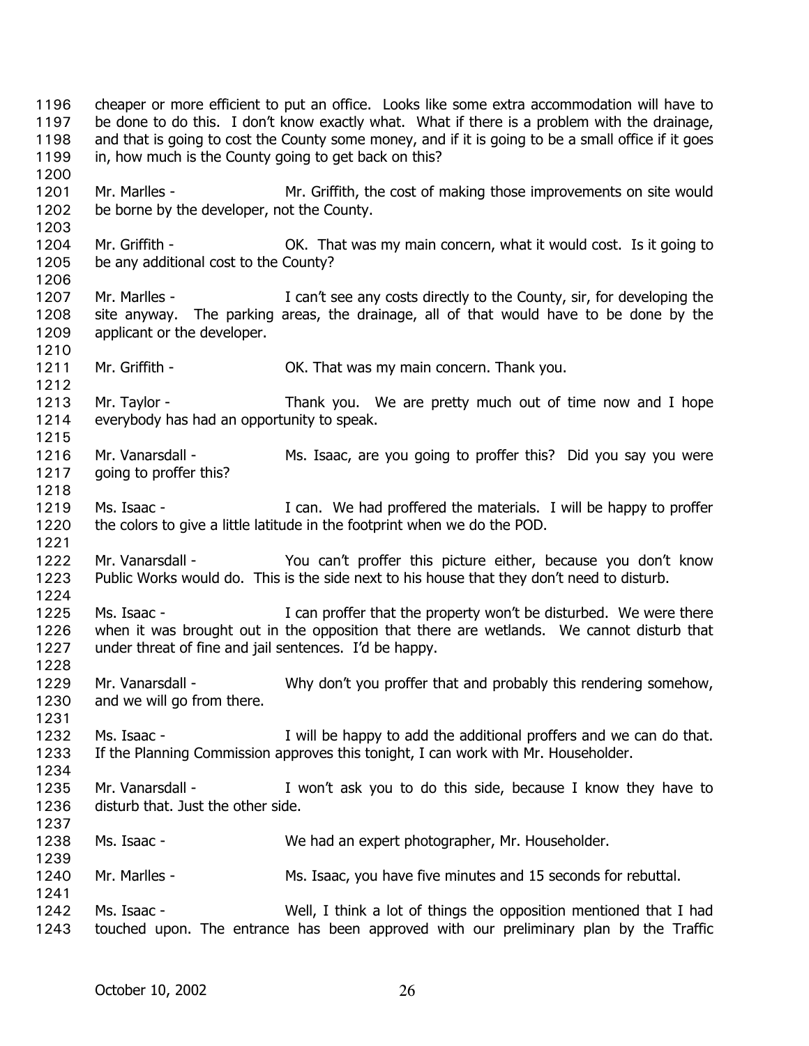cheaper or more efficient to put an office. Looks like some extra accommodation will have to be done to do this. I don't know exactly what. What if there is a problem with the drainage, and that is going to cost the County some money, and if it is going to be a small office if it goes in, how much is the County going to get back on this?

Mr. Marlles - Mr. Griffith, the cost of making those improvements on site would be borne by the developer, not the County.

Mr. Griffith - OK. That was my main concern, what it would cost. Is it going to be any additional cost to the County?

Mr. Marlles - I can't see any costs directly to the County, sir, for developing the site anyway. The parking areas, the drainage, all of that would have to be done by the applicant or the developer.

Mr. Griffith - OK. That was my main concern. Thank you.

Mr. Taylor - Thank you. We are pretty much out of time now and I hope everybody has had an opportunity to speak.

Mr. Vanarsdall - Ms. Isaac, are you going to proffer this? Did you say you were going to proffer this?

Ms. Isaac - I can. We had proffered the materials. I will be happy to proffer the colors to give a little latitude in the footprint when we do the POD.

Mr. Vanarsdall - You can't proffer this picture either, because you don't know Public Works would do. This is the side next to his house that they don't need to disturb.

Ms. Isaac - I can proffer that the property won't be disturbed. We were there when it was brought out in the opposition that there are wetlands. We cannot disturb that under threat of fine and jail sentences. I'd be happy.

Mr. Vanarsdall - Why don't you proffer that and probably this rendering somehow, and we will go from there.

Ms. Isaac - I will be happy to add the additional proffers and we can do that. If the Planning Commission approves this tonight, I can work with Mr. Householder.

Mr. Vanarsdall - I won't ask you to do this side, because I know they have to disturb that. Just the other side.

Ms. Isaac - We had an expert photographer, Mr. Householder.

Mr. Marlles - Ms. Isaac, you have five minutes and 15 seconds for rebuttal.

Ms. Isaac - Well, I think a lot of things the opposition mentioned that I had touched upon. The entrance has been approved with our preliminary plan by the Traffic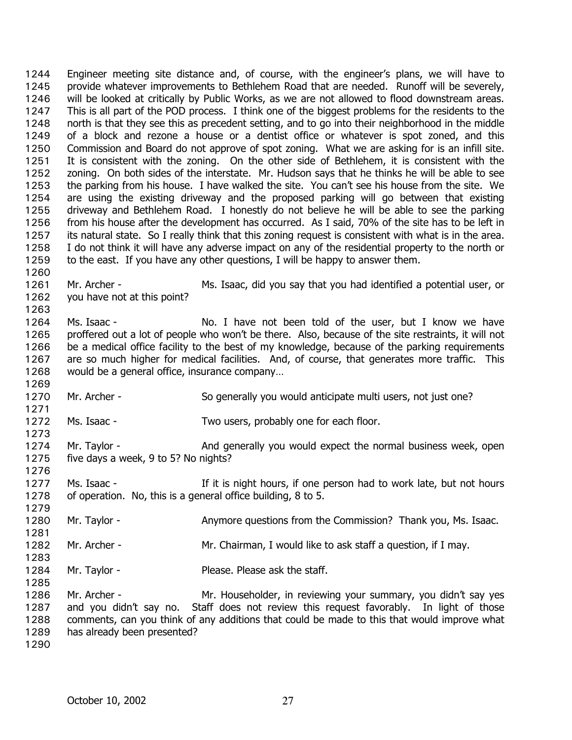Engineer meeting site distance and, of course, with the engineer's plans, we will have to provide whatever improvements to Bethlehem Road that are needed. Runoff will be severely, will be looked at critically by Public Works, as we are not allowed to flood downstream areas. This is all part of the POD process. I think one of the biggest problems for the residents to the north is that they see this as precedent setting, and to go into their neighborhood in the middle of a block and rezone a house or a dentist office or whatever is spot zoned, and this Commission and Board do not approve of spot zoning. What we are asking for is an infill site. It is consistent with the zoning. On the other side of Bethlehem, it is consistent with the zoning. On both sides of the interstate. Mr. Hudson says that he thinks he will be able to see the parking from his house. I have walked the site. You can't see his house from the site. We are using the existing driveway and the proposed parking will go between that existing driveway and Bethlehem Road. I honestly do not believe he will be able to see the parking from his house after the development has occurred. As I said, 70% of the site has to be left in its natural state. So I really think that this zoning request is consistent with what is in the area. I do not think it will have any adverse impact on any of the residential property to the north or to the east. If you have any other questions, I will be happy to answer them.

Mr. Archer - Ms. Isaac, did you say that you had identified a potential user, or you have not at this point?

Ms. Isaac - No. I have not been told of the user, but I know we have proffered out a lot of people who won't be there. Also, because of the site restraints, it will not be a medical office facility to the best of my knowledge, because of the parking requirements are so much higher for medical facilities. And, of course, that generates more traffic. This would be a general office, insurance company…

Mr. Archer - So generally you would anticipate multi users, not just one?

Ms. Isaac - Two users, probably one for each floor.

Mr. Taylor - And generally you would expect the normal business week, open five days a week, 9 to 5? No nights?

Ms. Isaac - If it is night hours, if one person had to work late, but not hours of operation. No, this is a general office building, 8 to 5.

Mr. Taylor - Anymore questions from the Commission? Thank you, Ms. Isaac.

Mr. Archer - Mr. Chairman, I would like to ask staff a question, if I may.

Mr. Taylor - Please. Please ask the staff.

Mr. Archer - Mr. Householder, in reviewing your summary, you didn't say yes and you didn't say no. Staff does not review this request favorably. In light of those comments, can you think of any additions that could be made to this that would improve what has already been presented?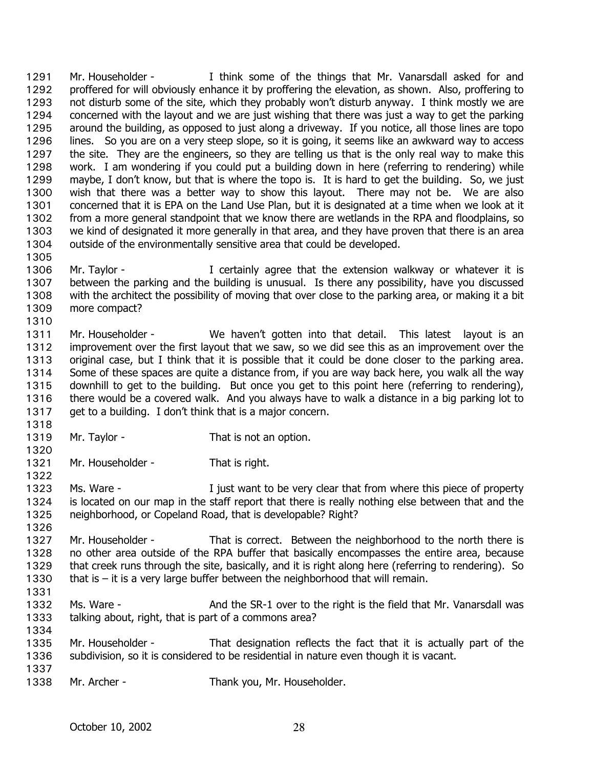Mr. Householder - I think some of the things that Mr. Vanarsdall asked for and proffered for will obviously enhance it by proffering the elevation, as shown. Also, proffering to not disturb some of the site, which they probably won't disturb anyway. I think mostly we are concerned with the layout and we are just wishing that there was just a way to get the parking around the building, as opposed to just along a driveway. If you notice, all those lines are topo lines. So you are on a very steep slope, so it is going, it seems like an awkward way to access the site. They are the engineers, so they are telling us that is the only real way to make this work. I am wondering if you could put a building down in here (referring to rendering) while maybe, I don't know, but that is where the topo is. It is hard to get the building. So, we just wish that there was a better way to show this layout. There may not be. We are also concerned that it is EPA on the Land Use Plan, but it is designated at a time when we look at it from a more general standpoint that we know there are wetlands in the RPA and floodplains, so we kind of designated it more generally in that area, and they have proven that there is an area outside of the environmentally sensitive area that could be developed.

Mr. Taylor - I certainly agree that the extension walkway or whatever it is between the parking and the building is unusual. Is there any possibility, have you discussed with the architect the possibility of moving that over close to the parking area, or making it a bit more compact?

Mr. Householder - We haven't gotten into that detail. This latest layout is an improvement over the first layout that we saw, so we did see this as an improvement over the original case, but I think that it is possible that it could be done closer to the parking area. Some of these spaces are quite a distance from, if you are way back here, you walk all the way downhill to get to the building. But once you get to this point here (referring to rendering), there would be a covered walk. And you always have to walk a distance in a big parking lot to get to a building. I don't think that is a major concern.

Mr. Taylor - That is not an option.

Mr. Householder - That is right.

Ms. Ware - I just want to be very clear that from where this piece of property is located on our map in the staff report that there is really nothing else between that and the neighborhood, or Copeland Road, that is developable? Right?

Mr. Householder - That is correct. Between the neighborhood to the north there is no other area outside of the RPA buffer that basically encompasses the entire area, because that creek runs through the site, basically, and it is right along here (referring to rendering). So that is – it is a very large buffer between the neighborhood that will remain.

Ms. Ware - And the SR-1 over to the right is the field that Mr. Vanarsdall was talking about, right, that is part of a commons area?

Mr. Householder - That designation reflects the fact that it is actually part of the subdivision, so it is considered to be residential in nature even though it is vacant.

Mr. Archer - Thank you, Mr. Householder.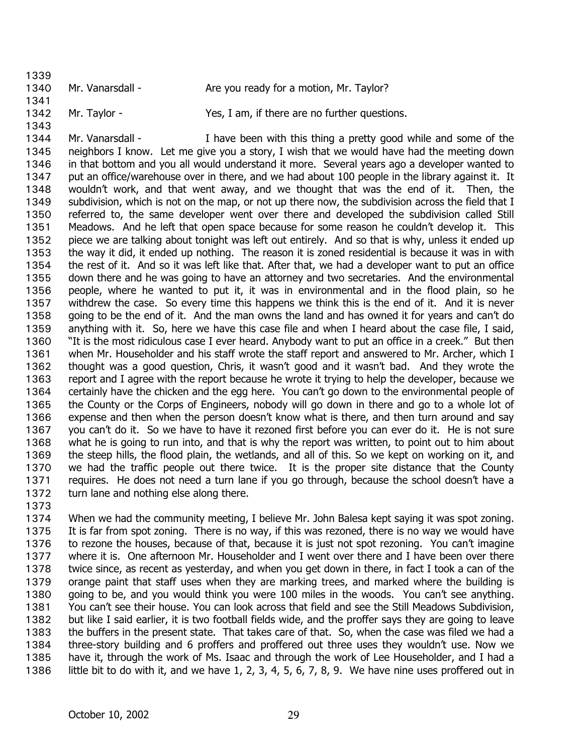Mr. Vanarsdall - Are you ready for a motion, Mr. Taylor?

Mr. Taylor - Yes, I am, if there are no further questions.

Mr. Vanarsdall - I have been with this thing a pretty good while and some of the neighbors I know. Let me give you a story, I wish that we would have had the meeting down in that bottom and you all would understand it more. Several years ago a developer wanted to put an office/warehouse over in there, and we had about 100 people in the library against it. It wouldn't work, and that went away, and we thought that was the end of it. Then, the subdivision, which is not on the map, or not up there now, the subdivision across the field that I referred to, the same developer went over there and developed the subdivision called Still Meadows. And he left that open space because for some reason he couldn't develop it. This piece we are talking about tonight was left out entirely. And so that is why, unless it ended up the way it did, it ended up nothing. The reason it is zoned residential is because it was in with the rest of it. And so it was left like that. After that, we had a developer want to put an office down there and he was going to have an attorney and two secretaries. And the environmental people, where he wanted to put it, it was in environmental and in the flood plain, so he withdrew the case. So every time this happens we think this is the end of it. And it is never going to be the end of it. And the man owns the land and has owned it for years and can't do anything with it. So, here we have this case file and when I heard about the case file, I said, "It is the most ridiculous case I ever heard. Anybody want to put an office in a creek." But then when Mr. Householder and his staff wrote the staff report and answered to Mr. Archer, which I thought was a good question, Chris, it wasn't good and it wasn't bad. And they wrote the report and I agree with the report because he wrote it trying to help the developer, because we certainly have the chicken and the egg here. You can't go down to the environmental people of the County or the Corps of Engineers, nobody will go down in there and go to a whole lot of expense and then when the person doesn't know what is there, and then turn around and say you can't do it. So we have to have it rezoned first before you can ever do it. He is not sure what he is going to run into, and that is why the report was written, to point out to him about the steep hills, the flood plain, the wetlands, and all of this. So we kept on working on it, and we had the traffic people out there twice. It is the proper site distance that the County requires. He does not need a turn lane if you go through, because the school doesn't have a turn lane and nothing else along there.

When we had the community meeting, I believe Mr. John Balesa kept saying it was spot zoning. It is far from spot zoning. There is no way, if this was rezoned, there is no way we would have to rezone the houses, because of that, because it is just not spot rezoning. You can't imagine where it is. One afternoon Mr. Householder and I went over there and I have been over there twice since, as recent as yesterday, and when you get down in there, in fact I took a can of the orange paint that staff uses when they are marking trees, and marked where the building is going to be, and you would think you were 100 miles in the woods. You can't see anything. You can't see their house. You can look across that field and see the Still Meadows Subdivision, but like I said earlier, it is two football fields wide, and the proffer says they are going to leave the buffers in the present state. That takes care of that. So, when the case was filed we had a three-story building and 6 proffers and proffered out three uses they wouldn't use. Now we have it, through the work of Ms. Isaac and through the work of Lee Householder, and I had a little bit to do with it, and we have 1, 2, 3, 4, 5, 6, 7, 8, 9. We have nine uses proffered out in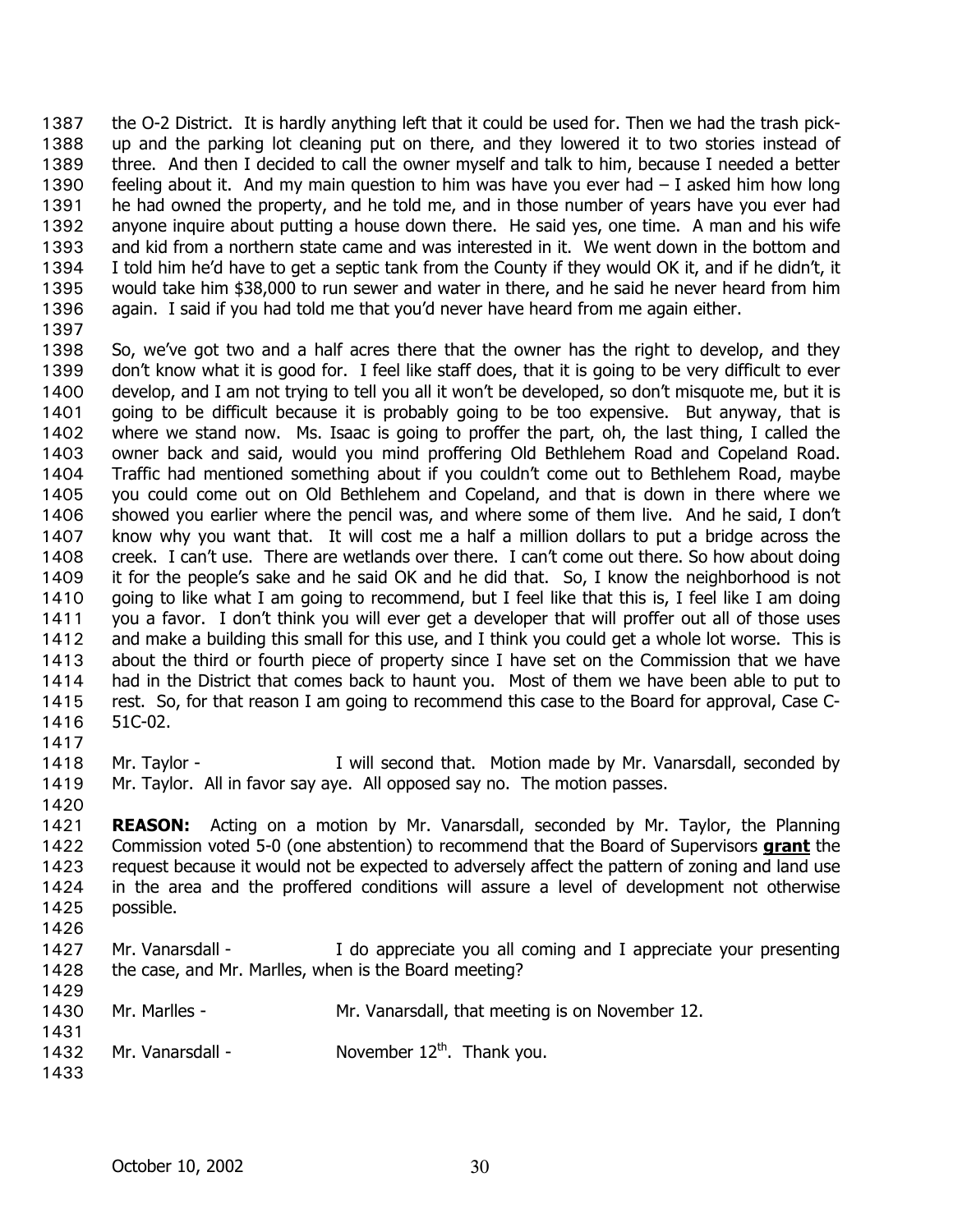the O-2 District. It is hardly anything left that it could be used for. Then we had the trash pick-up and the parking lot cleaning put on there, and they lowered it to two stories instead of three. And then I decided to call the owner myself and talk to him, because I needed a better feeling about it. And my main question to him was have you ever had – I asked him how long he had owned the property, and he told me, and in those number of years have you ever had anyone inquire about putting a house down there. He said yes, one time. A man and his wife and kid from a northern state came and was interested in it. We went down in the bottom and I told him he'd have to get a septic tank from the County if they would OK it, and if he didn't, it would take him $38,000 to run sewer and water in there, and he said he never heard from him again. I said if you had told me that you'd never have heard from me again either.

So, we've got two and a half acres there that the owner has the right to develop, and they don't know what it is good for. I feel like staff does, that it is going to be very difficult to ever develop, and I am not trying to tell you all it won't be developed, so don't misquote me, but it is going to be difficult because it is probably going to be too expensive. But anyway, that is where we stand now. Ms. Isaac is going to proffer the part, oh, the last thing, I called the owner back and said, would you mind proffering Old Bethlehem Road and Copeland Road. Traffic had mentioned something about if you couldn't come out to Bethlehem Road, maybe you could come out on Old Bethlehem and Copeland, and that is down in there where we showed you earlier where the pencil was, and where some of them live. And he said, I don't know why you want that. It will cost me a half a million dollars to put a bridge across the creek. I can't use. There are wetlands over there. I can't come out there. So how about doing it for the people's sake and he said OK and he did that. So, I know the neighborhood is not going to like what I am going to recommend, but I feel like that this is, I feel like I am doing you a favor. I don't think you will ever get a developer that will proffer out all of those uses and make a building this small for this use, and I think you could get a whole lot worse. This is about the third or fourth piece of property since I have set on the Commission that we have had in the District that comes back to haunt you. Most of them we have been able to put to rest. So, for that reason I am going to recommend this case to the Board for approval, Case C-51C-02.

Mr. Taylor - I will second that. Motion made by Mr. Vanarsdall, seconded by Mr. Taylor. All in favor say aye. All opposed say no. The motion passes.

**REASON:** Acting on a motion by Mr. Vanarsdall, seconded by Mr. Taylor, the Planning Commission voted 5-0 (one abstention) to recommend that the Board of Supervisors **grant** the request because it would not be expected to adversely affect the pattern of zoning and land use in the area and the proffered conditions will assure a level of development not otherwise possible.

Mr. Vanarsdall - I do appreciate you all coming and I appreciate your presenting the case, and Mr. Marlles, when is the Board meeting?

Mr. Marlles - Mr. Vanarsdall, that meeting is on November 12.

Mr. Vanarsdall - November 12th. Thank you.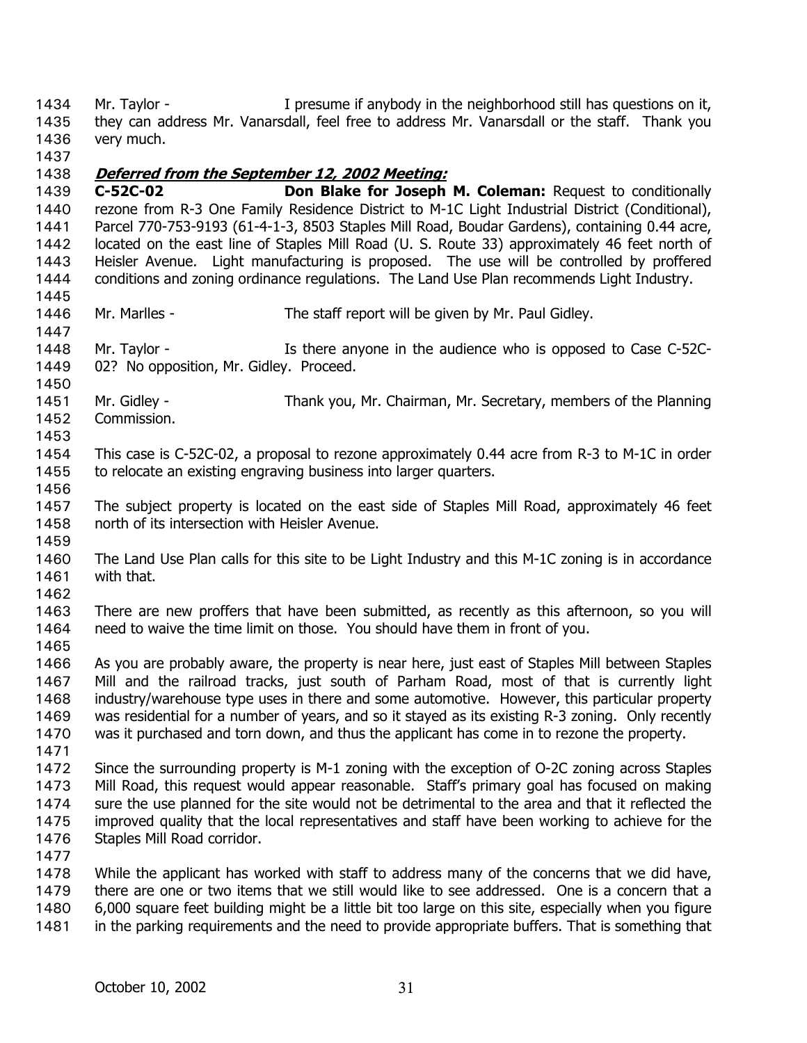Mr. Taylor - I presume if anybody in the neighborhood still has questions on it, they can address Mr. Vanarsdall, feel free to address Mr. Vanarsdall or the staff. Thank you very much.

***Deferred from the September 12, 2002 Meeting:***

**C-52C-02 Don Blake for Joseph M. Coleman:** Request to conditionally rezone from R-3 One Family Residence District to M-1C Light Industrial District (Conditional), Parcel 770-753-9193 (61-4-1-3, 8503 Staples Mill Road, Boudar Gardens), containing 0.44 acre, located on the east line of Staples Mill Road (U. S. Route 33) approximately 46 feet north of Heisler Avenue. Light manufacturing is proposed. The use will be controlled by proffered conditions and zoning ordinance regulations. The Land Use Plan recommends Light Industry.

Mr. Marlles - The staff report will be given by Mr. Paul Gidley.

Mr. Taylor - Is there anyone in the audience who is opposed to Case C-52C-02? No opposition, Mr. Gidley. Proceed.

Mr. Gidley - Thank you, Mr. Chairman, Mr. Secretary, members of the Planning Commission.

This case is C-52C-02, a proposal to rezone approximately 0.44 acre from R-3 to M-1C in order to relocate an existing engraving business into larger quarters.

The subject property is located on the east side of Staples Mill Road, approximately 46 feet north of its intersection with Heisler Avenue.

The Land Use Plan calls for this site to be Light Industry and this M-1C zoning is in accordance with that.

There are new proffers that have been submitted, as recently as this afternoon, so you will need to waive the time limit on those. You should have them in front of you.

As you are probably aware, the property is near here, just east of Staples Mill between Staples Mill and the railroad tracks, just south of Parham Road, most of that is currently light industry/warehouse type uses in there and some automotive. However, this particular property was residential for a number of years, and so it stayed as its existing R-3 zoning. Only recently was it purchased and torn down, and thus the applicant has come in to rezone the property.

Since the surrounding property is M-1 zoning with the exception of O-2C zoning across Staples Mill Road, this request would appear reasonable. Staff's primary goal has focused on making sure the use planned for the site would not be detrimental to the area and that it reflected the improved quality that the local representatives and staff have been working to achieve for the Staples Mill Road corridor.

While the applicant has worked with staff to address many of the concerns that we did have, there are one or two items that we still would like to see addressed. One is a concern that a 6,000 square feet building might be a little bit too large on this site, especially when you figure in the parking requirements and the need to provide appropriate buffers. That is something that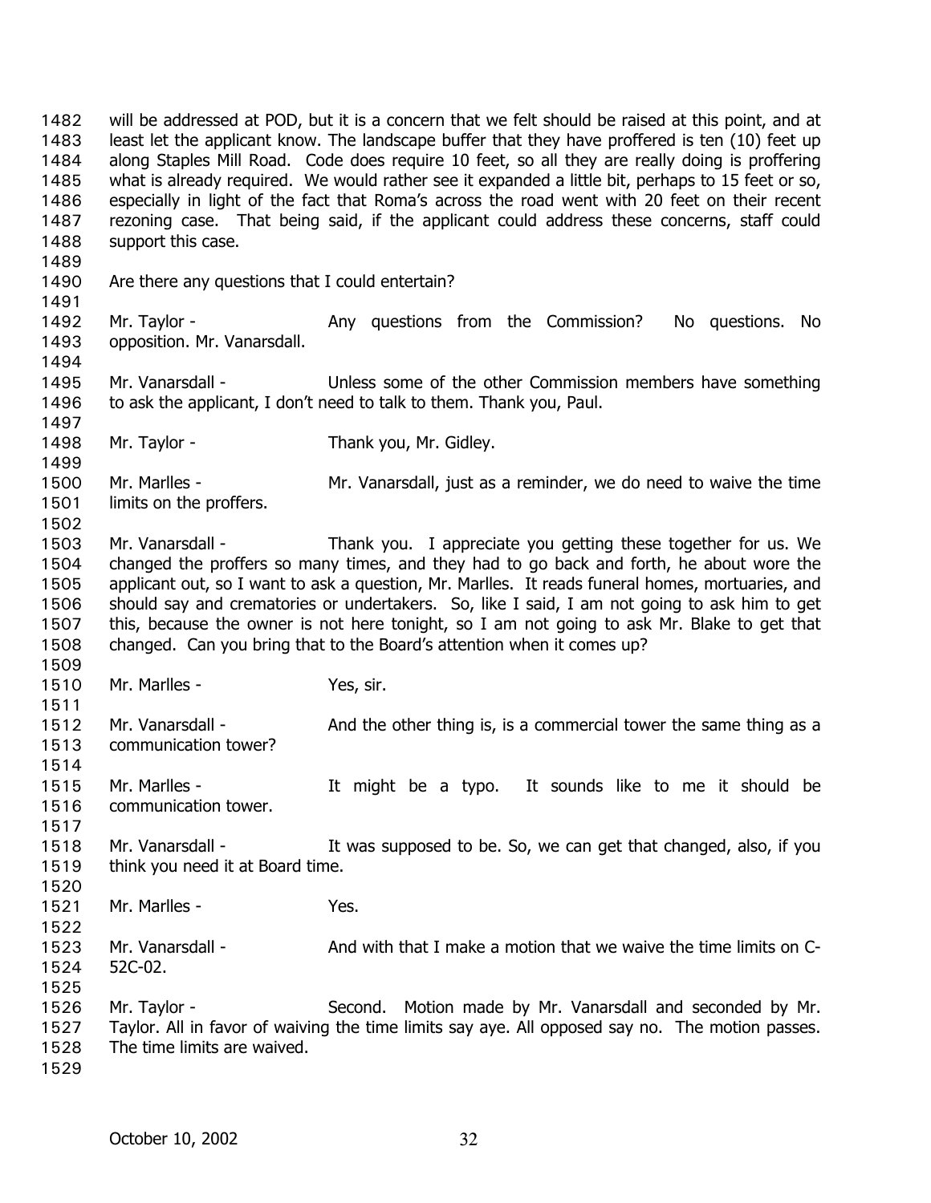will be addressed at POD, but it is a concern that we felt should be raised at this point, and at least let the applicant know. The landscape buffer that they have proffered is ten (10) feet up along Staples Mill Road. Code does require 10 feet, so all they are really doing is proffering what is already required. We would rather see it expanded a little bit, perhaps to 15 feet or so, especially in light of the fact that Roma's across the road went with 20 feet on their recent rezoning case. That being said, if the applicant could address these concerns, staff could support this case.

Are there any questions that I could entertain?

Mr. Taylor - Any questions from the Commission? No questions. No opposition. Mr. Vanarsdall.

Mr. Vanarsdall - Unless some of the other Commission members have something to ask the applicant, I don't need to talk to them. Thank you, Paul.

Mr. Taylor - Thank you, Mr. Gidley.

Mr. Marlles - Mr. Vanarsdall, just as a reminder, we do need to waive the time limits on the proffers.

Mr. Vanarsdall - Thank you. I appreciate you getting these together for us. We changed the proffers so many times, and they had to go back and forth, he about wore the applicant out, so I want to ask a question, Mr. Marlles. It reads funeral homes, mortuaries, and should say and crematories or undertakers. So, like I said, I am not going to ask him to get this, because the owner is not here tonight, so I am not going to ask Mr. Blake to get that changed. Can you bring that to the Board's attention when it comes up?

Mr. Marlles - Yes, sir.

Mr. Vanarsdall - And the other thing is, is a commercial tower the same thing as a communication tower?

Mr. Marlles - It might be a typo. It sounds like to me it should be communication tower.

Mr. Vanarsdall - It was supposed to be. So, we can get that changed, also, if you think you need it at Board time.

Mr. Marlles - Yes.

Mr. Vanarsdall - And with that I make a motion that we waive the time limits on C-52C-02.

Mr. Taylor - Second. Motion made by Mr. Vanarsdall and seconded by Mr. Taylor. All in favor of waiving the time limits say aye. All opposed say no. The motion passes. The time limits are waived.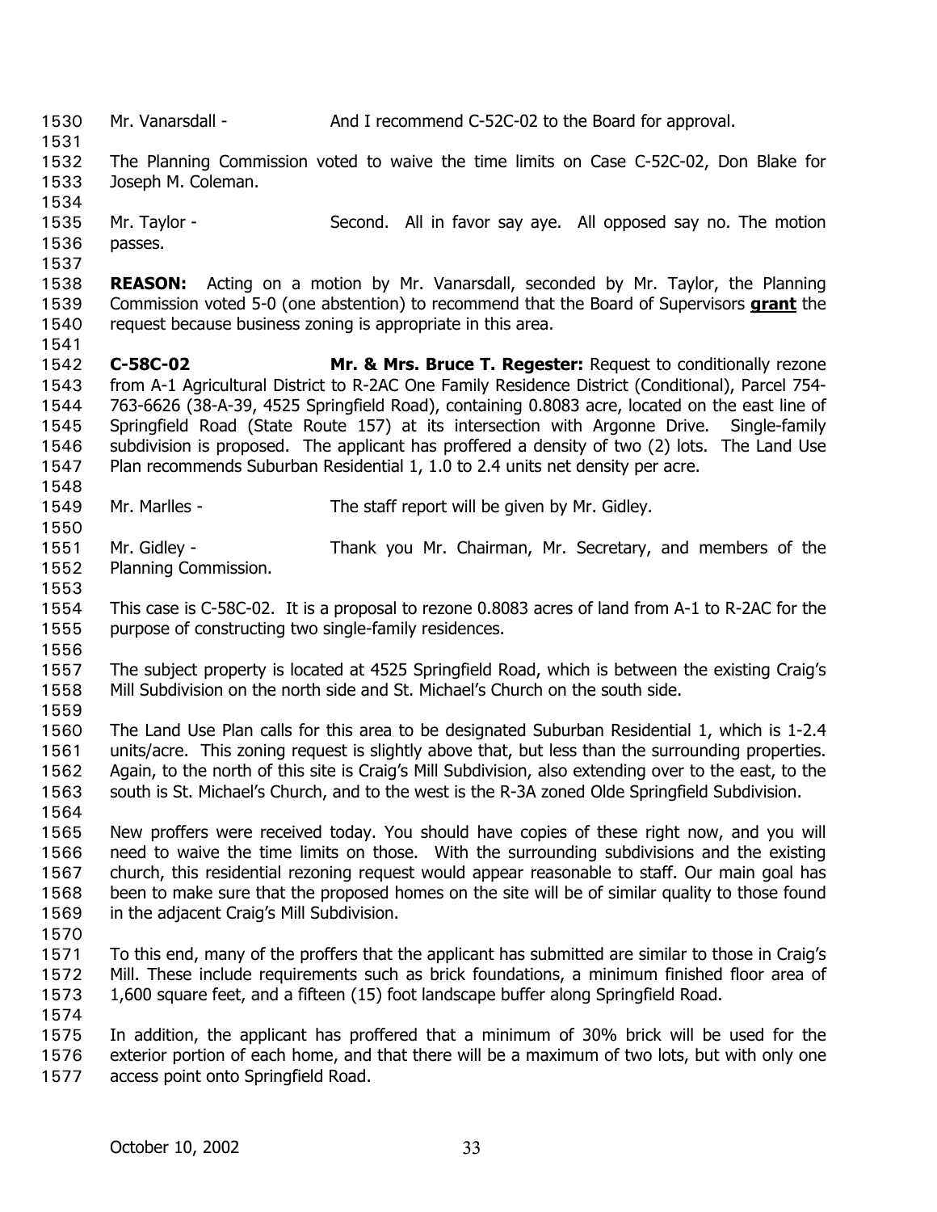Mr. Vanarsdall - And I recommend C-52C-02 to the Board for approval.

The Planning Commission voted to waive the time limits on Case C-52C-02, Don Blake for Joseph M. Coleman.

Mr. Taylor - Second. All in favor say aye. All opposed say no. The motion passes.

**REASON:** Acting on a motion by Mr. Vanarsdall, seconded by Mr. Taylor, the Planning Commission voted 5-0 (one abstention) to recommend that the Board of Supervisors **grant** the request because business zoning is appropriate in this area.

**C-58C-02 Mr. & Mrs. Bruce T. Regester:** Request to conditionally rezone from A-1 Agricultural District to R-2AC One Family Residence District (Conditional), Parcel 754-763-6626 (38-A-39, 4525 Springfield Road), containing 0.8083 acre, located on the east line of Springfield Road (State Route 157) at its intersection with Argonne Drive. Single-family subdivision is proposed. The applicant has proffered a density of two (2) lots. The Land Use Plan recommends Suburban Residential 1, 1.0 to 2.4 units net density per acre.

Mr. Marlles - The staff report will be given by Mr. Gidley.

Mr. Gidley - Thank you Mr. Chairman, Mr. Secretary, and members of the Planning Commission.

This case is C-58C-02. It is a proposal to rezone 0.8083 acres of land from A-1 to R-2AC for the purpose of constructing two single-family residences.

The subject property is located at 4525 Springfield Road, which is between the existing Craig's Mill Subdivision on the north side and St. Michael's Church on the south side.

The Land Use Plan calls for this area to be designated Suburban Residential 1, which is 1-2.4 units/acre. This zoning request is slightly above that, but less than the surrounding properties. Again, to the north of this site is Craig's Mill Subdivision, also extending over to the east, to the south is St. Michael's Church, and to the west is the R-3A zoned Olde Springfield Subdivision.

New proffers were received today. You should have copies of these right now, and you will need to waive the time limits on those. With the surrounding subdivisions and the existing church, this residential rezoning request would appear reasonable to staff. Our main goal has been to make sure that the proposed homes on the site will be of similar quality to those found in the adjacent Craig's Mill Subdivision.

To this end, many of the proffers that the applicant has submitted are similar to those in Craig's Mill. These include requirements such as brick foundations, a minimum finished floor area of 1,600 square feet, and a fifteen (15) foot landscape buffer along Springfield Road.

In addition, the applicant has proffered that a minimum of 30% brick will be used for the exterior portion of each home, and that there will be a maximum of two lots, but with only one access point onto Springfield Road.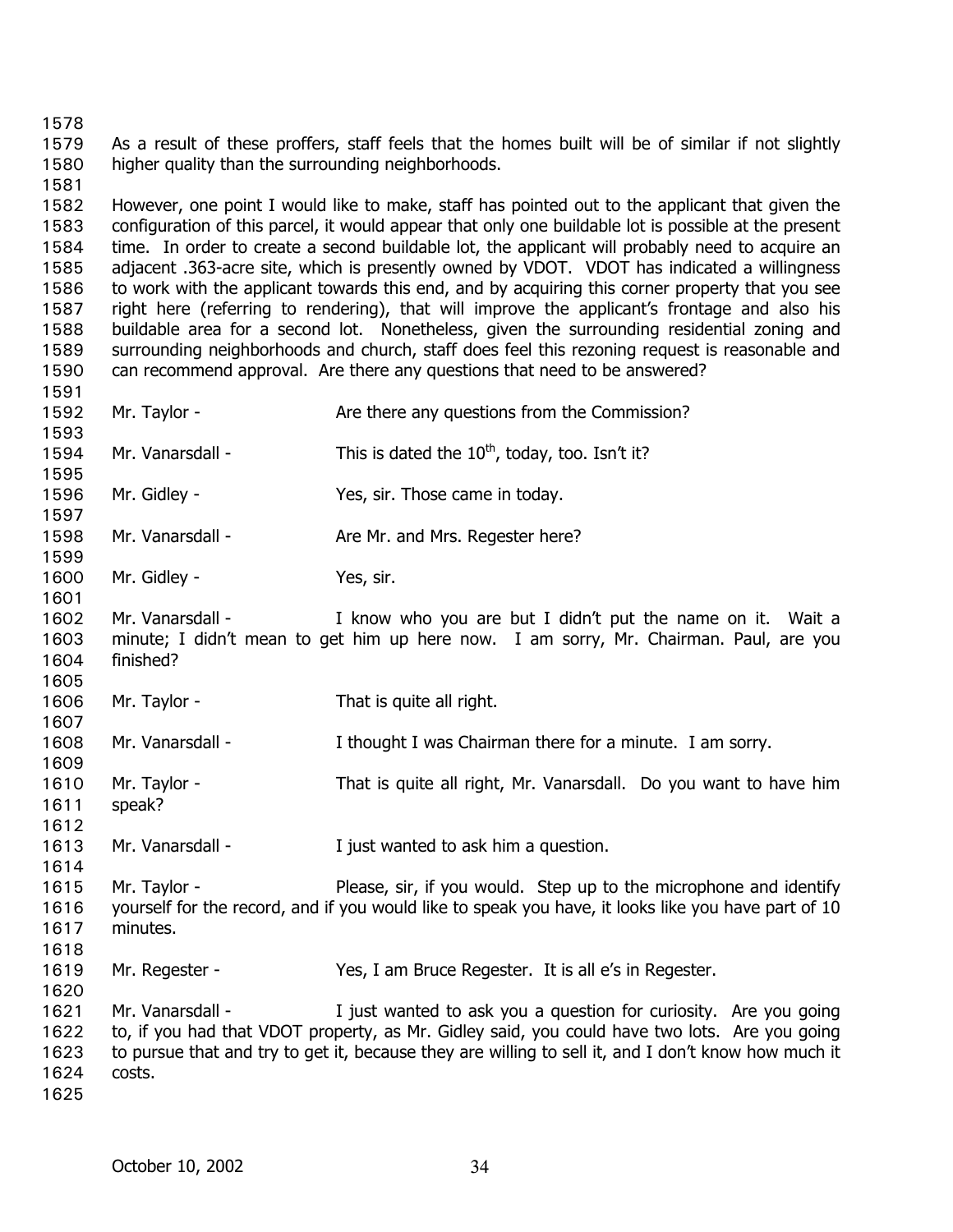As a result of these proffers, staff feels that the homes built will be of similar if not slightly higher quality than the surrounding neighborhoods.

However, one point I would like to make, staff has pointed out to the applicant that given the configuration of this parcel, it would appear that only one buildable lot is possible at the present time. In order to create a second buildable lot, the applicant will probably need to acquire an adjacent .363-acre site, which is presently owned by VDOT. VDOT has indicated a willingness to work with the applicant towards this end, and by acquiring this corner property that you see right here (referring to rendering), that will improve the applicant's frontage and also his buildable area for a second lot. Nonetheless, given the surrounding residential zoning and surrounding neighborhoods and church, staff does feel this rezoning request is reasonable and can recommend approval. Are there any questions that need to be answered?

Mr. Taylor - Are there any questions from the Commission?

Mr. Vanarsdall - This is dated the 10th, today, too. Isn't it?

Mr. Gidley - Yes, sir. Those came in today.

Mr. Vanarsdall - Are Mr. and Mrs. Regester here?

Mr. Gidley - Yes, sir.

Mr. Vanarsdall - I know who you are but I didn't put the name on it. Wait a minute; I didn't mean to get him up here now. I am sorry, Mr. Chairman. Paul, are you finished?

Mr. Taylor - That is quite all right.

Mr. Vanarsdall - I thought I was Chairman there for a minute. I am sorry.

Mr. Taylor - That is quite all right, Mr. Vanarsdall. Do you want to have him speak?

Mr. Vanarsdall - I just wanted to ask him a question.

Mr. Taylor - Please, sir, if you would. Step up to the microphone and identify yourself for the record, and if you would like to speak you have, it looks like you have part of 10 minutes.

Mr. Regester - Yes, I am Bruce Regester. It is all e's in Regester.

Mr. Vanarsdall - I just wanted to ask you a question for curiosity. Are you going to, if you had that VDOT property, as Mr. Gidley said, you could have two lots. Are you going to pursue that and try to get it, because they are willing to sell it, and I don't know how much it costs.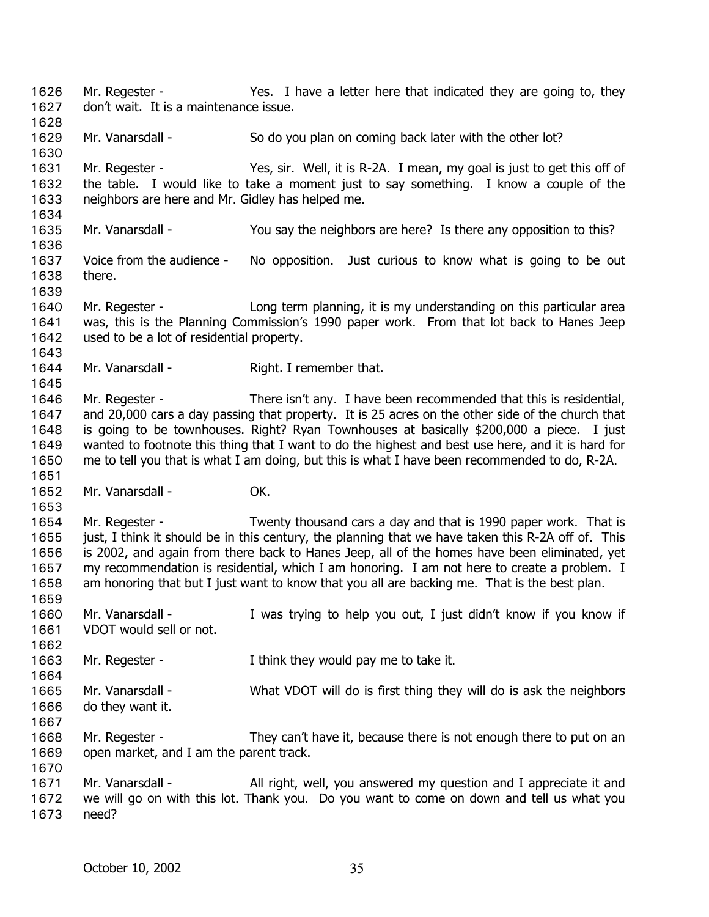Mr. Regester - Yes. I have a letter here that indicated they are going to, they don't wait. It is a maintenance issue.

Mr. Vanarsdall - So do you plan on coming back later with the other lot?

Mr. Regester - Yes, sir. Well, it is R-2A. I mean, my goal is just to get this off of the table. I would like to take a moment just to say something. I know a couple of the neighbors are here and Mr. Gidley has helped me.

Mr. Vanarsdall - You say the neighbors are here? Is there any opposition to this?

Voice from the audience - No opposition. Just curious to know what is going to be out there.

Mr. Regester - Long term planning, it is my understanding on this particular area was, this is the Planning Commission's 1990 paper work. From that lot back to Hanes Jeep used to be a lot of residential property.

Mr. Vanarsdall - Right. I remember that.

Mr. Regester - There isn't any. I have been recommended that this is residential, and 20,000 cars a day passing that property. It is 25 acres on the other side of the church that is going to be townhouses. Right? Ryan Townhouses at basically $200,000 a piece. I just wanted to footnote this thing that I want to do the highest and best use here, and it is hard for me to tell you that is what I am doing, but this is what I have been recommended to do, R-2A.

Mr. Vanarsdall - OK.

Mr. Regester - Twenty thousand cars a day and that is 1990 paper work. That is just, I think it should be in this century, the planning that we have taken this R-2A off of. This is 2002, and again from there back to Hanes Jeep, all of the homes have been eliminated, yet my recommendation is residential, which I am honoring. I am not here to create a problem. I am honoring that but I just want to know that you all are backing me. That is the best plan.

Mr. Vanarsdall - I was trying to help you out, I just didn't know if you know if VDOT would sell or not.

Mr. Regester - I think they would pay me to take it.

Mr. Vanarsdall - What VDOT will do is first thing they will do is ask the neighbors do they want it.

Mr. Regester - They can't have it, because there is not enough there to put on an open market, and I am the parent track.

Mr. Vanarsdall - All right, well, you answered my question and I appreciate it and we will go on with this lot. Thank you. Do you want to come on down and tell us what you need?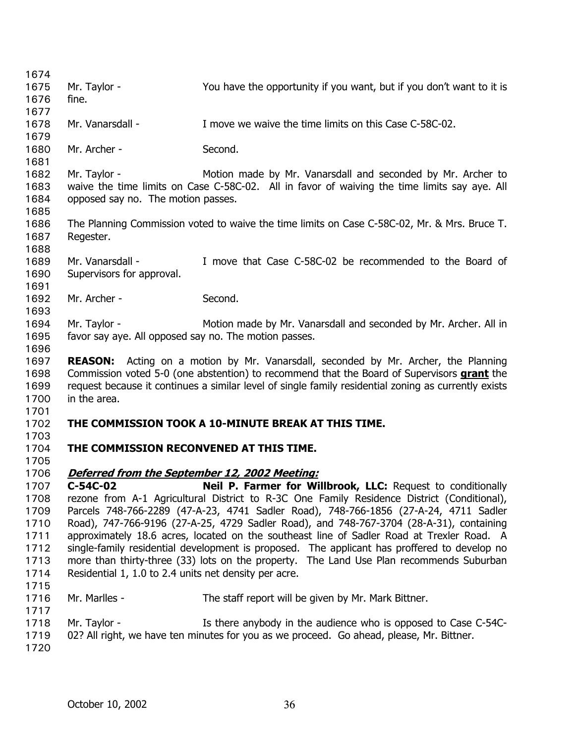Mr. Taylor - You have the opportunity if you want, but if you don't want to it is fine.

Mr. Vanarsdall - I move we waive the time limits on this Case C-58C-02.

Mr. Archer - Second.

Mr. Taylor - Motion made by Mr. Vanarsdall and seconded by Mr. Archer to waive the time limits on Case C-58C-02. All in favor of waiving the time limits say aye. All opposed say no. The motion passes.

The Planning Commission voted to waive the time limits on Case C-58C-02, Mr. & Mrs. Bruce T. Regester.

Mr. Vanarsdall - I move that Case C-58C-02 be recommended to the Board of Supervisors for approval.

Mr. Archer - Second.

Mr. Taylor - Motion made by Mr. Vanarsdall and seconded by Mr. Archer. All in favor say aye. All opposed say no. The motion passes.

**REASON:** Acting on a motion by Mr. Vanarsdall, seconded by Mr. Archer, the Planning Commission voted 5-0 (one abstention) to recommend that the Board of Supervisors **grant** the request because it continues a similar level of single family residential zoning as currently exists in the area.

**THE COMMISSION TOOK A 10-MINUTE BREAK AT THIS TIME.**

**THE COMMISSION RECONVENED AT THIS TIME.**

***Deferred from the September 12, 2002 Meeting:***

**C-54C-02** **Neil P. Farmer for Willbrook, LLC:** Request to conditionally rezone from A-1 Agricultural District to R-3C One Family Residence District (Conditional), Parcels 748-766-2289 (47-A-23, 4741 Sadler Road), 748-766-1856 (27-A-24, 4711 Sadler Road), 747-766-9196 (27-A-25, 4729 Sadler Road), and 748-767-3704 (28-A-31), containing approximately 18.6 acres, located on the southeast line of Sadler Road at Trexler Road. A single-family residential development is proposed. The applicant has proffered to develop no more than thirty-three (33) lots on the property. The Land Use Plan recommends Suburban Residential 1, 1.0 to 2.4 units net density per acre.

Mr. Marlles - The staff report will be given by Mr. Mark Bittner.

Mr. Taylor - Is there anybody in the audience who is opposed to Case C-54C-02? All right, we have ten minutes for you as we proceed. Go ahead, please, Mr. Bittner.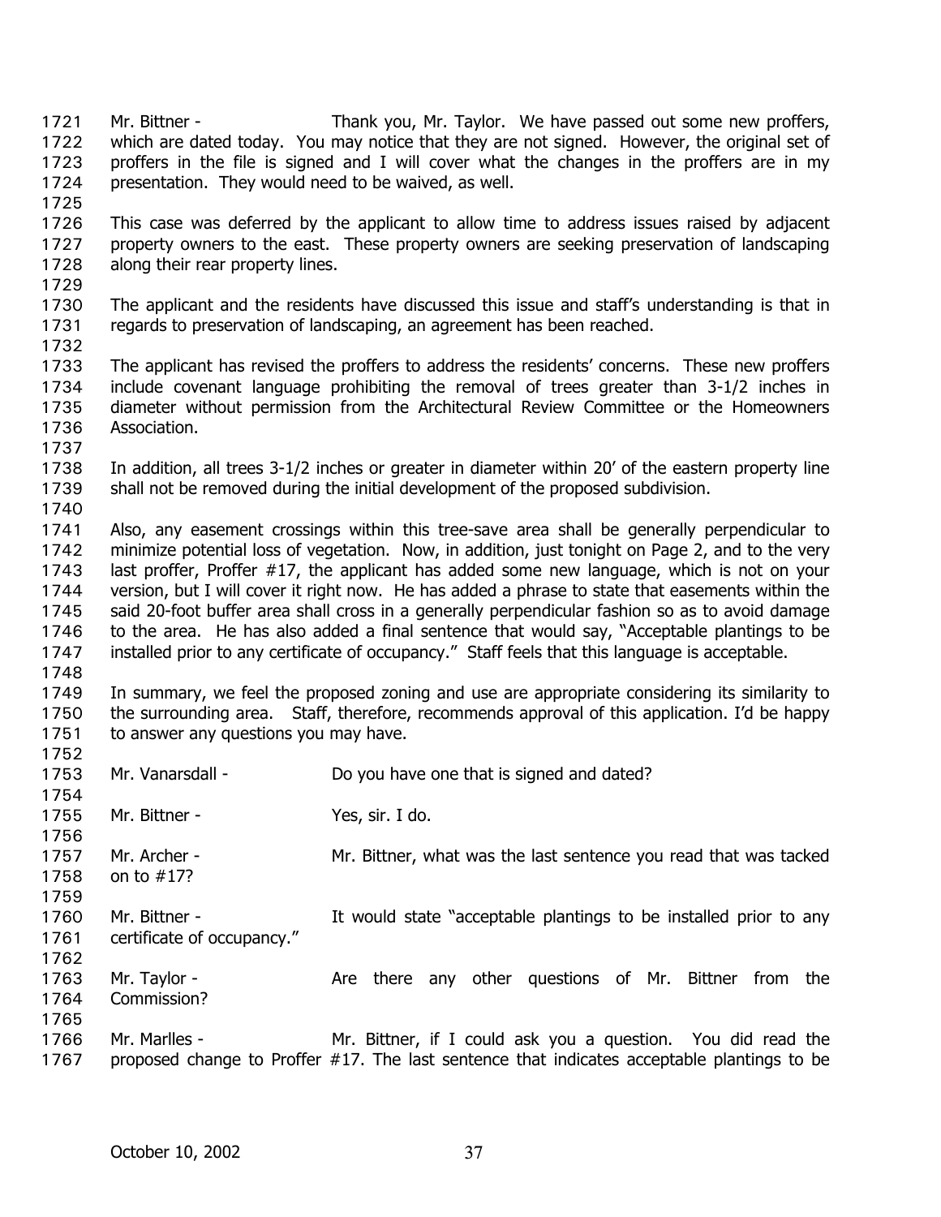Mr. Bittner - Thank you, Mr. Taylor. We have passed out some new proffers, which are dated today. You may notice that they are not signed. However, the original set of proffers in the file is signed and I will cover what the changes in the proffers are in my presentation. They would need to be waived, as well.

This case was deferred by the applicant to allow time to address issues raised by adjacent property owners to the east. These property owners are seeking preservation of landscaping along their rear property lines.

The applicant and the residents have discussed this issue and staff's understanding is that in regards to preservation of landscaping, an agreement has been reached.

The applicant has revised the proffers to address the residents' concerns. These new proffers include covenant language prohibiting the removal of trees greater than 3-1/2 inches in diameter without permission from the Architectural Review Committee or the Homeowners Association.

In addition, all trees 3-1/2 inches or greater in diameter within 20' of the eastern property line shall not be removed during the initial development of the proposed subdivision.

Also, any easement crossings within this tree-save area shall be generally perpendicular to minimize potential loss of vegetation. Now, in addition, just tonight on Page 2, and to the very last proffer, Proffer #17, the applicant has added some new language, which is not on your version, but I will cover it right now. He has added a phrase to state that easements within the said 20-foot buffer area shall cross in a generally perpendicular fashion so as to avoid damage to the area. He has also added a final sentence that would say, "Acceptable plantings to be installed prior to any certificate of occupancy." Staff feels that this language is acceptable.

In summary, we feel the proposed zoning and use are appropriate considering its similarity to the surrounding area. Staff, therefore, recommends approval of this application. I'd be happy to answer any questions you may have.

Mr. Vanarsdall - Do you have one that is signed and dated?

Mr. Bittner - Yes, sir. I do.

Mr. Archer - Mr. Bittner, what was the last sentence you read that was tacked on to #17?

Mr. Bittner - It would state "acceptable plantings to be installed prior to any certificate of occupancy."

Mr. Taylor - Are there any other questions of Mr. Bittner from the Commission?

Mr. Marlles - Mr. Bittner, if I could ask you a question. You did read the proposed change to Proffer #17. The last sentence that indicates acceptable plantings to be

October 10, 2002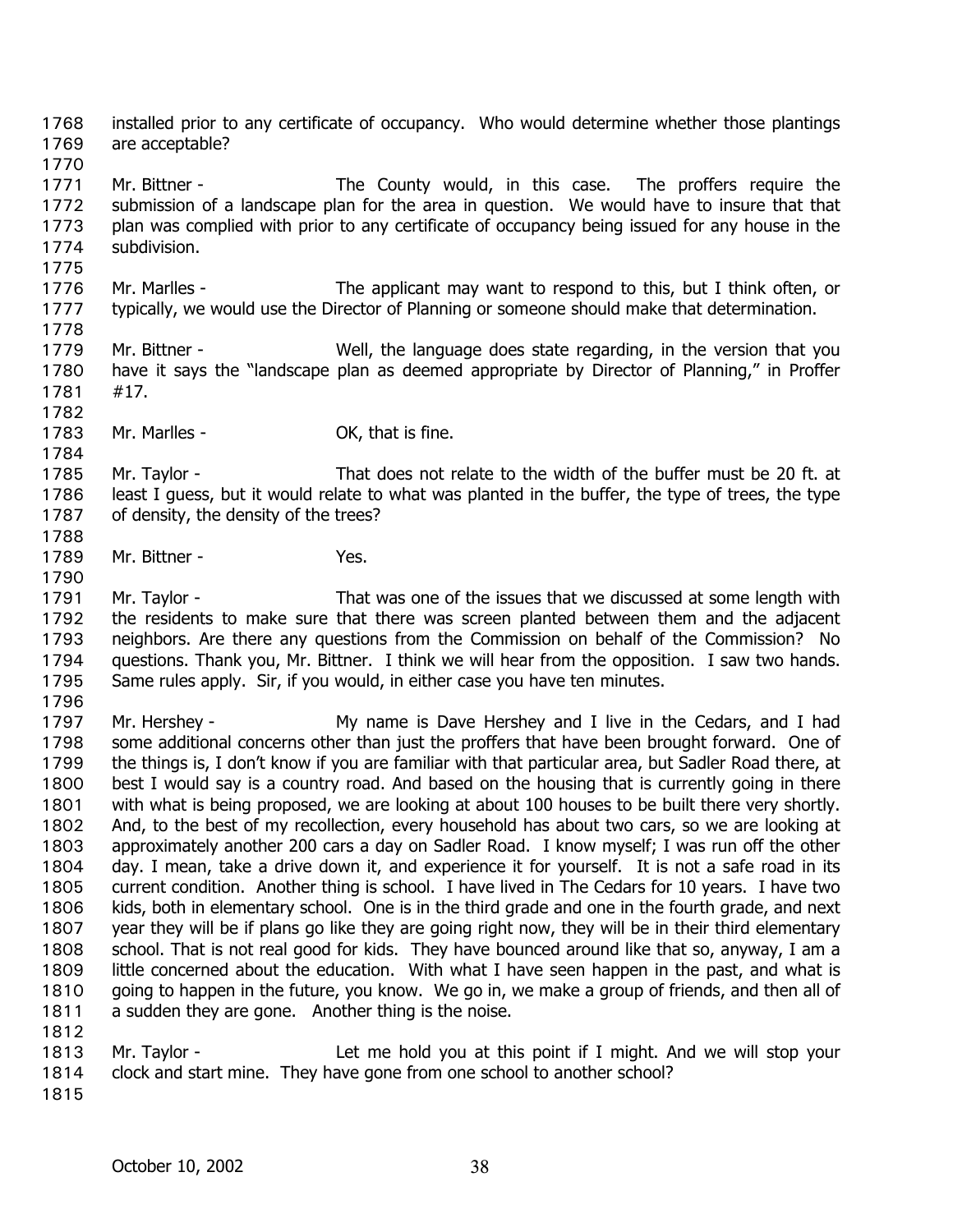installed prior to any certificate of occupancy. Who would determine whether those plantings are acceptable?

Mr. Bittner - The County would, in this case. The proffers require the submission of a landscape plan for the area in question. We would have to insure that that plan was complied with prior to any certificate of occupancy being issued for any house in the subdivision.

Mr. Marlles - The applicant may want to respond to this, but I think often, or typically, we would use the Director of Planning or someone should make that determination.

Mr. Bittner - Well, the language does state regarding, in the version that you have it says the "landscape plan as deemed appropriate by Director of Planning," in Proffer #17.

Mr. Marlles - OK, that is fine.

Mr. Taylor - That does not relate to the width of the buffer must be 20 ft. at least I guess, but it would relate to what was planted in the buffer, the type of trees, the type of density, the density of the trees?

Mr. Bittner - Yes.

Mr. Taylor - That was one of the issues that we discussed at some length with the residents to make sure that there was screen planted between them and the adjacent neighbors. Are there any questions from the Commission on behalf of the Commission? No questions. Thank you, Mr. Bittner. I think we will hear from the opposition. I saw two hands. Same rules apply. Sir, if you would, in either case you have ten minutes.

Mr. Hershey - My name is Dave Hershey and I live in the Cedars, and I had some additional concerns other than just the proffers that have been brought forward. One of the things is, I don't know if you are familiar with that particular area, but Sadler Road there, at best I would say is a country road. And based on the housing that is currently going in there with what is being proposed, we are looking at about 100 houses to be built there very shortly. And, to the best of my recollection, every household has about two cars, so we are looking at approximately another 200 cars a day on Sadler Road. I know myself; I was run off the other day. I mean, take a drive down it, and experience it for yourself. It is not a safe road in its current condition. Another thing is school. I have lived in The Cedars for 10 years. I have two kids, both in elementary school. One is in the third grade and one in the fourth grade, and next year they will be if plans go like they are going right now, they will be in their third elementary school. That is not real good for kids. They have bounced around like that so, anyway, I am a little concerned about the education. With what I have seen happen in the past, and what is going to happen in the future, you know. We go in, we make a group of friends, and then all of a sudden they are gone. Another thing is the noise.

Mr. Taylor - Let me hold you at this point if I might. And we will stop your clock and start mine. They have gone from one school to another school?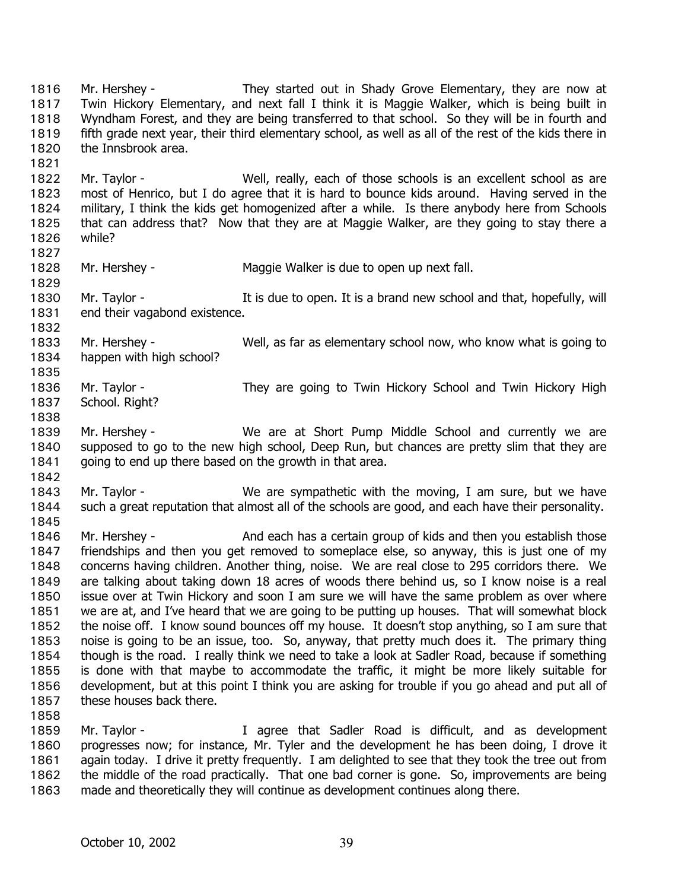Mr. Hershey - They started out in Shady Grove Elementary, they are now at Twin Hickory Elementary, and next fall I think it is Maggie Walker, which is being built in Wyndham Forest, and they are being transferred to that school. So they will be in fourth and fifth grade next year, their third elementary school, as well as all of the rest of the kids there in the Innsbrook area.

Mr. Taylor - Well, really, each of those schools is an excellent school as are most of Henrico, but I do agree that it is hard to bounce kids around. Having served in the military, I think the kids get homogenized after a while. Is there anybody here from Schools that can address that? Now that they are at Maggie Walker, are they going to stay there a while?

Mr. Hershey - Maggie Walker is due to open up next fall.

Mr. Taylor - It is due to open. It is a brand new school and that, hopefully, will end their vagabond existence.

Mr. Hershey - Well, as far as elementary school now, who know what is going to happen with high school?

Mr. Taylor - They are going to Twin Hickory School and Twin Hickory High School. Right?

Mr. Hershey - We are at Short Pump Middle School and currently we are supposed to go to the new high school, Deep Run, but chances are pretty slim that they are going to end up there based on the growth in that area.

Mr. Taylor - We are sympathetic with the moving, I am sure, but we have such a great reputation that almost all of the schools are good, and each have their personality.

Mr. Hershey - And each has a certain group of kids and then you establish those friendships and then you get removed to someplace else, so anyway, this is just one of my concerns having children. Another thing, noise. We are real close to 295 corridors there. We are talking about taking down 18 acres of woods there behind us, so I know noise is a real issue over at Twin Hickory and soon I am sure we will have the same problem as over where we are at, and I've heard that we are going to be putting up houses. That will somewhat block the noise off. I know sound bounces off my house. It doesn't stop anything, so I am sure that noise is going to be an issue, too. So, anyway, that pretty much does it. The primary thing though is the road. I really think we need to take a look at Sadler Road, because if something is done with that maybe to accommodate the traffic, it might be more likely suitable for development, but at this point I think you are asking for trouble if you go ahead and put all of these houses back there.

Mr. Taylor - I agree that Sadler Road is difficult, and as development progresses now; for instance, Mr. Tyler and the development he has been doing, I drove it again today. I drive it pretty frequently. I am delighted to see that they took the tree out from the middle of the road practically. That one bad corner is gone. So, improvements are being made and theoretically they will continue as development continues along there.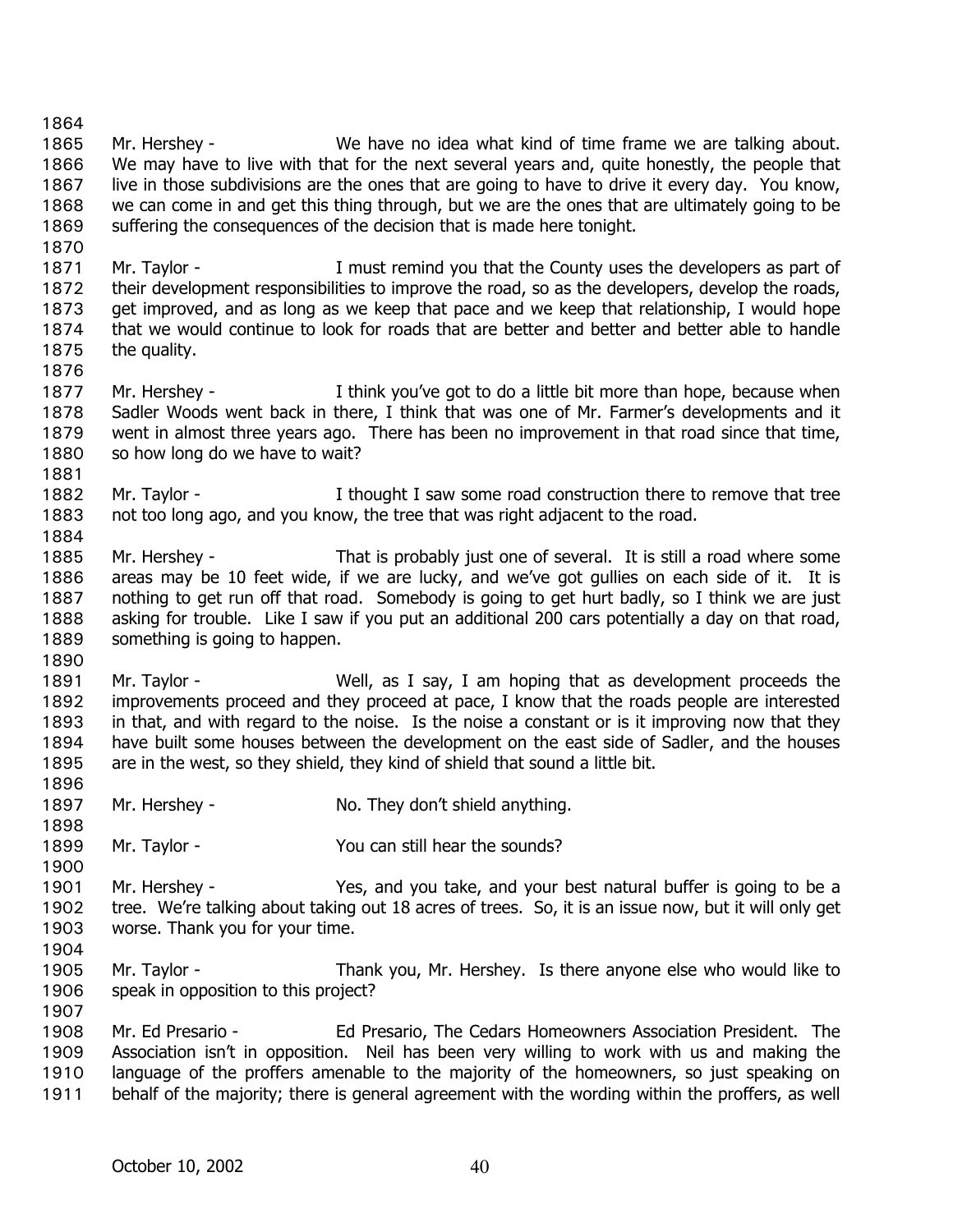Mr. Hershey - We have no idea what kind of time frame we are talking about. We may have to live with that for the next several years and, quite honestly, the people that live in those subdivisions are the ones that are going to have to drive it every day. You know, we can come in and get this thing through, but we are the ones that are ultimately going to be suffering the consequences of the decision that is made here tonight.

Mr. Taylor - I must remind you that the County uses the developers as part of their development responsibilities to improve the road, so as the developers, develop the roads, get improved, and as long as we keep that pace and we keep that relationship, I would hope that we would continue to look for roads that are better and better and better able to handle the quality.

Mr. Hershey - I think you've got to do a little bit more than hope, because when Sadler Woods went back in there, I think that was one of Mr. Farmer's developments and it went in almost three years ago. There has been no improvement in that road since that time, so how long do we have to wait?

Mr. Taylor - I thought I saw some road construction there to remove that tree not too long ago, and you know, the tree that was right adjacent to the road.

Mr. Hershey - That is probably just one of several. It is still a road where some areas may be 10 feet wide, if we are lucky, and we've got gullies on each side of it. It is nothing to get run off that road. Somebody is going to get hurt badly, so I think we are just asking for trouble. Like I saw if you put an additional 200 cars potentially a day on that road, something is going to happen.

Mr. Taylor - Well, as I say, I am hoping that as development proceeds the improvements proceed and they proceed at pace, I know that the roads people are interested in that, and with regard to the noise. Is the noise a constant or is it improving now that they have built some houses between the development on the east side of Sadler, and the houses are in the west, so they shield, they kind of shield that sound a little bit.

Mr. Hershey - No. They don't shield anything.

Mr. Taylor - You can still hear the sounds?

Mr. Hershey - Yes, and you take, and your best natural buffer is going to be a tree. We're talking about taking out 18 acres of trees. So, it is an issue now, but it will only get worse. Thank you for your time.

Mr. Taylor - Thank you, Mr. Hershey. Is there anyone else who would like to speak in opposition to this project?

Mr. Ed Presario - Ed Presario, The Cedars Homeowners Association President. The Association isn't in opposition. Neil has been very willing to work with us and making the language of the proffers amenable to the majority of the homeowners, so just speaking on behalf of the majority; there is general agreement with the wording within the proffers, as well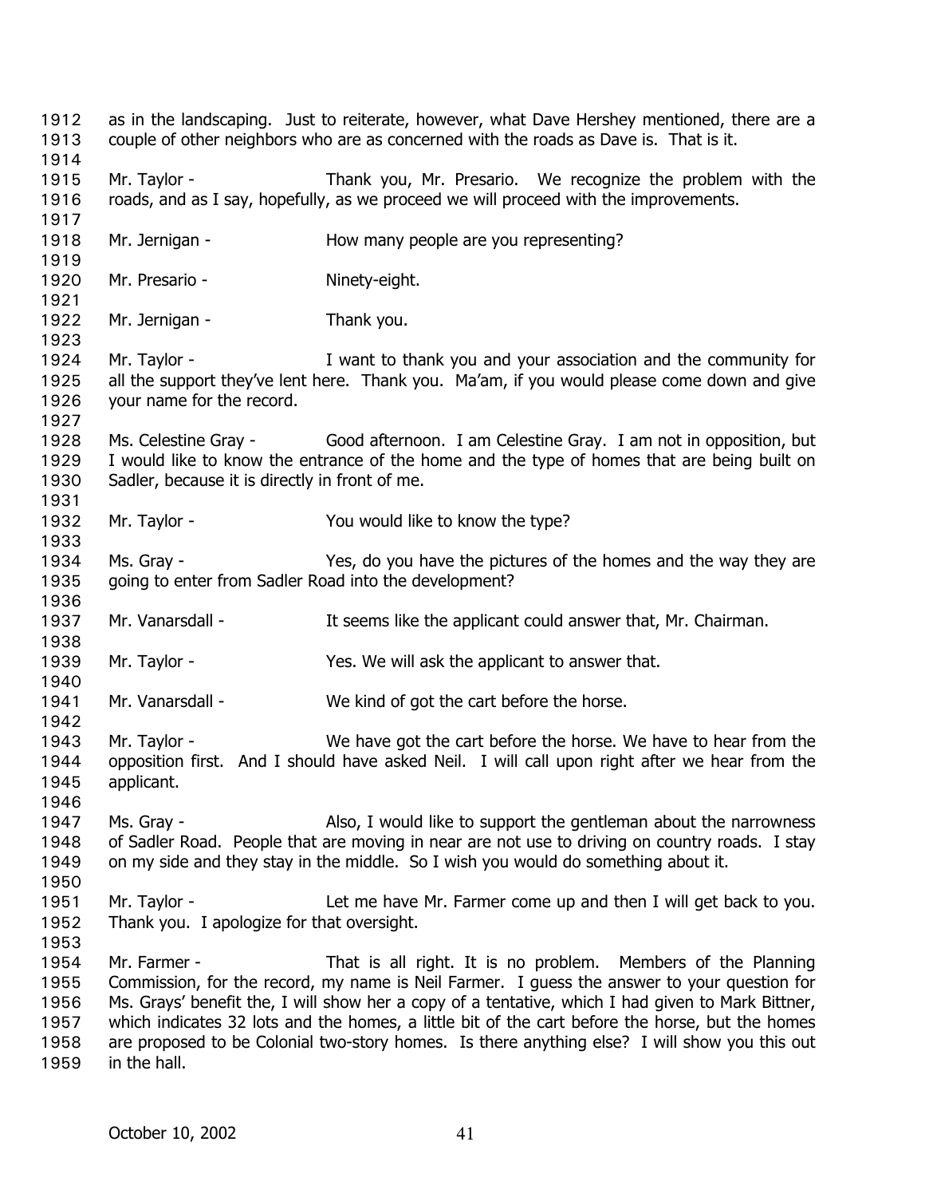as in the landscaping. Just to reiterate, however, what Dave Hershey mentioned, there are a couple of other neighbors who are as concerned with the roads as Dave is. That is it.

Mr. Taylor - Thank you, Mr. Presario. We recognize the problem with the roads, and as I say, hopefully, as we proceed we will proceed with the improvements.

Mr. Jernigan - How many people are you representing?

Mr. Presario - Ninety-eight.

Mr. Jernigan - Thank you.

Mr. Taylor - I want to thank you and your association and the community for all the support they've lent here. Thank you. Ma'am, if you would please come down and give your name for the record.

Ms. Celestine Gray - Good afternoon. I am Celestine Gray. I am not in opposition, but I would like to know the entrance of the home and the type of homes that are being built on Sadler, because it is directly in front of me.

Mr. Taylor - You would like to know the type?

Ms. Gray - Yes, do you have the pictures of the homes and the way they are going to enter from Sadler Road into the development?

Mr. Vanarsdall - It seems like the applicant could answer that, Mr. Chairman.

Mr. Taylor - Yes. We will ask the applicant to answer that.

Mr. Vanarsdall - We kind of got the cart before the horse.

Mr. Taylor - We have got the cart before the horse. We have to hear from the opposition first. And I should have asked Neil. I will call upon right after we hear from the applicant.

Ms. Gray - Also, I would like to support the gentleman about the narrowness of Sadler Road. People that are moving in near are not use to driving on country roads. I stay on my side and they stay in the middle. So I wish you would do something about it.

Mr. Taylor - Let me have Mr. Farmer come up and then I will get back to you. Thank you. I apologize for that oversight.

Mr. Farmer - That is all right. It is no problem. Members of the Planning Commission, for the record, my name is Neil Farmer. I guess the answer to your question for Ms. Grays' benefit the, I will show her a copy of a tentative, which I had given to Mark Bittner, which indicates 32 lots and the homes, a little bit of the cart before the horse, but the homes are proposed to be Colonial two-story homes. Is there anything else? I will show you this out in the hall.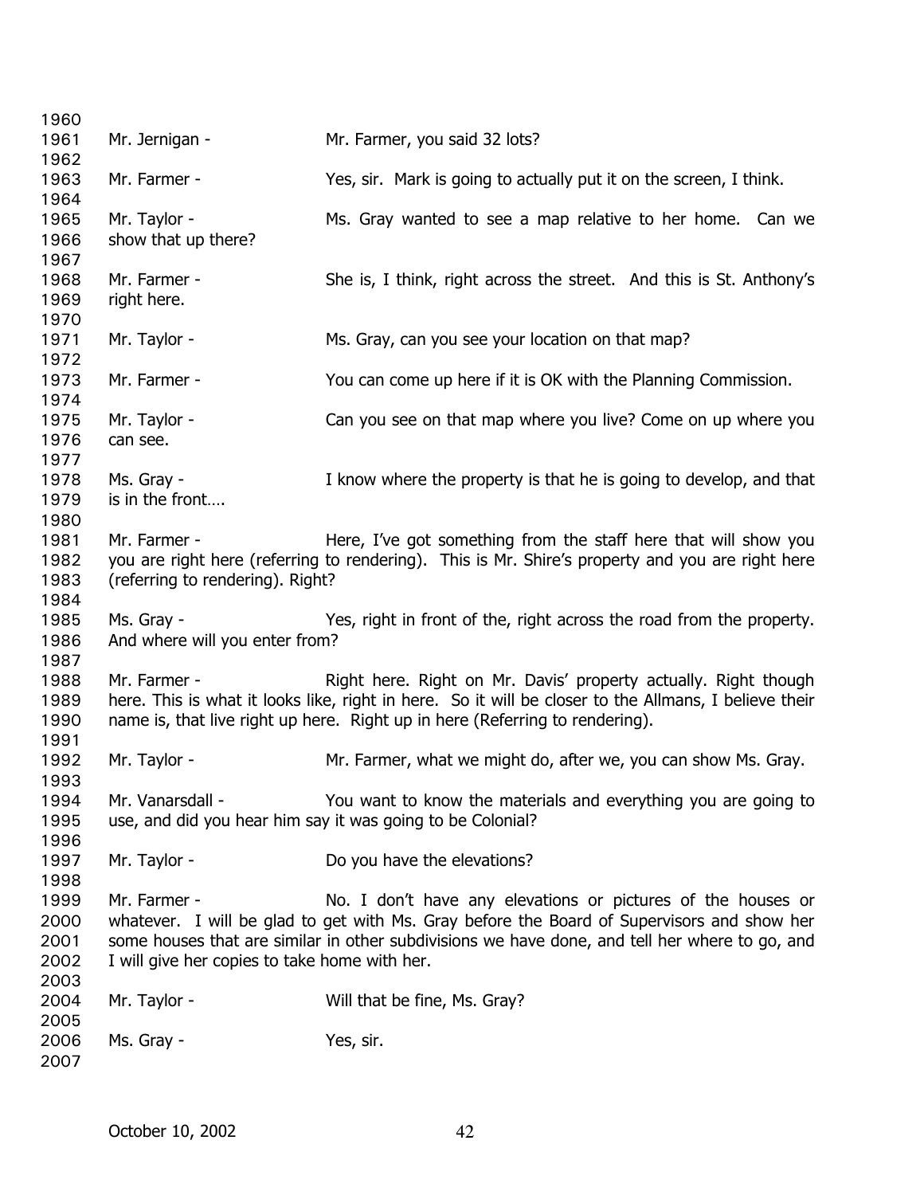Mr. Jernigan - Mr. Farmer, you said 32 lots?

Mr. Farmer - Yes, sir. Mark is going to actually put it on the screen, I think.

Mr. Taylor - Ms. Gray wanted to see a map relative to her home. Can we show that up there?

Mr. Farmer - She is, I think, right across the street. And this is St. Anthony's right here.

Mr. Taylor - Ms. Gray, can you see your location on that map?

Mr. Farmer - You can come up here if it is OK with the Planning Commission.

Mr. Taylor - Can you see on that map where you live? Come on up where you can see.

Ms. Gray - I know where the property is that he is going to develop, and that is in the front….

Mr. Farmer - Here, I've got something from the staff here that will show you you are right here (referring to rendering). This is Mr. Shire's property and you are right here (referring to rendering). Right?

Ms. Gray - Yes, right in front of the, right across the road from the property. And where will you enter from?

Mr. Farmer - Right here. Right on Mr. Davis' property actually. Right though here. This is what it looks like, right in here. So it will be closer to the Allmans, I believe their name is, that live right up here. Right up in here (Referring to rendering).

Mr. Taylor - Mr. Farmer, what we might do, after we, you can show Ms. Gray.

Mr. Vanarsdall - You want to know the materials and everything you are going to use, and did you hear him say it was going to be Colonial?

Mr. Taylor - Do you have the elevations?

Mr. Farmer - No. I don't have any elevations or pictures of the houses or whatever. I will be glad to get with Ms. Gray before the Board of Supervisors and show her some houses that are similar in other subdivisions we have done, and tell her where to go, and I will give her copies to take home with her.

Mr. Taylor - Will that be fine, Ms. Gray?

Ms. Gray - Yes, sir.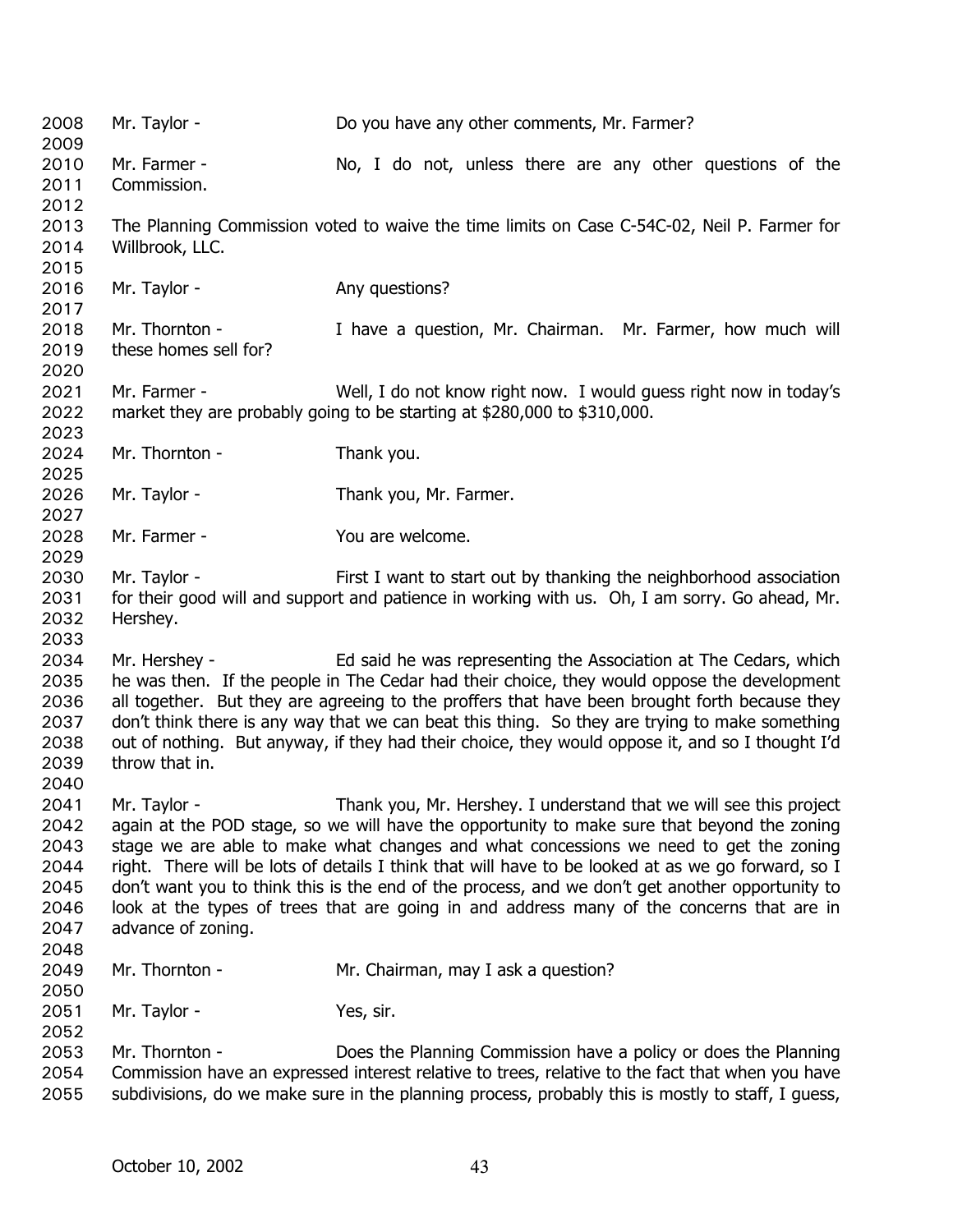Mr. Taylor - Do you have any other comments, Mr. Farmer?

Mr. Farmer - No, I do not, unless there are any other questions of the Commission.

The Planning Commission voted to waive the time limits on Case C-54C-02, Neil P. Farmer for Willbrook, LLC.

Mr. Taylor - Any questions?

Mr. Thornton - I have a question, Mr. Chairman. Mr. Farmer, how much will these homes sell for?

Mr. Farmer - Well, I do not know right now. I would guess right now in today's market they are probably going to be starting at $280,000 to $310,000.

Mr. Thornton - Thank you.

Mr. Taylor - Thank you, Mr. Farmer.

Mr. Farmer - You are welcome.

Mr. Taylor - First I want to start out by thanking the neighborhood association for their good will and support and patience in working with us. Oh, I am sorry. Go ahead, Mr. Hershey.

Mr. Hershey - Ed said he was representing the Association at The Cedars, which he was then. If the people in The Cedar had their choice, they would oppose the development all together. But they are agreeing to the proffers that have been brought forth because they don't think there is any way that we can beat this thing. So they are trying to make something out of nothing. But anyway, if they had their choice, they would oppose it, and so I thought I'd throw that in.

Mr. Taylor - Thank you, Mr. Hershey. I understand that we will see this project again at the POD stage, so we will have the opportunity to make sure that beyond the zoning stage we are able to make what changes and what concessions we need to get the zoning right. There will be lots of details I think that will have to be looked at as we go forward, so I don't want you to think this is the end of the process, and we don't get another opportunity to look at the types of trees that are going in and address many of the concerns that are in advance of zoning.

Mr. Thornton - Mr. Chairman, may I ask a question?

Mr. Taylor - Yes, sir.

Mr. Thornton - Does the Planning Commission have a policy or does the Planning Commission have an expressed interest relative to trees, relative to the fact that when you have subdivisions, do we make sure in the planning process, probably this is mostly to staff, I guess,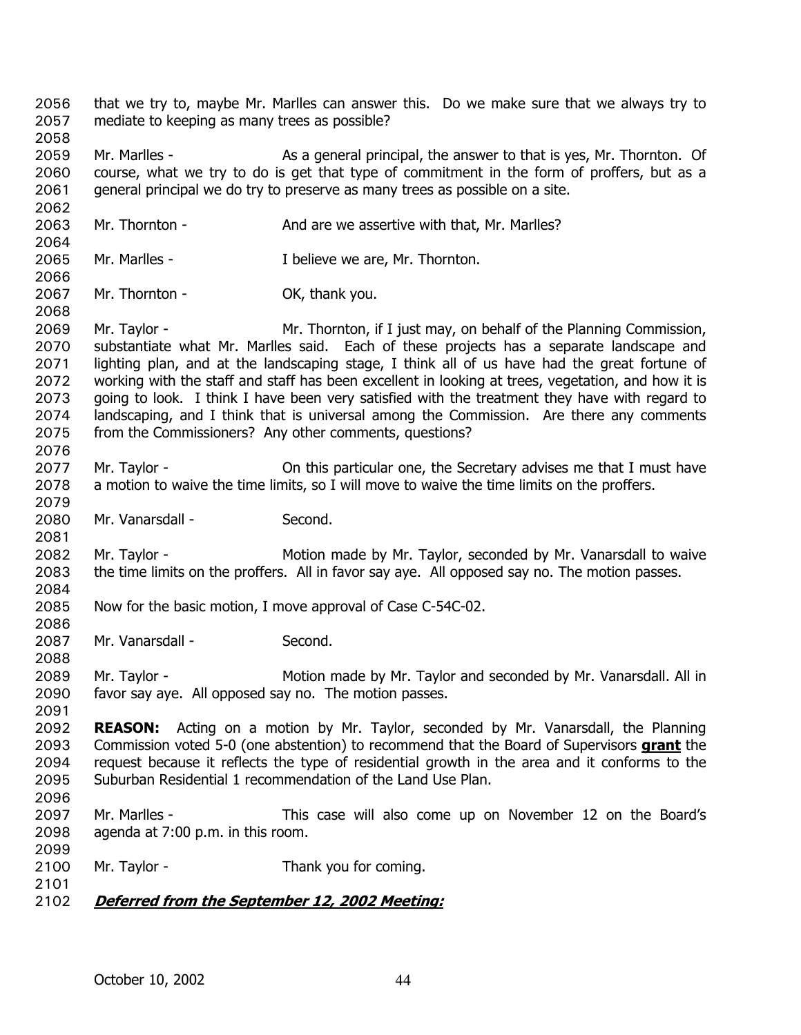that we try to, maybe Mr. Marlles can answer this. Do we make sure that we always try to mediate to keeping as many trees as possible?

Mr. Marlles - As a general principal, the answer to that is yes, Mr. Thornton. Of course, what we try to do is get that type of commitment in the form of proffers, but as a general principal we do try to preserve as many trees as possible on a site.

Mr. Thornton - And are we assertive with that, Mr. Marlles?

Mr. Marlles - I believe we are, Mr. Thornton.

Mr. Thornton - OK, thank you.

Mr. Taylor - Mr. Thornton, if I just may, on behalf of the Planning Commission, substantiate what Mr. Marlles said. Each of these projects has a separate landscape and lighting plan, and at the landscaping stage, I think all of us have had the great fortune of working with the staff and staff has been excellent in looking at trees, vegetation, and how it is going to look. I think I have been very satisfied with the treatment they have with regard to landscaping, and I think that is universal among the Commission. Are there any comments from the Commissioners? Any other comments, questions?

Mr. Taylor - On this particular one, the Secretary advises me that I must have a motion to waive the time limits, so I will move to waive the time limits on the proffers.

Mr. Vanarsdall - Second.

Mr. Taylor - Motion made by Mr. Taylor, seconded by Mr. Vanarsdall to waive the time limits on the proffers. All in favor say aye. All opposed say no. The motion passes.

Now for the basic motion, I move approval of Case C-54C-02.

Mr. Vanarsdall - Second.

Mr. Taylor - Motion made by Mr. Taylor and seconded by Mr. Vanarsdall. All in favor say aye. All opposed say no. The motion passes.

**REASON:** Acting on a motion by Mr. Taylor, seconded by Mr. Vanarsdall, the Planning Commission voted 5-0 (one abstention) to recommend that the Board of Supervisors **grant** the request because it reflects the type of residential growth in the area and it conforms to the Suburban Residential 1 recommendation of the Land Use Plan.

Mr. Marlles - This case will also come up on November 12 on the Board's agenda at 7:00 p.m. in this room.

Mr. Taylor - Thank you for coming.

***Deferred from the September 12, 2002 Meeting:***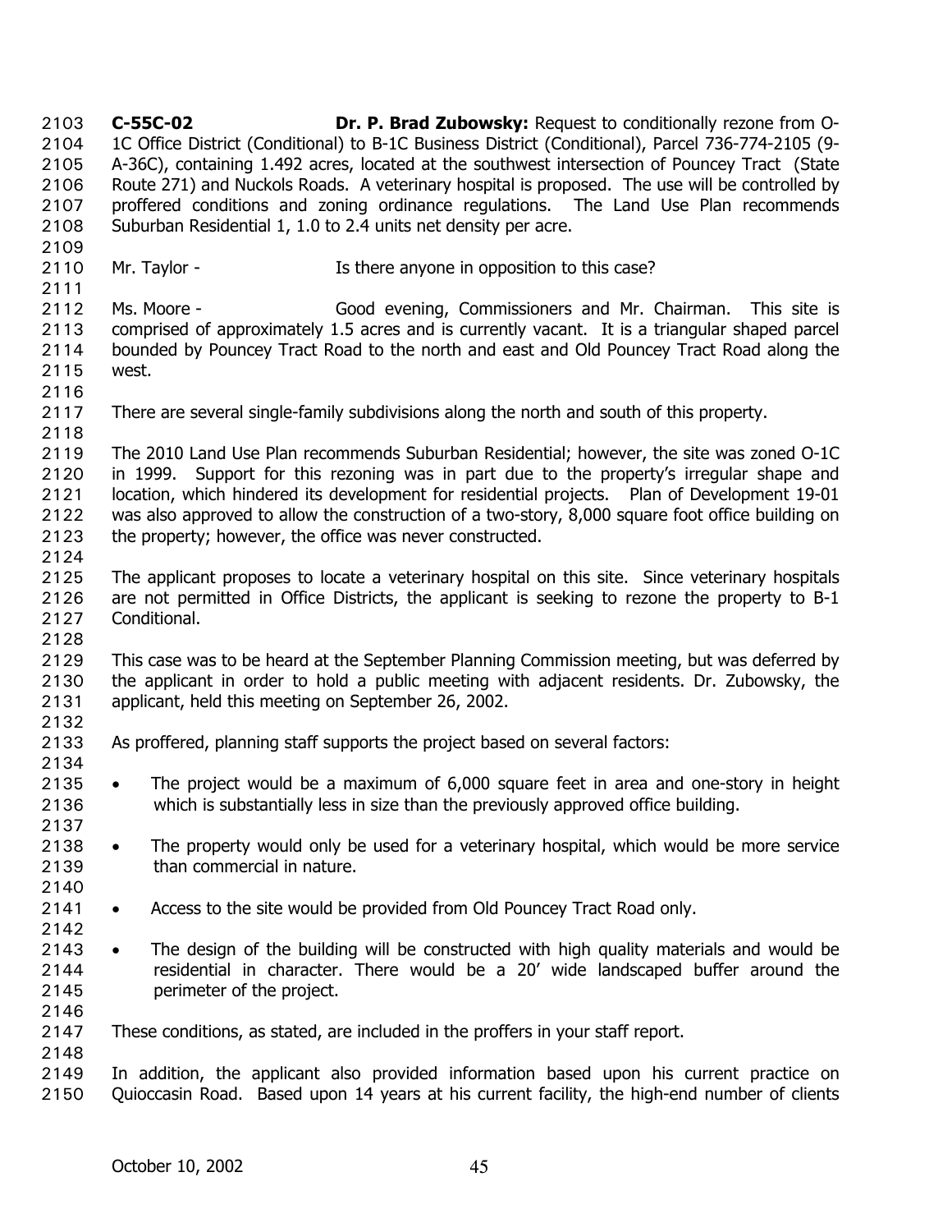**C-55C-02** **Dr. P. Brad Zubowsky:** Request to conditionally rezone from O-1C Office District (Conditional) to B-1C Business District (Conditional), Parcel 736-774-2105 (9-A-36C), containing 1.492 acres, located at the southwest intersection of Pouncey Tract (State Route 271) and Nuckols Roads. A veterinary hospital is proposed. The use will be controlled by proffered conditions and zoning ordinance regulations. The Land Use Plan recommends Suburban Residential 1, 1.0 to 2.4 units net density per acre.

Mr. Taylor - Is there anyone in opposition to this case?

Ms. Moore - Good evening, Commissioners and Mr. Chairman. This site is comprised of approximately 1.5 acres and is currently vacant. It is a triangular shaped parcel bounded by Pouncey Tract Road to the north and east and Old Pouncey Tract Road along the west.

There are several single-family subdivisions along the north and south of this property.

The 2010 Land Use Plan recommends Suburban Residential; however, the site was zoned O-1C in 1999. Support for this rezoning was in part due to the property's irregular shape and location, which hindered its development for residential projects. Plan of Development 19-01 was also approved to allow the construction of a two-story, 8,000 square foot office building on the property; however, the office was never constructed.

The applicant proposes to locate a veterinary hospital on this site. Since veterinary hospitals are not permitted in Office Districts, the applicant is seeking to rezone the property to B-1 Conditional.

This case was to be heard at the September Planning Commission meeting, but was deferred by the applicant in order to hold a public meeting with adjacent residents. Dr. Zubowsky, the applicant, held this meeting on September 26, 2002.

As proffered, planning staff supports the project based on several factors:

- The project would be a maximum of 6,000 square feet in area and one-story in height which is substantially less in size than the previously approved office building.
- The property would only be used for a veterinary hospital, which would be more service than commercial in nature.
- Access to the site would be provided from Old Pouncey Tract Road only.
- The design of the building will be constructed with high quality materials and would be residential in character. There would be a 20' wide landscaped buffer around the perimeter of the project.

These conditions, as stated, are included in the proffers in your staff report.

In addition, the applicant also provided information based upon his current practice on Quioccasin Road. Based upon 14 years at his current facility, the high-end number of clients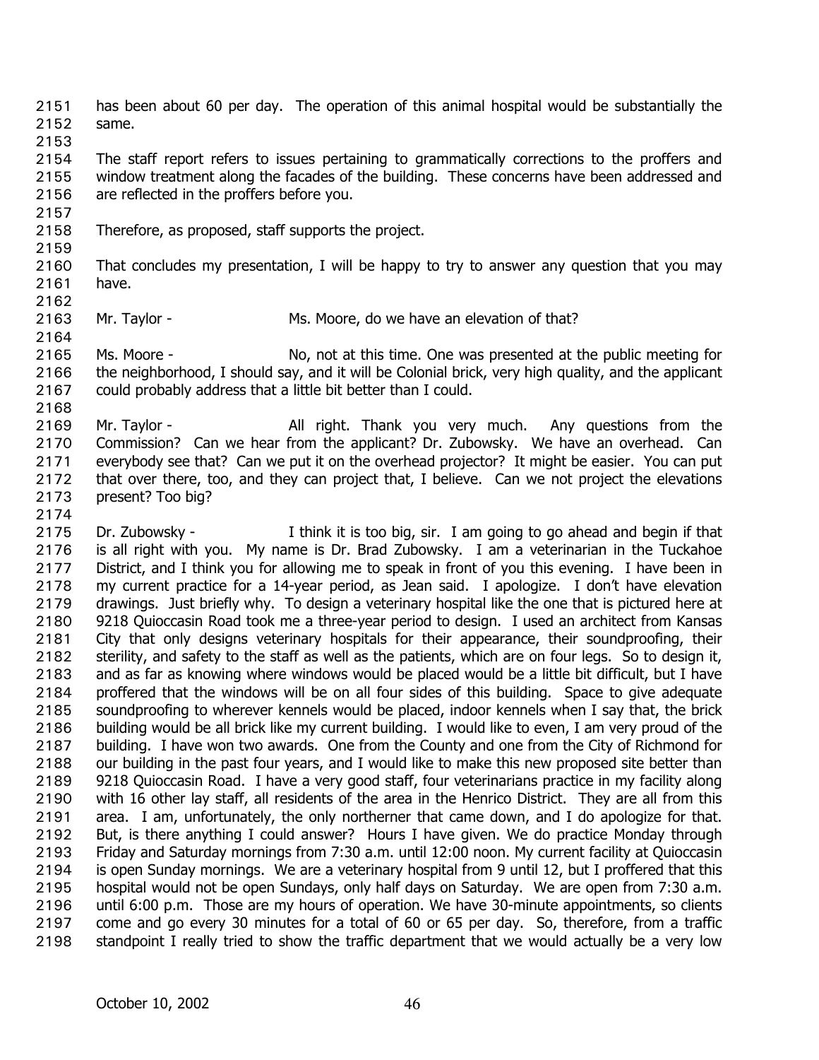has been about 60 per day. The operation of this animal hospital would be substantially the same.

The staff report refers to issues pertaining to grammatically corrections to the proffers and window treatment along the facades of the building. These concerns have been addressed and are reflected in the proffers before you.

Therefore, as proposed, staff supports the project.

That concludes my presentation, I will be happy to try to answer any question that you may have.

Mr. Taylor - Ms. Moore, do we have an elevation of that?

Ms. Moore - No, not at this time. One was presented at the public meeting for the neighborhood, I should say, and it will be Colonial brick, very high quality, and the applicant could probably address that a little bit better than I could.

Mr. Taylor - All right. Thank you very much. Any questions from the Commission? Can we hear from the applicant? Dr. Zubowsky. We have an overhead. Can everybody see that? Can we put it on the overhead projector? It might be easier. You can put that over there, too, and they can project that, I believe. Can we not project the elevations present? Too big?

Dr. Zubowsky - I think it is too big, sir. I am going to go ahead and begin if that is all right with you. My name is Dr. Brad Zubowsky. I am a veterinarian in the Tuckahoe District, and I think you for allowing me to speak in front of you this evening. I have been in my current practice for a 14-year period, as Jean said. I apologize. I don't have elevation drawings. Just briefly why. To design a veterinary hospital like the one that is pictured here at 9218 Quioccasin Road took me a three-year period to design. I used an architect from Kansas City that only designs veterinary hospitals for their appearance, their soundproofing, their sterility, and safety to the staff as well as the patients, which are on four legs. So to design it, and as far as knowing where windows would be placed would be a little bit difficult, but I have proffered that the windows will be on all four sides of this building. Space to give adequate soundproofing to wherever kennels would be placed, indoor kennels when I say that, the brick building would be all brick like my current building. I would like to even, I am very proud of the building. I have won two awards. One from the County and one from the City of Richmond for our building in the past four years, and I would like to make this new proposed site better than 9218 Quioccasin Road. I have a very good staff, four veterinarians practice in my facility along with 16 other lay staff, all residents of the area in the Henrico District. They are all from this area. I am, unfortunately, the only northerner that came down, and I do apologize for that. But, is there anything I could answer? Hours I have given. We do practice Monday through Friday and Saturday mornings from 7:30 a.m. until 12:00 noon. My current facility at Quioccasin is open Sunday mornings. We are a veterinary hospital from 9 until 12, but I proffered that this hospital would not be open Sundays, only half days on Saturday. We are open from 7:30 a.m. until 6:00 p.m. Those are my hours of operation. We have 30-minute appointments, so clients come and go every 30 minutes for a total of 60 or 65 per day. So, therefore, from a traffic standpoint I really tried to show the traffic department that we would actually be a very low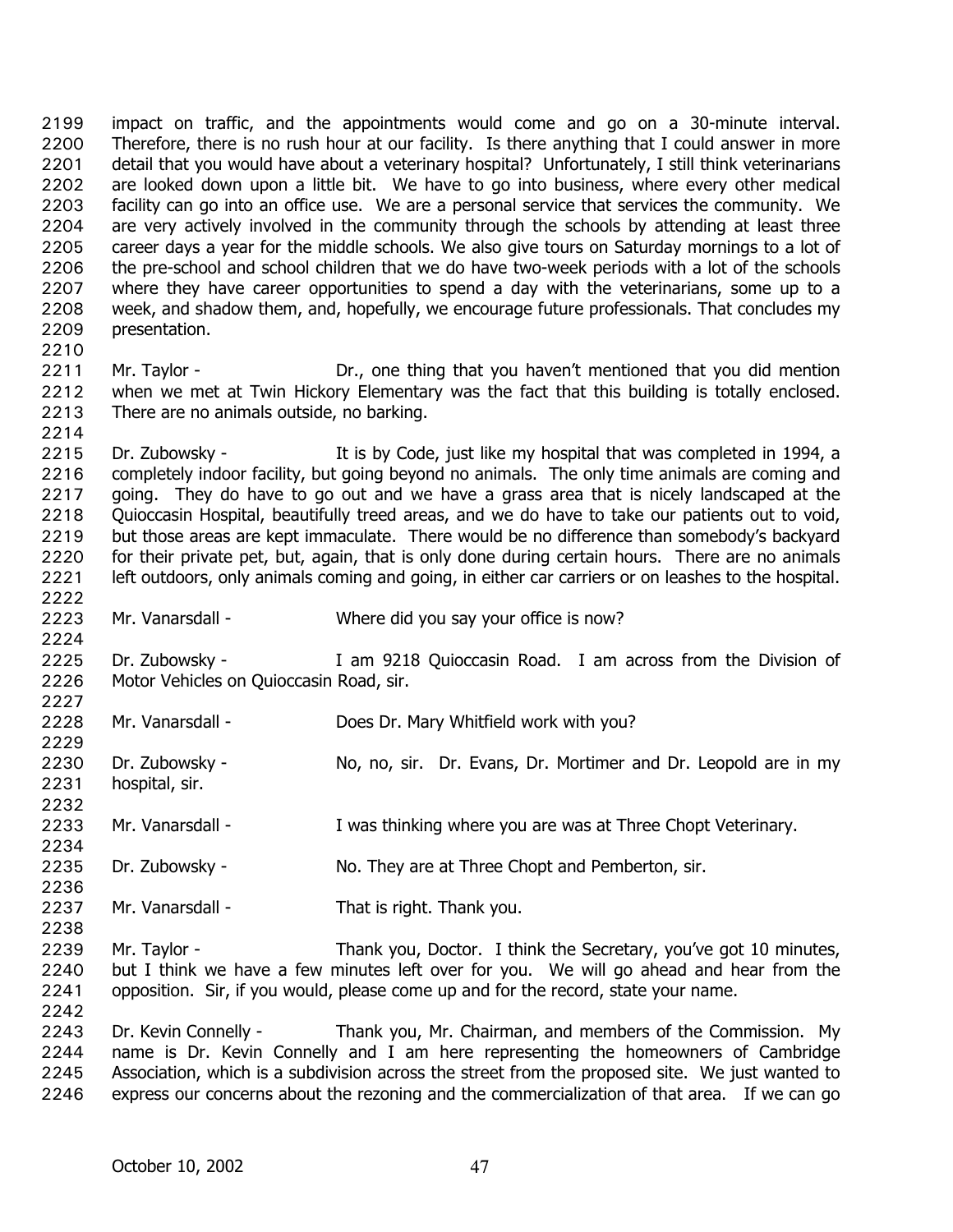impact on traffic, and the appointments would come and go on a 30-minute interval. Therefore, there is no rush hour at our facility. Is there anything that I could answer in more detail that you would have about a veterinary hospital? Unfortunately, I still think veterinarians are looked down upon a little bit. We have to go into business, where every other medical facility can go into an office use. We are a personal service that services the community. We are very actively involved in the community through the schools by attending at least three career days a year for the middle schools. We also give tours on Saturday mornings to a lot of the pre-school and school children that we do have two-week periods with a lot of the schools where they have career opportunities to spend a day with the veterinarians, some up to a week, and shadow them, and, hopefully, we encourage future professionals. That concludes my presentation.

Mr. Taylor - Dr., one thing that you haven't mentioned that you did mention when we met at Twin Hickory Elementary was the fact that this building is totally enclosed. There are no animals outside, no barking.

Dr. Zubowsky - It is by Code, just like my hospital that was completed in 1994, a completely indoor facility, but going beyond no animals. The only time animals are coming and going. They do have to go out and we have a grass area that is nicely landscaped at the Quioccasin Hospital, beautifully treed areas, and we do have to take our patients out to void, but those areas are kept immaculate. There would be no difference than somebody's backyard for their private pet, but, again, that is only done during certain hours. There are no animals left outdoors, only animals coming and going, in either car carriers or on leashes to the hospital.

Mr. Vanarsdall - Where did you say your office is now?

Dr. Zubowsky - I am 9218 Quioccasin Road. I am across from the Division of Motor Vehicles on Quioccasin Road, sir.

Mr. Vanarsdall - Does Dr. Mary Whitfield work with you?

Dr. Zubowsky - No, no, sir. Dr. Evans, Dr. Mortimer and Dr. Leopold are in my hospital, sir.

Mr. Vanarsdall - I was thinking where you are was at Three Chopt Veterinary.

Dr. Zubowsky - No. They are at Three Chopt and Pemberton, sir.

Mr. Vanarsdall - That is right. Thank you.

Mr. Taylor - Thank you, Doctor. I think the Secretary, you've got 10 minutes, but I think we have a few minutes left over for you. We will go ahead and hear from the opposition. Sir, if you would, please come up and for the record, state your name.

Dr. Kevin Connelly - Thank you, Mr. Chairman, and members of the Commission. My name is Dr. Kevin Connelly and I am here representing the homeowners of Cambridge Association, which is a subdivision across the street from the proposed site. We just wanted to express our concerns about the rezoning and the commercialization of that area. If we can go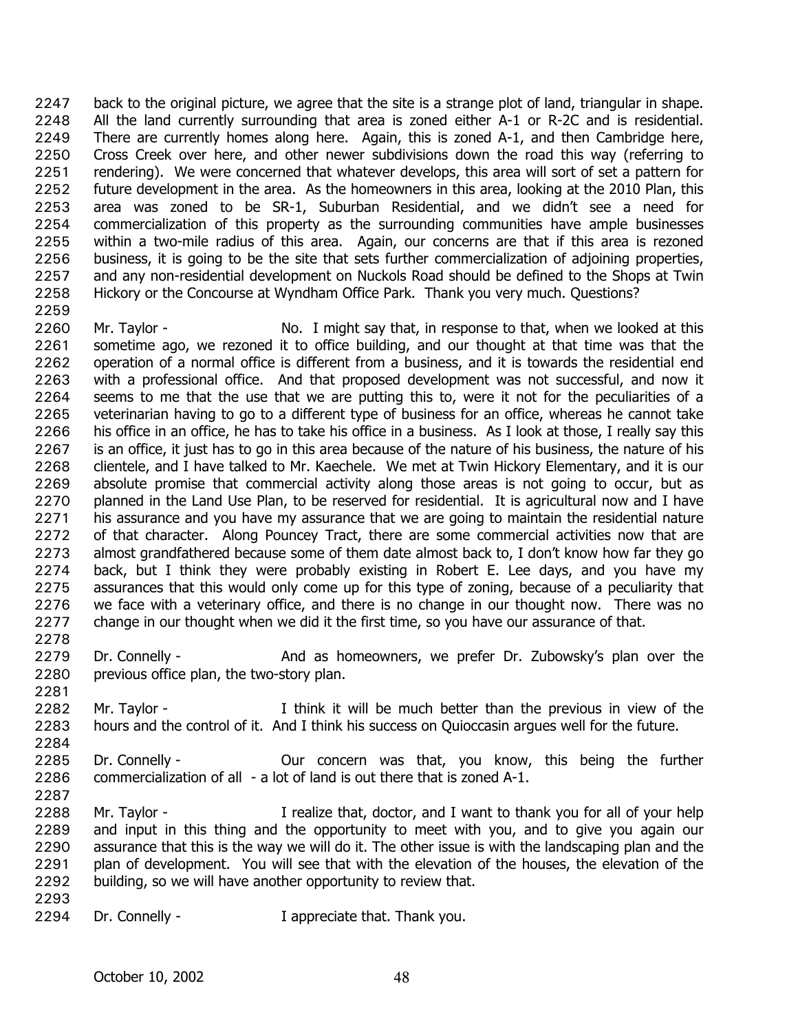back to the original picture, we agree that the site is a strange plot of land, triangular in shape. All the land currently surrounding that area is zoned either A-1 or R-2C and is residential. There are currently homes along here. Again, this is zoned A-1, and then Cambridge here, Cross Creek over here, and other newer subdivisions down the road this way (referring to rendering). We were concerned that whatever develops, this area will sort of set a pattern for future development in the area. As the homeowners in this area, looking at the 2010 Plan, this area was zoned to be SR-1, Suburban Residential, and we didn't see a need for commercialization of this property as the surrounding communities have ample businesses within a two-mile radius of this area. Again, our concerns are that if this area is rezoned business, it is going to be the site that sets further commercialization of adjoining properties, and any non-residential development on Nuckols Road should be defined to the Shops at Twin Hickory or the Concourse at Wyndham Office Park. Thank you very much. Questions?

Mr. Taylor - No. I might say that, in response to that, when we looked at this sometime ago, we rezoned it to office building, and our thought at that time was that the operation of a normal office is different from a business, and it is towards the residential end with a professional office. And that proposed development was not successful, and now it seems to me that the use that we are putting this to, were it not for the peculiarities of a veterinarian having to go to a different type of business for an office, whereas he cannot take his office in an office, he has to take his office in a business. As I look at those, I really say this is an office, it just has to go in this area because of the nature of his business, the nature of his clientele, and I have talked to Mr. Kaechele. We met at Twin Hickory Elementary, and it is our absolute promise that commercial activity along those areas is not going to occur, but as planned in the Land Use Plan, to be reserved for residential. It is agricultural now and I have his assurance and you have my assurance that we are going to maintain the residential nature of that character. Along Pouncey Tract, there are some commercial activities now that are almost grandfathered because some of them date almost back to, I don't know how far they go back, but I think they were probably existing in Robert E. Lee days, and you have my assurances that this would only come up for this type of zoning, because of a peculiarity that we face with a veterinary office, and there is no change in our thought now. There was no change in our thought when we did it the first time, so you have our assurance of that.

Dr. Connelly - And as homeowners, we prefer Dr. Zubowsky's plan over the previous office plan, the two-story plan.

Mr. Taylor - I think it will be much better than the previous in view of the hours and the control of it. And I think his success on Quioccasin argues well for the future.

Dr. Connelly - Our concern was that, you know, this being the further commercialization of all - a lot of land is out there that is zoned A-1.

Mr. Taylor - I realize that, doctor, and I want to thank you for all of your help and input in this thing and the opportunity to meet with you, and to give you again our assurance that this is the way we will do it. The other issue is with the landscaping plan and the plan of development. You will see that with the elevation of the houses, the elevation of the building, so we will have another opportunity to review that.

Dr. Connelly - I appreciate that. Thank you.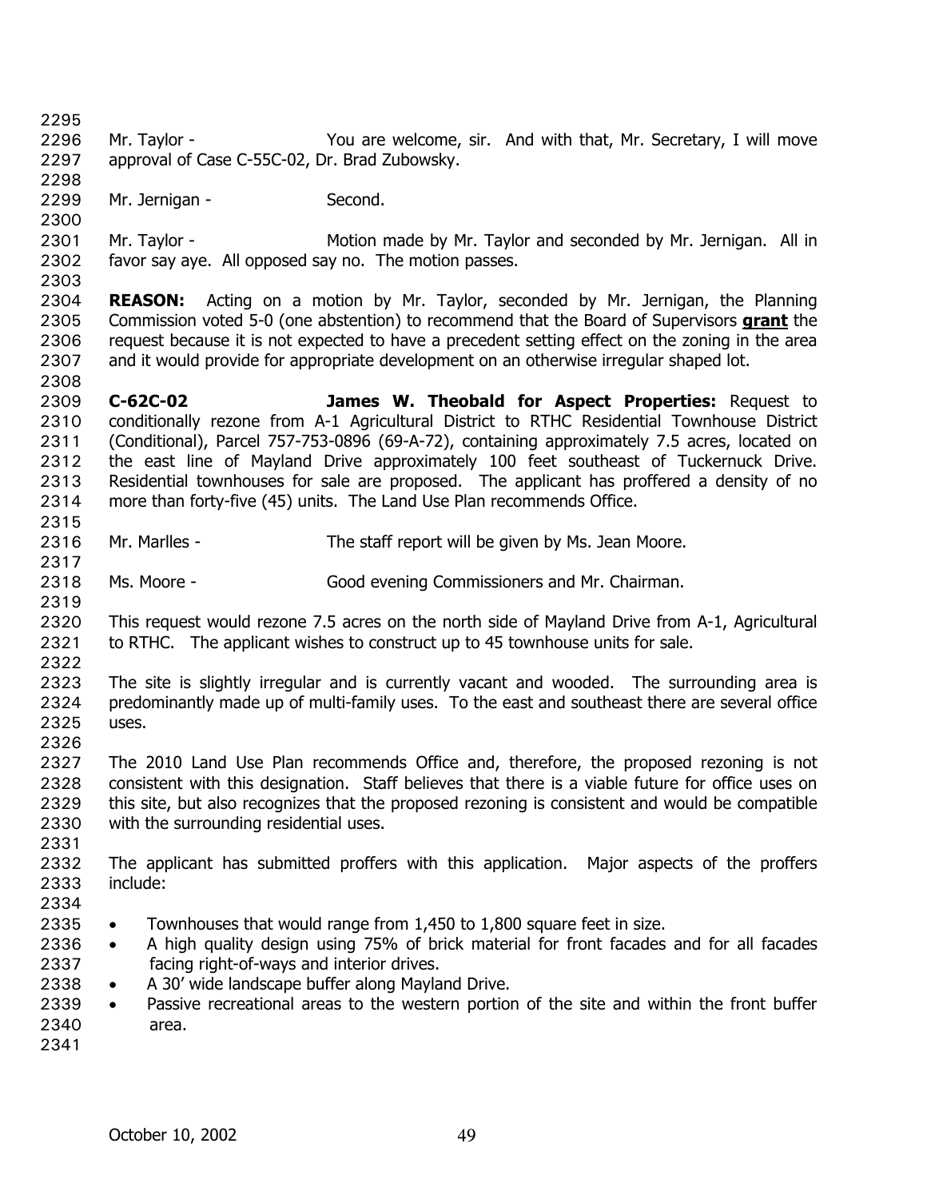Mr. Taylor - You are welcome, sir. And with that, Mr. Secretary, I will move approval of Case C-55C-02, Dr. Brad Zubowsky.

Mr. Jernigan - Second.

Mr. Taylor - Motion made by Mr. Taylor and seconded by Mr. Jernigan. All in favor say aye. All opposed say no. The motion passes.

**REASON:** Acting on a motion by Mr. Taylor, seconded by Mr. Jernigan, the Planning Commission voted 5-0 (one abstention) to recommend that the Board of Supervisors **grant** the request because it is not expected to have a precedent setting effect on the zoning in the area and it would provide for appropriate development on an otherwise irregular shaped lot.

**C-62C-02 James W. Theobald for Aspect Properties:** Request to conditionally rezone from A-1 Agricultural District to RTHC Residential Townhouse District (Conditional), Parcel 757-753-0896 (69-A-72), containing approximately 7.5 acres, located on the east line of Mayland Drive approximately 100 feet southeast of Tuckernuck Drive. Residential townhouses for sale are proposed. The applicant has proffered a density of no more than forty-five (45) units. The Land Use Plan recommends Office.

Mr. Marlles - The staff report will be given by Ms. Jean Moore.

Ms. Moore - Good evening Commissioners and Mr. Chairman.

This request would rezone 7.5 acres on the north side of Mayland Drive from A-1, Agricultural to RTHC. The applicant wishes to construct up to 45 townhouse units for sale.

The site is slightly irregular and is currently vacant and wooded. The surrounding area is predominantly made up of multi-family uses. To the east and southeast there are several office uses.

The 2010 Land Use Plan recommends Office and, therefore, the proposed rezoning is not consistent with this designation. Staff believes that there is a viable future for office uses on this site, but also recognizes that the proposed rezoning is consistent and would be compatible with the surrounding residential uses.

The applicant has submitted proffers with this application. Major aspects of the proffers include:

- Townhouses that would range from 1,450 to 1,800 square feet in size.
- A high quality design using 75% of brick material for front facades and for all facades facing right-of-ways and interior drives.
- A 30' wide landscape buffer along Mayland Drive.
- Passive recreational areas to the western portion of the site and within the front buffer area.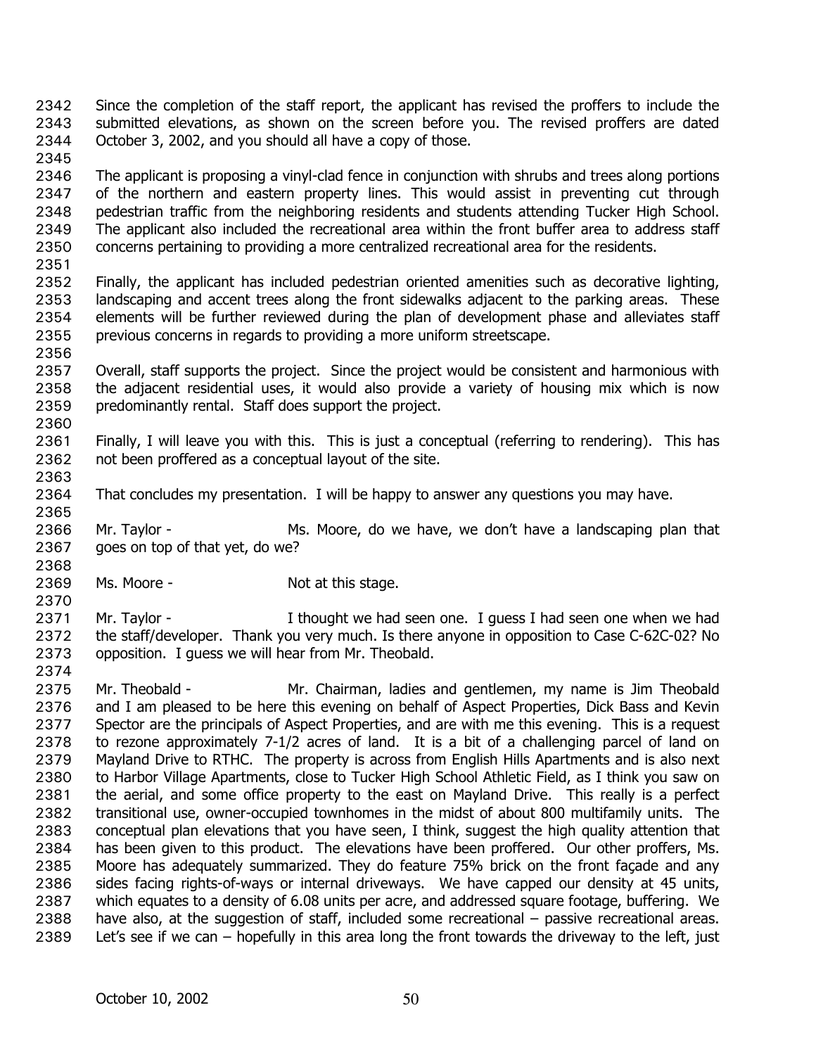Since the completion of the staff report, the applicant has revised the proffers to include the submitted elevations, as shown on the screen before you. The revised proffers are dated October 3, 2002, and you should all have a copy of those.

The applicant is proposing a vinyl-clad fence in conjunction with shrubs and trees along portions of the northern and eastern property lines. This would assist in preventing cut through pedestrian traffic from the neighboring residents and students attending Tucker High School. The applicant also included the recreational area within the front buffer area to address staff concerns pertaining to providing a more centralized recreational area for the residents.

Finally, the applicant has included pedestrian oriented amenities such as decorative lighting, landscaping and accent trees along the front sidewalks adjacent to the parking areas. These elements will be further reviewed during the plan of development phase and alleviates staff previous concerns in regards to providing a more uniform streetscape.

Overall, staff supports the project. Since the project would be consistent and harmonious with the adjacent residential uses, it would also provide a variety of housing mix which is now predominantly rental. Staff does support the project.

Finally, I will leave you with this. This is just a conceptual (referring to rendering). This has not been proffered as a conceptual layout of the site.

That concludes my presentation. I will be happy to answer any questions you may have.

Mr. Taylor - Ms. Moore, do we have, we don't have a landscaping plan that goes on top of that yet, do we?

Ms. Moore - Not at this stage.

Mr. Taylor - I thought we had seen one. I guess I had seen one when we had the staff/developer. Thank you very much. Is there anyone in opposition to Case C-62C-02? No opposition. I guess we will hear from Mr. Theobald.

Mr. Theobald - Mr. Chairman, ladies and gentlemen, my name is Jim Theobald and I am pleased to be here this evening on behalf of Aspect Properties, Dick Bass and Kevin Spector are the principals of Aspect Properties, and are with me this evening. This is a request to rezone approximately 7-1/2 acres of land. It is a bit of a challenging parcel of land on Mayland Drive to RTHC. The property is across from English Hills Apartments and is also next to Harbor Village Apartments, close to Tucker High School Athletic Field, as I think you saw on the aerial, and some office property to the east on Mayland Drive. This really is a perfect transitional use, owner-occupied townhomes in the midst of about 800 multifamily units. The conceptual plan elevations that you have seen, I think, suggest the high quality attention that has been given to this product. The elevations have been proffered. Our other proffers, Ms. Moore has adequately summarized. They do feature 75% brick on the front façade and any sides facing rights-of-ways or internal driveways. We have capped our density at 45 units, which equates to a density of 6.08 units per acre, and addressed square footage, buffering. We have also, at the suggestion of staff, included some recreational – passive recreational areas. Let's see if we can – hopefully in this area long the front towards the driveway to the left, just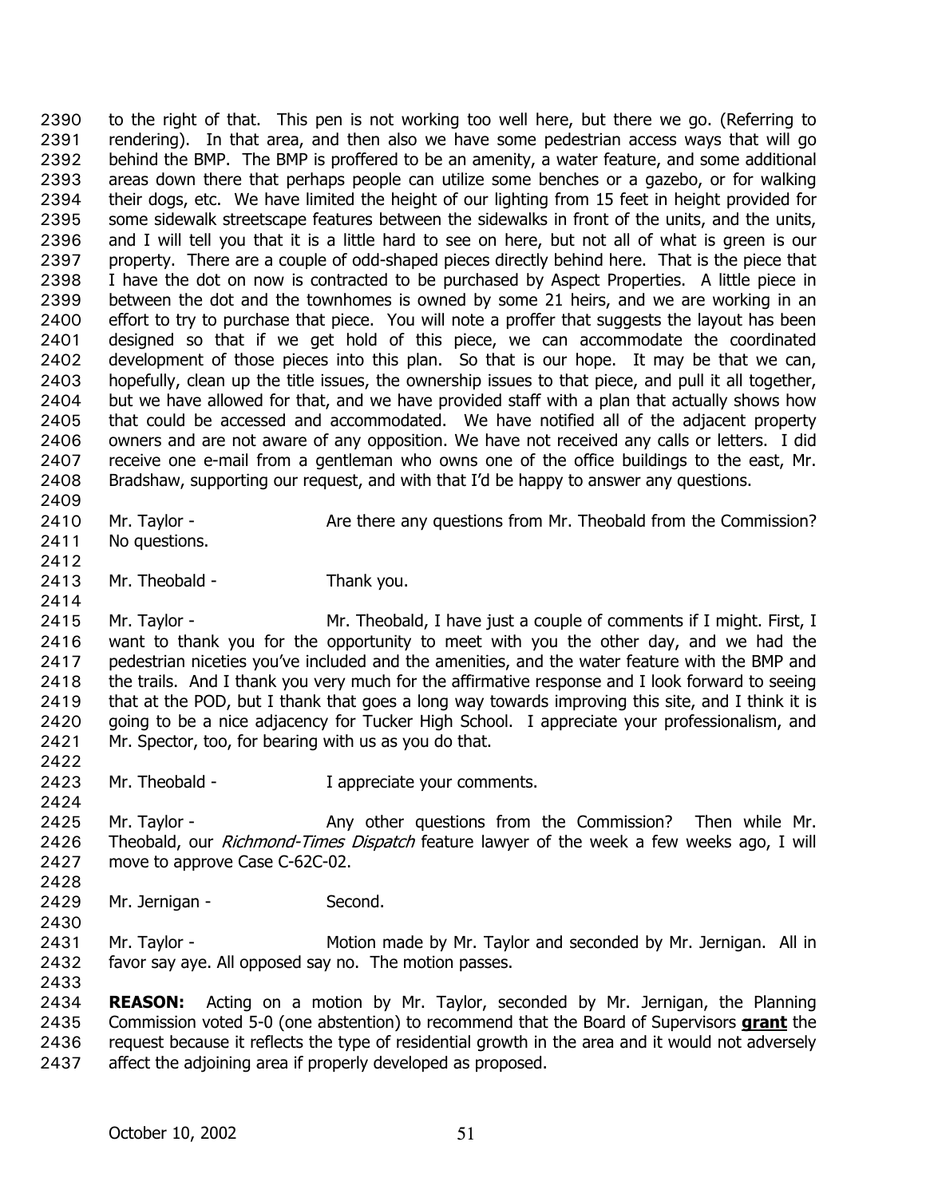to the right of that. This pen is not working too well here, but there we go. (Referring to rendering). In that area, and then also we have some pedestrian access ways that will go behind the BMP. The BMP is proffered to be an amenity, a water feature, and some additional areas down there that perhaps people can utilize some benches or a gazebo, or for walking their dogs, etc. We have limited the height of our lighting from 15 feet in height provided for some sidewalk streetscape features between the sidewalks in front of the units, and the units, and I will tell you that it is a little hard to see on here, but not all of what is green is our property. There are a couple of odd-shaped pieces directly behind here. That is the piece that I have the dot on now is contracted to be purchased by Aspect Properties. A little piece in between the dot and the townhomes is owned by some 21 heirs, and we are working in an effort to try to purchase that piece. You will note a proffer that suggests the layout has been designed so that if we get hold of this piece, we can accommodate the coordinated development of those pieces into this plan. So that is our hope. It may be that we can, hopefully, clean up the title issues, the ownership issues to that piece, and pull it all together, but we have allowed for that, and we have provided staff with a plan that actually shows how that could be accessed and accommodated. We have notified all of the adjacent property owners and are not aware of any opposition. We have not received any calls or letters. I did receive one e-mail from a gentleman who owns one of the office buildings to the east, Mr. Bradshaw, supporting our request, and with that I'd be happy to answer any questions.

Mr. Taylor - Are there any questions from Mr. Theobald from the Commission? No questions.

Mr. Theobald - Thank you.

Mr. Taylor - Mr. Theobald, I have just a couple of comments if I might. First, I want to thank you for the opportunity to meet with you the other day, and we had the pedestrian niceties you've included and the amenities, and the water feature with the BMP and the trails. And I thank you very much for the affirmative response and I look forward to seeing that at the POD, but I thank that goes a long way towards improving this site, and I think it is going to be a nice adjacency for Tucker High School. I appreciate your professionalism, and Mr. Spector, too, for bearing with us as you do that.

Mr. Theobald - I appreciate your comments.

Mr. Taylor - Any other questions from the Commission? Then while Mr. Theobald, our *Richmond-Times Dispatch* feature lawyer of the week a few weeks ago, I will move to approve Case C-62C-02.

Mr. Jernigan - Second.

Mr. Taylor - Motion made by Mr. Taylor and seconded by Mr. Jernigan. All in favor say aye. All opposed say no. The motion passes.

**REASON:** Acting on a motion by Mr. Taylor, seconded by Mr. Jernigan, the Planning Commission voted 5-0 (one abstention) to recommend that the Board of Supervisors **grant** the request because it reflects the type of residential growth in the area and it would not adversely affect the adjoining area if properly developed as proposed.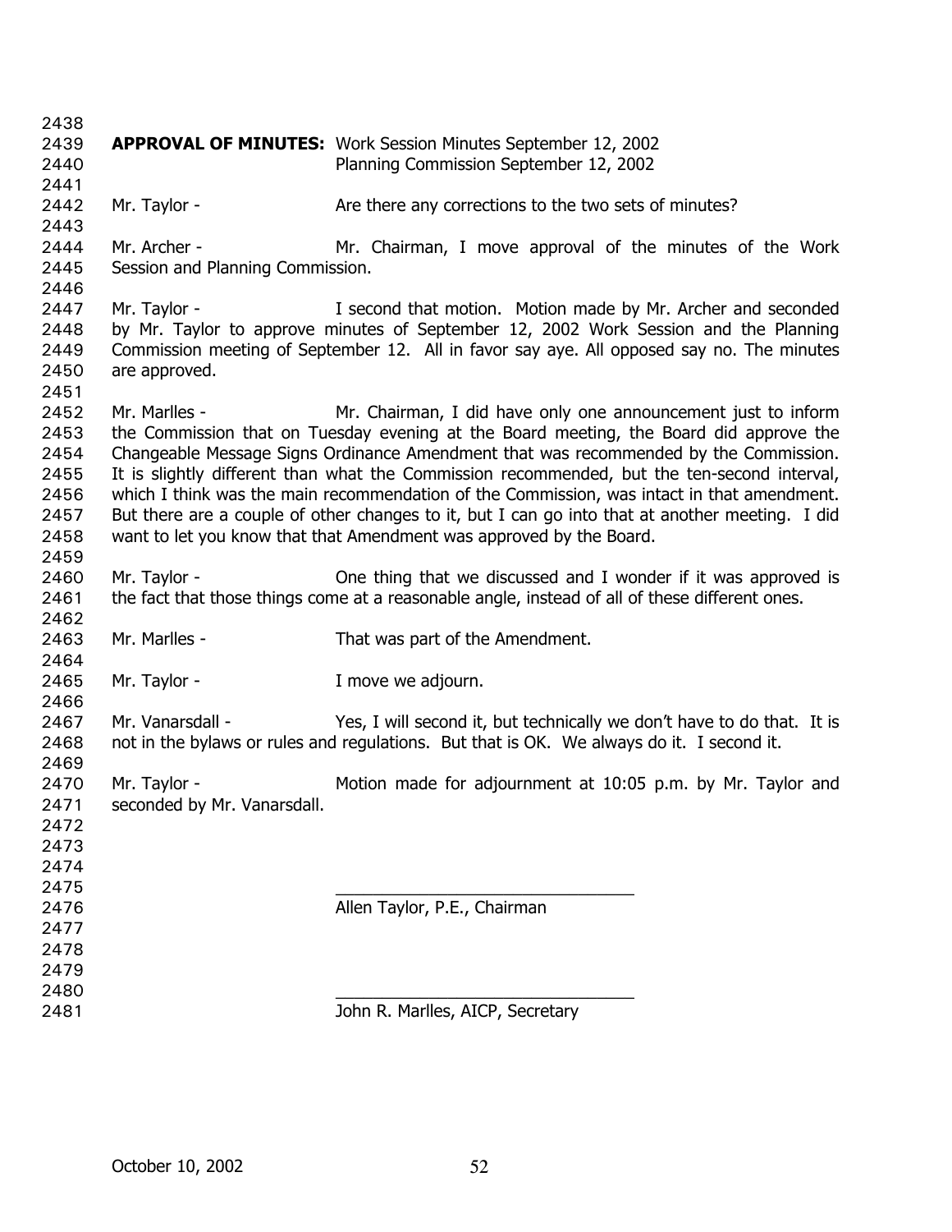**APPROVAL OF MINUTES:** Work Session Minutes September 12, 2002
Planning Commission September 12, 2002

Mr. Taylor - Are there any corrections to the two sets of minutes?

Mr. Archer - Mr. Chairman, I move approval of the minutes of the Work Session and Planning Commission.

Mr. Taylor - I second that motion. Motion made by Mr. Archer and seconded by Mr. Taylor to approve minutes of September 12, 2002 Work Session and the Planning Commission meeting of September 12. All in favor say aye. All opposed say no. The minutes are approved.

Mr. Marlles - Mr. Chairman, I did have only one announcement just to inform the Commission that on Tuesday evening at the Board meeting, the Board did approve the Changeable Message Signs Ordinance Amendment that was recommended by the Commission. It is slightly different than what the Commission recommended, but the ten-second interval, which I think was the main recommendation of the Commission, was intact in that amendment. But there are a couple of other changes to it, but I can go into that at another meeting. I did want to let you know that that Amendment was approved by the Board.

Mr. Taylor - One thing that we discussed and I wonder if it was approved is the fact that those things come at a reasonable angle, instead of all of these different ones.

Mr. Marlles - That was part of the Amendment.

Mr. Taylor - I move we adjourn.

Mr. Vanarsdall - Yes, I will second it, but technically we don't have to do that. It is not in the bylaws or rules and regulations. But that is OK. We always do it. I second it.

Mr. Taylor - Motion made for adjournment at 10:05 p.m. by Mr. Taylor and seconded by Mr. Vanarsdall.

\_\_\_\_\_\_\_\_\_\_\_\_\_\_\_\_\_\_\_\_\_\_\_\_\_\_\_\_\_\_\_\_
Allen Taylor, P.E., Chairman

\_\_\_\_\_\_\_\_\_\_\_\_\_\_\_\_\_\_\_\_\_\_\_\_\_\_\_\_\_\_\_\_
John R. Marlles, AICP, Secretary